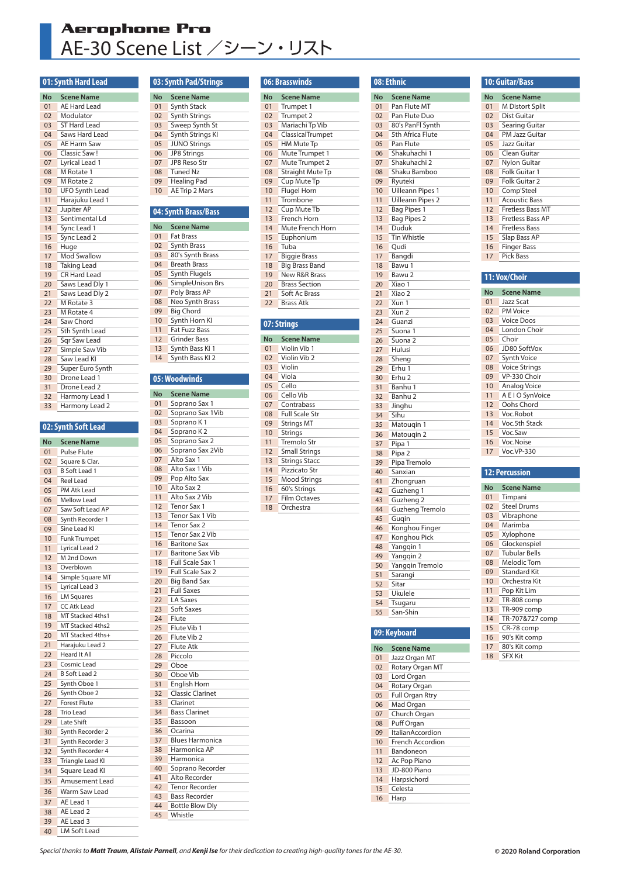# Aerophone Pro

# AE-30 Scene List ／シーン・リスト

## 01: Synth Hard Lead

| No | Scene Name |
|---|---|
| 01 | AE Hard Lead |
| 02 | Modulator |
| 03 | ST Hard Lead |
| 04 | Saws Hard Lead |
| 05 | AE Harm Saw |
| 06 | Classic Saw ! |
| 07 | Lyrical Lead 1 |
| 08 | M Rotate 1 |
| 09 | M Rotate 2 |
| 10 | UFO Synth Lead |
| 11 | Harajuku Lead 1 |
| 12 | Jupiter AP |
| 13 | Sentimental Ld |
| 14 | Sync Lead 1 |
| 15 | Sync Lead 2 |
| 16 | Huge |
| 17 | Mod Swallow |
| 18 | Taking Lead |
| 19 | CR Hard Lead |
| 20 | Saws Lead Dly 1 |
| 21 | Saws Lead Dly 2 |
| 22 | M Rotate 3 |
| 23 | M Rotate 4 |
| 24 | Saw Chord |
| 25 | 5th Synth Lead |
| 26 | Sqr Saw Lead |
| 27 | Simple Saw Vib |
| 28 | Saw Lead Kl |
| 29 | Super Euro Synth |
| 30 | Drone Lead 1 |
| 31 | Drone Lead 2 |
| 32 | Harmony Lead 1 |
| 33 | Harmony Lead 2 |

## 02: Synth Soft Lead

| No | Scene Name |
|---|---|
| 01 | Pulse Flute |
| 02 | Square & Clar. |
| 03 | B Soft Lead 1 |
| 04 | Reel Lead |
| 05 | PM Atk Lead |
| 06 | Mellow Lead |
| 07 | Saw Soft Lead AP |
| 08 | Synth Recorder 1 |
| 09 | Sine Lead Kl |
| 10 | Funk Trumpet |
| 11 | Lyrical Lead 2 |
| 12 | M 2nd Down |
| 13 | Overblown |
| 14 | Simple Square MT |
| 15 | Lyrical Lead 3 |
| 16 | LM Squares |
| 17 | CC Atk Lead |
| 18 | MT Stacked 4ths1 |
| 19 | MT Stacked 4ths2 |
| 20 | MT Stacked 4ths+ |
| 21 | Harajuku Lead 2 |
| 22 | Heard It All |
| 23 | Cosmic Lead |
| 24 | B Soft Lead 2 |
| 25 | Synth Oboe 1 |
| 26 | Synth Oboe 2 |
| 27 | Forest Flute |
| 28 | Trio Lead |
| 29 | Late Shift |
| 30 | Synth Recorder 2 |
| 31 | Synth Recorder 3 |
| 32 | Synth Recorder 4 |
| 33 | Triangle Lead Kl |
| 34 | Square Lead Kl |
| 35 | Amusement Lead |
| 36 | Warm Saw Lead |
| 37 | AE Lead 1 |
| 38 | AE Lead 2 |
| 39 | AE Lead 3 |
| 40 | LM Soft Lead |

## 03: Synth Pad/Strings

| No | Scene Name |
|---|---|
| 01 | Synth Stack |
| 02 | Synth Strings |
| 03 | Sweep Synth St |
| 04 | Synth Strings Kl |
| 05 | JUNO Strings |
| 06 | JP8 Strings |
| 07 | JP8 Reso Str |
| 08 | Tuned Nz |
| 09 | Healing Pad |
| 10 | AE Trip 2 Mars |

## 04: Synth Brass/Bass

| No | Scene Name |
|---|---|
| 01 | Fat Brass |
| 02 | Synth Brass |
| 03 | 80's Synth Brass |
| 04 | Breath Brass |
| 05 | Synth Flugels |
| 06 | SimpleUnison Brs |
| 07 | Poly Brass AP |
| 08 | Neo Synth Brass |
| 09 | Big Chord |
| 10 | Synth Horn Kl |
| 11 | Fat Fuzz Bass |
| 12 | Grinder Bass |
| 13 | Synth Bass Kl 1 |
| 14 | Synth Bass Kl 2 |

## 05: Woodwinds

| No | Scene Name |
|---|---|
| 01 | Soprano Sax 1 |
| 02 | Soprano Sax 1Vib |
| 03 | Soprano K 1 |
| 04 | Soprano K 2 |
| 05 | Soprano Sax 2 |
| 06 | Soprano Sax 2Vib |
| 07 | Alto Sax 1 |
| 08 | Alto Sax 1 Vib |
| 09 | Pop Alto Sax |
| 10 | Alto Sax 2 |
| 11 | Alto Sax 2 Vib |
| 12 | Tenor Sax 1 |
| 13 | Tenor Sax 1 Vib |
| 14 | Tenor Sax 2 |
| 15 | Tenor Sax 2 Vib |
| 16 | Baritone Sax |
| 17 | Baritone Sax Vib |
| 18 | Full Scale Sax 1 |
| 19 | Full Scale Sax 2 |
| 20 | Big Band Sax |
| 21 | Full Saxes |
| 22 | LA Saxes |
| 23 | Soft Saxes |
| 24 | Flute |
| 25 | Flute Vib 1 |
| 26 | Flute Vib 2 |
| 27 | Flute Atk |
| 28 | Piccolo |
| 29 | Oboe |
| 30 | Oboe Vib |
| 31 | English Horn |
| 32 | Classic Clarinet |
| 33 | Clarinet |
| 34 | Bass Clarinet |
| 35 | Bassoon |
| 36 | Ocarina |
| 37 | Blues Harmonica |
| 38 | Harmonica AP |
| 39 | Harmonica |
| 40 | Soprano Recorder |
| 41 | Alto Recorder |
| 42 | Tenor Recorder |
| 43 | Bass Recorder |
| 44 | Bottle Blow Dly |
| 45 | Whistle |

## 06: Brasswinds

| No | Scene Name |
|---|---|
| 01 | Trumpet 1 |
| 02 | Trumpet 2 |
| 03 | Mariachi Tp Vib |
| 04 | ClassicalTrumpet |
| 05 | HM Mute Tp |
| 06 | Mute Trumpet 1 |
| 07 | Mute Trumpet 2 |
| 08 | Straight Mute Tp |
| 09 | Cup Mute Tp |
| 10 | Flugel Horn |
| 11 | Trombone |
| 12 | Cup Mute Tb |
| 13 | French Horn |
| 14 | Mute French Horn |
| 15 | Euphonium |
| 16 | Tuba |
| 17 | Biggie Brass |
| 18 | Big Brass Band |
| 19 | New R&R Brass |
| 20 | Brass Section |
| 21 | Soft Ac Brass |
| 22 | Brass Atk |

## 07: Strings

| No | Scene Name |
|---|---|
| 01 | Violin Vib 1 |
| 02 | Violin Vib 2 |
| 03 | Violin |
| 04 | Viola |
| 05 | Cello |
| 06 | Cello Vib |
| 07 | Contrabass |
| 08 | Full Scale Str |
| 09 | Strings MT |
| 10 | Strings |
| 11 | Tremolo Str |
| 12 | Small Strings |
| 13 | Strings Stacc |
| 14 | Pizzicato Str |
| 15 | Mood Strings |
| 16 | 60's Strings |
| 17 | Film Octaves |
| 18 | Orchestra |

## 08: Ethnic

| No | Scene Name |
|---|---|
| 01 | Pan Flute MT |
| 02 | Pan Flute Duo |
| 03 | 80's PanFl Synth |
| 04 | 5th Africa Flute |
| 05 | Pan Flute |
| 06 | Shakuhachi 1 |
| 07 | Shakuhachi 2 |
| 08 | Shaku Bamboo |
| 09 | Ryuteki |
| 10 | Uilleann Pipes 1 |
| 11 | Uilleann Pipes 2 |
| 12 | Bag Pipes 1 |
| 13 | Bag Pipes 2 |
| 14 | Duduk |
| 15 | Tin Whistle |
| 16 | Qudi |
| 17 | Bangdi |
| 18 | Bawu 1 |
| 19 | Bawu 2 |
| 20 | Xiao 1 |
| 21 | Xiao 2 |
| 22 | Xun 1 |
| 23 | Xun 2 |
| 24 | Guanzi |
| 25 | Suona 1 |
| 26 | Suona 2 |
| 27 | Hulusi |
| 28 | Sheng |
| 29 | Erhu 1 |
| 30 | Erhu 2 |
| 31 | Banhu 1 |
| 32 | Banhu 2 |
| 33 | Jinghu |
| 34 | Sihu |
| 35 | Matouqin 1 |
| 36 | Matouqin 2 |
| 37 | Pipa 1 |
| 38 | Pipa 2 |
| 39 | Pipa Tremolo |
| 40 | Sanxian |
| 41 | Zhongruan |
| 42 | Guzheng 1 |
| 43 | Guzheng 2 |
| 44 | Guzheng Tremolo |
| 45 | Guqin |
| 46 | Konghou Finger |
| 47 | Konghou Pick |
| 48 | Yangqin 1 |
| 49 | Yangqin 2 |
| 50 | Yangqin Tremolo |
| 51 | Sarangi |
| 52 | Sitar |
| 53 | Ukulele |
| 54 | Tsugaru |
| 55 | San-Shin |

## 09: Keyboard

| No | Scene Name |
|---|---|
| 01 | Jazz Organ MT |
| 02 | Rotary Organ MT |
| 03 | Lord Organ |
| 04 | Rotary Organ |
| 05 | Full Organ Rtry |
| 06 | Mad Organ |
| 07 | Church Organ |
| 08 | Puff Organ |
| 09 | ItalianAccordion |
| 10 | French Accordion |
| 11 | Bandoneon |
| 12 | Ac Pop Piano |
| 13 | JD-800 Piano |
| 14 | Harpsichord |
| 15 | Celesta |
| 16 | Harp |

## 10: Guitar/Bass

| No | Scene Name |
|---|---|
| 01 | M Distort Split |
| 02 | Dist Guitar |
| 03 | Searing Guitar |
| 04 | PM Jazz Guitar |
| 05 | Jazz Guitar |
| 06 | Clean Guitar |
| 07 | Nylon Guitar |
| 08 | Folk Guitar 1 |
| 09 | Folk Guitar 2 |
| 10 | Comp'Steel |
| 11 | Acoustic Bass |
| 12 | Fretless Bass MT |
| 13 | Fretless Bass AP |
| 14 | Fretless Bass |
| 15 | Slap Bass AP |
| 16 | Finger Bass |
| 17 | Pick Bass |

## 11: Vox/Choir

| No | Scene Name |
|---|---|
| 01 | Jazz Scat |
| 02 | PM Voice |
| 03 | Voice Doos |
| 04 | London Choir |
| 05 | Choir |
| 06 | JD80 SoftVox |
| 07 | Synth Voice |
| 08 | Voice Strings |
| 09 | VP-330 Choir |
| 10 | Analog Voice |
| 11 | A E I O SynVoice |
| 12 | Oohs Chord |
| 13 | Voc.Robot |
| 14 | Voc.5th Stack |
| 15 | Voc.Saw |
| 16 | Voc.Noise |
| 17 | Voc.VP-330 |

## 12: Percussion

| No | Scene Name |
|---|---|
| 01 | Timpani |
| 02 | Steel Drums |
| 03 | Vibraphone |
| 04 | Marimba |
| 05 | Xylophone |
| 06 | Glockenspiel |
| 07 | Tubular Bells |
| 08 | Melodic Tom |
| 09 | Standard Kit |
| 10 | Orchestra Kit |
| 11 | Pop Kit Lim |
| 12 | TR-808 comp |
| 13 | TR-909 comp |
| 14 | TR-707&727 comp |
| 15 | CR-78 comp |
| 16 | 90's Kit comp |
| 17 | 80's Kit comp |
| 18 | SFX Kit |

*Special thanks to **Matt Traum**, **Alistair Parnell**, and **Kenji Ise** for their dedication to creating high-quality tones for the AE-30.*

© 2020 Roland Corporation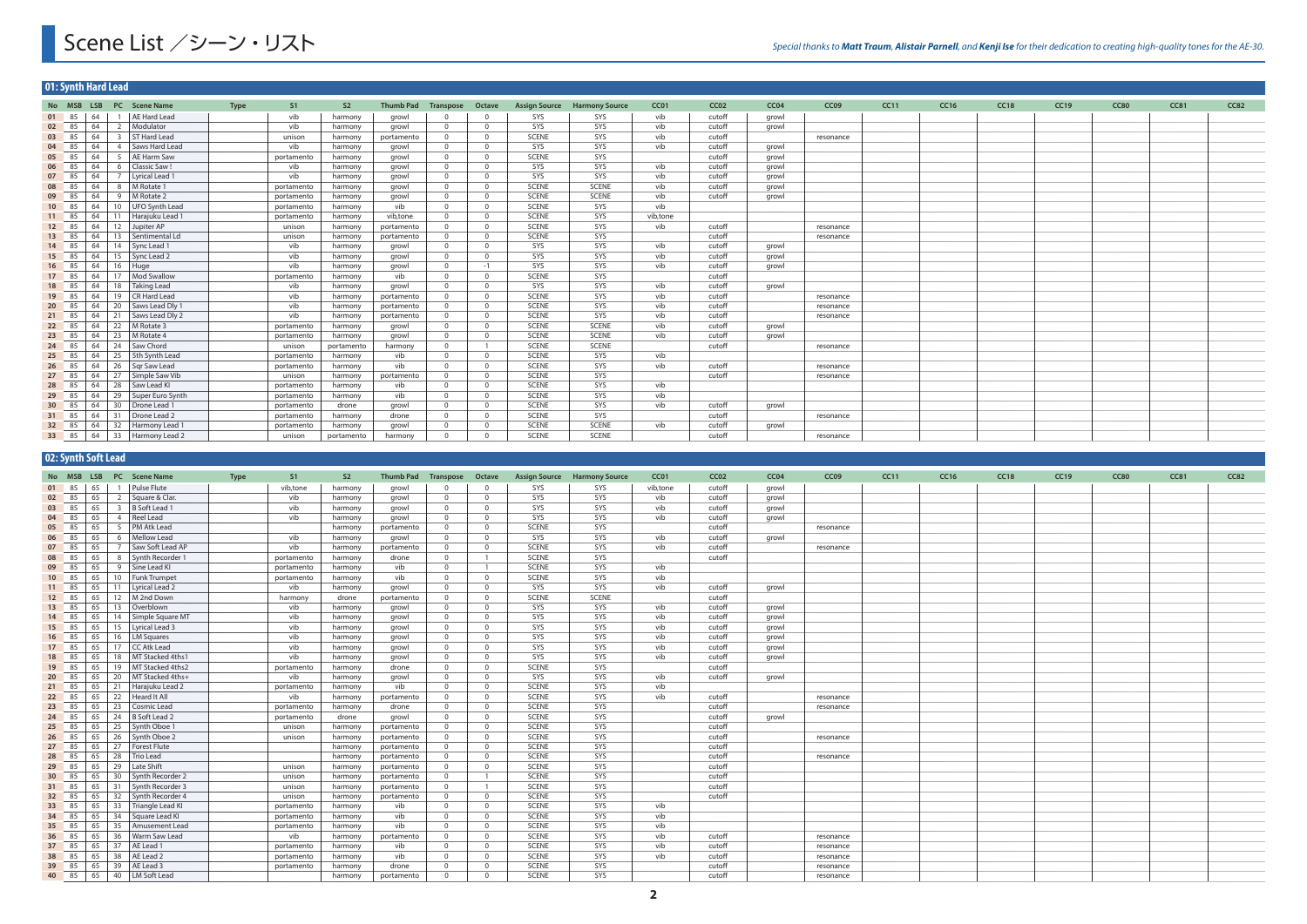# Scene List ／シーン・リスト

*Special thanks to **Matt Traum**, **Alistair Parnell**, and **Kenji Ise** for their dedication to creating high-quality tones for the AE-30.*

## 01: Synth Hard Lead

| No | MSB | LSB | PC | Scene Name | Type | S1 | S2 | Thumb Pad | Transpose | Octave | Assign Source | Harmony Source | CC01 | CC02 | CC04 | CC09 | CC11 | CC16 | CC18 | CC19 | CC80 | CC81 | CC82 |
|---|---|---|---|---|---|---|---|---|---|---|---|---|---|---|---|---|---|---|---|---|---|---|---|
| 01 | 85 | 64 | 1 | AE Hard Lead | | vib | harmony | growl | 0 | 0 | SYS | SYS | vib | cutoff | growl | | | | | | | | |
| 02 | 85 | 64 | 2 | Modulator | | vib | harmony | growl | 0 | 0 | SYS | SYS | vib | cutoff | growl | | | | | | | | |
| 03 | 85 | 64 | 3 | ST Hard Lead | | unison | harmony | portamento | 0 | 0 | SCENE | SYS | vib | cutoff | | resonance | | | | | | | |
| 04 | 85 | 64 | 4 | Saws Hard Lead | | vib | harmony | growl | 0 | 0 | SYS | SYS | vib | cutoff | growl | | | | | | | | |
| 05 | 85 | 64 | 5 | AE Harm Saw | | portamento | harmony | growl | 0 | 0 | SCENE | SYS | | cutoff | growl | | | | | | | | |
| 06 | 85 | 64 | 6 | Classic Saw ! | | vib | harmony | growl | 0 | 0 | SYS | SYS | vib | cutoff | growl | | | | | | | | |
| 07 | 85 | 64 | 7 | Lyrical Lead 1 | | vib | harmony | growl | 0 | 0 | SYS | SYS | vib | cutoff | growl | | | | | | | | |
| 08 | 85 | 64 | 8 | M Rotate 1 | | portamento | harmony | growl | 0 | 0 | SCENE | SCENE | vib | cutoff | growl | | | | | | | | |
| 09 | 85 | 64 | 9 | M Rotate 2 | | portamento | harmony | growl | 0 | 0 | SCENE | SCENE | vib | cutoff | growl | | | | | | | | |
| 10 | 85 | 64 | 10 | UFO Synth Lead | | portamento | harmony | vib | 0 | 0 | SCENE | SYS | vib | | | | | | | | | | |
| 11 | 85 | 64 | 11 | Harajuku Lead 1 | | portamento | harmony | vib,tone | 0 | 0 | SCENE | SYS | vib,tone | | | | | | | | | | |
| 12 | 85 | 64 | 12 | Jupiter AP | | unison | harmony | portamento | 0 | 0 | SCENE | SYS | vib | cutoff | | resonance | | | | | | | |
| 13 | 85 | 64 | 13 | Sentimental Ld | | unison | harmony | portamento | 0 | 0 | SCENE | SYS | | cutoff | | resonance | | | | | | | |
| 14 | 85 | 64 | 14 | Sync Lead 1 | | vib | harmony | growl | 0 | 0 | SYS | SYS | vib | cutoff | growl | | | | | | | | |
| 15 | 85 | 64 | 15 | Sync Lead 2 | | vib | harmony | growl | 0 | 0 | SYS | SYS | vib | cutoff | growl | | | | | | | | |
| 16 | 85 | 64 | 16 | Huge | | vib | harmony | growl | 0 | -1 | SYS | SYS | vib | cutoff | growl | | | | | | | | |
| 17 | 85 | 64 | 17 | Mod Swallow | | portamento | harmony | vib | 0 | 0 | SCENE | SYS | | cutoff | | | | | | | | | |
| 18 | 85 | 64 | 18 | Taking Lead | | vib | harmony | growl | 0 | 0 | SYS | SYS | vib | cutoff | growl | | | | | | | | |
| 19 | 85 | 64 | 19 | CR Hard Lead | | vib | harmony | portamento | 0 | 0 | SCENE | SYS | vib | cutoff | | resonance | | | | | | | |
| 20 | 85 | 64 | 20 | Saws Lead Dly 1 | | vib | harmony | portamento | 0 | 0 | SCENE | SYS | vib | cutoff | | resonance | | | | | | | |
| 21 | 85 | 64 | 21 | Saws Lead Dly 2 | | vib | harmony | portamento | 0 | 0 | SCENE | SYS | vib | cutoff | | resonance | | | | | | | |
| 22 | 85 | 64 | 22 | M Rotate 3 | | portamento | harmony | growl | 0 | 0 | SCENE | SCENE | vib | cutoff | growl | | | | | | | | |
| 23 | 85 | 64 | 23 | M Rotate 4 | | portamento | harmony | growl | 0 | 0 | SCENE | SCENE | vib | cutoff | growl | | | | | | | | |
| 24 | 85 | 64 | 24 | Saw Chord | | unison | portamento | harmony | 0 | 1 | SCENE | SCENE | | cutoff | | resonance | | | | | | | |
| 25 | 85 | 64 | 25 | 5th Synth Lead | | portamento | harmony | vib | 0 | 0 | SCENE | SYS | vib | | | | | | | | | | |
| 26 | 85 | 64 | 26 | Sqr Saw Lead | | portamento | harmony | vib | 0 | 0 | SCENE | SYS | vib | cutoff | | resonance | | | | | | | |
| 27 | 85 | 64 | 27 | Simple Saw Vib | | unison | harmony | portamento | 0 | 0 | SCENE | SYS | | cutoff | | resonance | | | | | | | |
| 28 | 85 | 64 | 28 | Saw Lead Kl | | portamento | harmony | vib | 0 | 0 | SCENE | SYS | vib | | | | | | | | | | |
| 29 | 85 | 64 | 29 | Super Euro Synth | | portamento | harmony | vib | 0 | 0 | SCENE | SYS | vib | | | | | | | | | | |
| 30 | 85 | 64 | 30 | Drone Lead 1 | | portamento | drone | growl | 0 | 0 | SCENE | SYS | vib | cutoff | growl | | | | | | | | |
| 31 | 85 | 64 | 31 | Drone Lead 2 | | portamento | harmony | drone | 0 | 0 | SCENE | SYS | | cutoff | | resonance | | | | | | | |
| 32 | 85 | 64 | 32 | Harmony Lead 1 | | portamento | harmony | growl | 0 | 0 | SCENE | SCENE | vib | cutoff | growl | | | | | | | | |
| 33 | 85 | 64 | 33 | Harmony Lead 2 | | unison | portamento | harmony | 0 | 0 | SCENE | SCENE | | cutoff | | resonance | | | | | | | |

## 02: Synth Soft Lead

| No | MSB | LSB | PC | Scene Name | Type | S1 | S2 | Thumb Pad | Transpose | Octave | Assign Source | Harmony Source | CC01 | CC02 | CC04 | CC09 | CC11 | CC16 | CC18 | CC19 | CC80 | CC81 | CC82 |
|---|---|---|---|---|---|---|---|---|---|---|---|---|---|---|---|---|---|---|---|---|---|---|---|
| 01 | 85 | 65 | 1 | Pulse Flute | | vib,tone | harmony | growl | 0 | 0 | SYS | SYS | vib,tone | cutoff | growl | | | | | | | | |
| 02 | 85 | 65 | 2 | Square & Clar. | | vib | harmony | growl | 0 | 0 | SYS | SYS | vib | cutoff | growl | | | | | | | | |
| 03 | 85 | 65 | 3 | B Soft Lead 1 | | vib | harmony | growl | 0 | 0 | SYS | SYS | vib | cutoff | growl | | | | | | | | |
| 04 | 85 | 65 | 4 | Reel Lead | | vib | harmony | growl | 0 | 0 | SYS | SYS | vib | cutoff | growl | | | | | | | | |
| 05 | 85 | 65 | 5 | PM Atk Lead | | | harmony | portamento | 0 | 0 | SCENE | SYS | | cutoff | | resonance | | | | | | | |
| 06 | 85 | 65 | 6 | Mellow Lead | | vib | harmony | growl | 0 | 0 | SYS | SYS | vib | cutoff | growl | | | | | | | | |
| 07 | 85 | 65 | 7 | Saw Soft Lead AP | | vib | harmony | portamento | 0 | 0 | SCENE | SYS | vib | cutoff | | resonance | | | | | | | |
| 08 | 85 | 65 | 8 | Synth Recorder 1 | | portamento | harmony | drone | 0 | 1 | SCENE | SYS | | cutoff | | | | | | | | | |
| 09 | 85 | 65 | 9 | Sine Lead Kl | | portamento | harmony | vib | 0 | 1 | SCENE | SYS | vib | | | | | | | | | | |
| 10 | 85 | 65 | 10 | Funk Trumpet | | portamento | harmony | vib | 0 | 0 | SCENE | SYS | vib | | | | | | | | | | |
| 11 | 85 | 65 | 11 | Lyrical Lead 2 | | vib | harmony | growl | 0 | 0 | SYS | SYS | vib | cutoff | growl | | | | | | | | |
| 12 | 85 | 65 | 12 | M 2nd Down | | harmony | drone | portamento | 0 | 0 | SCENE | SCENE | | cutoff | | | | | | | | | |
| 13 | 85 | 65 | 13 | Overblown | | vib | harmony | growl | 0 | 0 | SYS | SYS | vib | cutoff | growl | | | | | | | | |
| 14 | 85 | 65 | 14 | Simple Square MT | | vib | harmony | growl | 0 | 0 | SYS | SYS | vib | cutoff | growl | | | | | | | | |
| 15 | 85 | 65 | 15 | Lyrical Lead 3 | | vib | harmony | growl | 0 | 0 | SYS | SYS | vib | cutoff | growl | | | | | | | | |
| 16 | 85 | 65 | 16 | LM Squares | | vib | harmony | growl | 0 | 0 | SYS | SYS | vib | cutoff | growl | | | | | | | | |
| 17 | 85 | 65 | 17 | CC Atk Lead | | vib | harmony | growl | 0 | 0 | SYS | SYS | vib | cutoff | growl | | | | | | | | |
| 18 | 85 | 65 | 18 | MT Stacked 4ths1 | | vib | harmony | growl | 0 | 0 | SYS | SYS | vib | cutoff | growl | | | | | | | | |
| 19 | 85 | 65 | 19 | MT Stacked 4ths2 | | portamento | harmony | drone | 0 | 0 | SCENE | SYS | | cutoff | | | | | | | | | |
| 20 | 85 | 65 | 20 | MT Stacked 4ths+ | | vib | harmony | growl | 0 | 0 | SYS | SYS | vib | cutoff | growl | | | | | | | | |
| 21 | 85 | 65 | 21 | Harajuku Lead 2 | | portamento | harmony | vib | 0 | 0 | SCENE | SYS | vib | | | | | | | | | | |
| 22 | 85 | 65 | 22 | Heard It All | | vib | harmony | portamento | 0 | 0 | SCENE | SYS | vib | cutoff | | resonance | | | | | | | |
| 23 | 85 | 65 | 23 | Cosmic Lead | | portamento | harmony | drone | 0 | 0 | SCENE | SYS | | cutoff | | resonance | | | | | | | |
| 24 | 85 | 65 | 24 | B Soft Lead 2 | | portamento | drone | growl | 0 | 0 | SCENE | SYS | | cutoff | growl | | | | | | | | |
| 25 | 85 | 65 | 25 | Synth Oboe 1 | | unison | harmony | portamento | 0 | 0 | SCENE | SYS | | cutoff | | | | | | | | | |
| 26 | 85 | 65 | 26 | Synth Oboe 2 | | unison | harmony | portamento | 0 | 0 | SCENE | SYS | | cutoff | | resonance | | | | | | | |
| 27 | 85 | 65 | 27 | Forest Flute | | | harmony | portamento | 0 | 0 | SCENE | SYS | | cutoff | | | | | | | | | |
| 28 | 85 | 65 | 28 | Trio Lead | | | harmony | portamento | 0 | 0 | SCENE | SYS | | cutoff | | resonance | | | | | | | |
| 29 | 85 | 65 | 29 | Late Shift | | unison | harmony | portamento | 0 | 0 | SCENE | SYS | | cutoff | | | | | | | | | |
| 30 | 85 | 65 | 30 | Synth Recorder 2 | | unison | harmony | portamento | 0 | 1 | SCENE | SYS | | cutoff | | | | | | | | | |
| 31 | 85 | 65 | 31 | Synth Recorder 3 | | unison | harmony | portamento | 0 | 1 | SCENE | SYS | | cutoff | | | | | | | | | |
| 32 | 85 | 65 | 32 | Synth Recorder 4 | | unison | harmony | portamento | 0 | 0 | SCENE | SYS | | cutoff | | | | | | | | | |
| 33 | 85 | 65 | 33 | Triangle Lead Kl | | portamento | harmony | vib | 0 | 0 | SCENE | SYS | vib | | | | | | | | | | |
| 34 | 85 | 65 | 34 | Square Lead Kl | | portamento | harmony | vib | 0 | 0 | SCENE | SYS | vib | | | | | | | | | | |
| 35 | 85 | 65 | 35 | Amusement Lead | | portamento | harmony | vib | 0 | 0 | SCENE | SYS | vib | | | | | | | | | | |
| 36 | 85 | 65 | 36 | Warm Saw Lead | | vib | harmony | portamento | 0 | 0 | SCENE | SYS | vib | cutoff | | resonance | | | | | | | |
| 37 | 85 | 65 | 37 | AE Lead 1 | | portamento | harmony | vib | 0 | 0 | SCENE | SYS | vib | cutoff | | resonance | | | | | | | |
| 38 | 85 | 65 | 38 | AE Lead 2 | | portamento | harmony | vib | 0 | 0 | SCENE | SYS | vib | cutoff | | resonance | | | | | | | |
| 39 | 85 | 65 | 39 | AE Lead 3 | | portamento | harmony | drone | 0 | 0 | SCENE | SYS | | cutoff | | resonance | | | | | | | |
| 40 | 85 | 65 | 40 | LM Soft Lead | | | harmony | portamento | 0 | 0 | SCENE | SYS | | cutoff | | resonance | | | | | | | |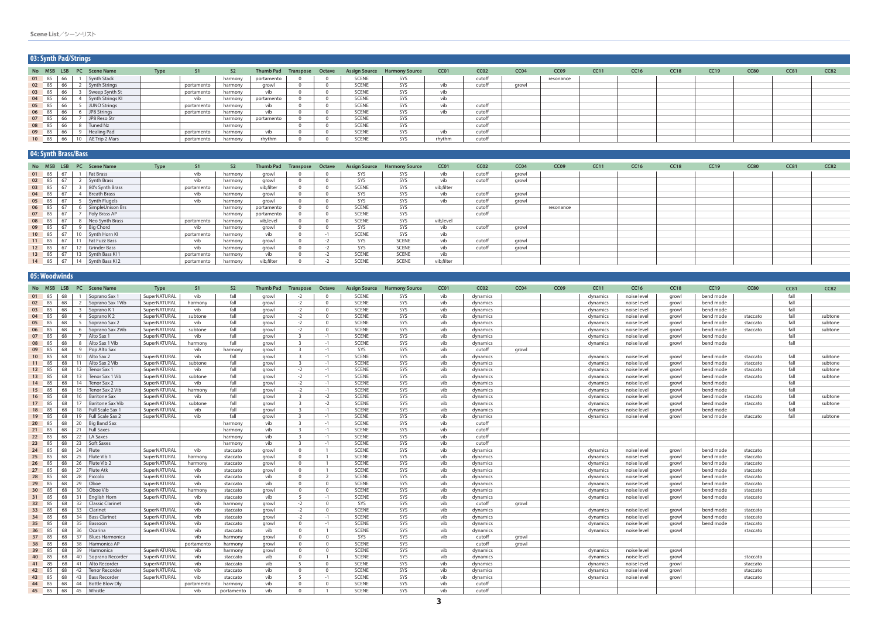## 03: Synth Pad/Strings

| No | MSB | LSB | PC | Scene Name | Type | S1 | S2 | Thumb Pad | Transpose | Octave | Assign Source | Harmony Source | CC01 | CC02 | CC04 | CC09 | CC11 | CC16 | CC18 | CC19 | CC80 | CC81 | CC82 |
|---|---|---|---|---|---|---|---|---|---|---|---|---|---|---|---|---|---|---|---|---|---|---|---|
| 01 | 85 | 66 | 1 | Synth Stack | | | harmony | portamento | 0 | 0 | SCENE | SYS | | cutoff | | resonance | | | | | | | |
| 02 | 85 | 66 | 2 | Synth Strings | | portamento | harmony | growl | 0 | 0 | SCENE | SYS | vib | cutoff | growl | | | | | | | | |
| 03 | 85 | 66 | 3 | Sweep Synth St | | portamento | harmony | vib | 0 | 0 | SCENE | SYS | vib | | | | | | | | | | |
| 04 | 85 | 66 | 4 | Synth Strings Kl | | vib | harmony | portamento | 0 | 0 | SCENE | SYS | vib | | | | | | | | | | |
| 05 | 85 | 66 | 5 | JUNO Strings | | portamento | harmony | vib | 0 | 0 | SCENE | SYS | vib | cutoff | | | | | | | | | |
| 06 | 85 | 66 | 6 | JP8 Strings | | portamento | harmony | vib | 0 | 0 | SCENE | SYS | vib | cutoff | | | | | | | | | |
| 07 | 85 | 66 | 7 | JP8 Reso Str | | | harmony | portamento | 0 | 0 | SCENE | SYS | | cutoff | | | | | | | | | |
| 08 | 85 | 66 | 8 | Tuned Nz | | | harmony | | 0 | 0 | SCENE | SYS | | cutoff | | | | | | | | | |
| 09 | 85 | 66 | 9 | Healing Pad | | portamento | harmony | vib | 0 | 0 | SCENE | SYS | vib | cutoff | | | | | | | | | |
| 10 | 85 | 66 | 10 | AE Trip 2 Mars | | portamento | harmony | rhythm | 0 | 0 | SCENE | SYS | rhythm | cutoff | | | | | | | | | |

## 04: Synth Brass/Bass

| No | MSB | LSB | PC | Scene Name | Type | S1 | S2 | Thumb Pad | Transpose | Octave | Assign Source | Harmony Source | CC01 | CC02 | CC04 | CC09 | CC11 | CC16 | CC18 | CC19 | CC80 | CC81 | CC82 |
|---|---|---|---|---|---|---|---|---|---|---|---|---|---|---|---|---|---|---|---|---|---|---|---|
| 01 | 85 | 67 | 1 | Fat Brass | | vib | harmony | growl | 0 | 0 | SYS | SYS | vib | cutoff | growl | | | | | | | | |
| 02 | 85 | 67 | 2 | Synth Brass | | vib | harmony | growl | 0 | 0 | SYS | SYS | vib | cutoff | growl | | | | | | | | |
| 03 | 85 | 67 | 3 | 80's Synth Brass | | portamento | harmony | vib,filter | 0 | 0 | SCENE | SYS | vib,filter | | | | | | | | | | |
| 04 | 85 | 67 | 4 | Breath Brass | | vib | harmony | growl | 0 | 0 | SYS | SYS | vib | cutoff | growl | | | | | | | | |
| 05 | 85 | 67 | 5 | Synth Flugels | | vib | harmony | growl | 0 | 0 | SYS | SYS | vib | cutoff | growl | | | | | | | | |
| 06 | 85 | 67 | 6 | SimpleUnison Brs | | | harmony | portamento | 0 | 0 | SCENE | SYS | | cutoff | | resonance | | | | | | | |
| 07 | 85 | 67 | 7 | Poly Brass AP | | | harmony | portamento | 0 | 0 | SCENE | SYS | | cutoff | | | | | | | | | |
| 08 | 85 | 67 | 8 | Neo Synth Brass | | portamento | harmony | vib,level | 0 | 0 | SCENE | SYS | vib,level | | | | | | | | | | |
| 09 | 85 | 67 | 9 | Big Chord | | vib | harmony | growl | 0 | 0 | SYS | SYS | vib | cutoff | growl | | | | | | | | |
| 10 | 85 | 67 | 10 | Synth Horn Kl | | portamento | harmony | vib | 0 | -1 | SCENE | SYS | vib | | | | | | | | | | |
| 11 | 85 | 67 | 11 | Fat Fuzz Bass | | vib | harmony | growl | 0 | -2 | SYS | SCENE | vib | cutoff | growl | | | | | | | | |
| 12 | 85 | 67 | 12 | Grinder Bass | | vib | harmony | growl | 0 | -2 | SYS | SCENE | vib | cutoff | growl | | | | | | | | |
| 13 | 85 | 67 | 13 | Synth Bass Kl 1 | | portamento | harmony | vib | 0 | -2 | SCENE | SCENE | vib | | | | | | | | | | |
| 14 | 85 | 67 | 14 | Synth Bass Kl 2 | | portamento | harmony | vib,filter | 0 | -2 | SCENE | SCENE | vib,filter | | | | | | | | | | |

## 05: Woodwinds

| No | MSB | LSB | PC | Scene Name | Type | S1 | S2 | Thumb Pad | Transpose | Octave | Assign Source | Harmony Source | CC01 | CC02 | CC04 | CC09 | CC11 | CC16 | CC18 | CC19 | CC80 | CC81 | CC82 |
|---|---|---|---|---|---|---|---|---|---|---|---|---|---|---|---|---|---|---|---|---|---|---|---|
| 01 | 85 | 68 | 1 | Soprano Sax 1 | SuperNATURAL | vib | fall | growl | -2 | 0 | SCENE | SYS | vib | dynamics | | | dynamics | noise level | growl | bend mode | | fall | |
| 02 | 85 | 68 | 2 | Soprano Sax 1Vib | SuperNATURAL | harmony | fall | growl | -2 | 0 | SCENE | SYS | vib | dynamics | | | dynamics | noise level | growl | bend mode | | fall | |
| 03 | 85 | 68 | 3 | Soprano K 1 | SuperNATURAL | vib | fall | growl | -2 | 0 | SCENE | SYS | vib | dynamics | | | dynamics | noise level | growl | bend mode | | fall | |
| 04 | 85 | 68 | 4 | Soprano K 2 | SuperNATURAL | subtone | fall | growl | -2 | 0 | SCENE | SYS | vib | dynamics | | | dynamics | noise level | growl | bend mode | staccato | fall | subtone |
| 05 | 85 | 68 | 5 | Soprano Sax 2 | SuperNATURAL | vib | fall | growl | -2 | 0 | SCENE | SYS | vib | dynamics | | | dynamics | noise level | growl | bend mode | staccato | fall | subtone |
| 06 | 85 | 68 | 6 | Soprano Sax 2Vib | SuperNATURAL | subtone | fall | growl | -2 | 0 | SCENE | SYS | vib | dynamics | | | dynamics | noise level | growl | bend mode | staccato | fall | subtone |
| 07 | 85 | 68 | 7 | Alto Sax 1 | SuperNATURAL | vib | fall | growl | 3 | -1 | SCENE | SYS | vib | dynamics | | | dynamics | noise level | growl | bend mode | | fall | |
| 08 | 85 | 68 | 8 | Alto Sax 1 Vib | SuperNATURAL | harmony | fall | growl | 3 | -1 | SCENE | SYS | vib | dynamics | | | dynamics | noise level | growl | bend mode | | fall | |
| 09 | 85 | 68 | 9 | Pop Alto Sax | | vib | harmony | growl | 3 | -1 | SYS | SYS | vib | cutoff | growl | | | | | | | | |
| 10 | 85 | 68 | 10 | Alto Sax 2 | SuperNATURAL | vib | fall | growl | 3 | -1 | SCENE | SYS | vib | dynamics | | | dynamics | noise level | growl | bend mode | staccato | fall | subtone |
| 11 | 85 | 68 | 11 | Alto Sax 2 Vib | SuperNATURAL | subtone | fall | growl | 3 | -1 | SCENE | SYS | vib | dynamics | | | dynamics | noise level | growl | bend mode | staccato | fall | subtone |
| 12 | 85 | 68 | 12 | Tenor Sax 1 | SuperNATURAL | vib | fall | growl | -2 | -1 | SCENE | SYS | vib | dynamics | | | dynamics | noise level | growl | bend mode | staccato | fall | subtone |
| 13 | 85 | 68 | 13 | Tenor Sax 1 Vib | SuperNATURAL | subtone | fall | growl | -2 | -1 | SCENE | SYS | vib | dynamics | | | dynamics | noise level | growl | bend mode | staccato | fall | subtone |
| 14 | 85 | 68 | 14 | Tenor Sax 2 | SuperNATURAL | vib | fall | growl | -2 | -1 | SCENE | SYS | vib | dynamics | | | dynamics | noise level | growl | bend mode | | fall | |
| 15 | 85 | 68 | 15 | Tenor Sax 2 Vib | SuperNATURAL | harmony | fall | growl | -2 | -1 | SCENE | SYS | vib | dynamics | | | dynamics | noise level | growl | bend mode | | fall | |
| 16 | 85 | 68 | 16 | Baritone Sax | SuperNATURAL | vib | fall | growl | 3 | -2 | SCENE | SYS | vib | dynamics | | | dynamics | noise level | growl | bend mode | staccato | fall | subtone |
| 17 | 85 | 68 | 17 | Baritone Sax Vib | SuperNATURAL | subtone | fall | growl | 3 | -2 | SCENE | SYS | vib | dynamics | | | dynamics | noise level | growl | bend mode | staccato | fall | subtone |
| 18 | 85 | 68 | 18 | Full Scale Sax 1 | SuperNATURAL | vib | fall | growl | 3 | -1 | SCENE | SYS | vib | dynamics | | | dynamics | noise level | growl | bend mode | | fall | |
| 19 | 85 | 68 | 19 | Full Scale Sax 2 | SuperNATURAL | vib | fall | growl | 3 | -1 | SCENE | SYS | vib | dynamics | | | dynamics | noise level | growl | bend mode | staccato | fall | subtone |
| 20 | 85 | 68 | 20 | Big Band Sax | | | harmony | vib | 3 | -1 | SCENE | SYS | vib | cutoff | | | | | | | | | |
| 21 | 85 | 68 | 21 | Full Saxes | | | harmony | vib | 3 | -1 | SCENE | SYS | vib | cutoff | | | | | | | | | |
| 22 | 85 | 68 | 22 | LA Saxes | | | harmony | vib | 3 | -1 | SCENE | SYS | vib | cutoff | | | | | | | | | |
| 23 | 85 | 68 | 23 | Soft Saxes | | | harmony | vib | 3 | -1 | SCENE | SYS | vib | cutoff | | | | | | | | | |
| 24 | 85 | 68 | 24 | Flute | SuperNATURAL | vib | staccato | growl | 0 | 1 | SCENE | SYS | vib | dynamics | | | dynamics | noise level | growl | bend mode | staccato | | |
| 25 | 85 | 68 | 25 | Flute Vib 1 | SuperNATURAL | harmony | staccato | growl | 0 | 1 | SCENE | SYS | vib | dynamics | | | dynamics | noise level | growl | bend mode | staccato | | |
| 26 | 85 | 68 | 26 | Flute Vib 2 | SuperNATURAL | harmony | staccato | growl | 0 | 1 | SCENE | SYS | vib | dynamics | | | dynamics | noise level | growl | bend mode | staccato | | |
| 27 | 85 | 68 | 27 | Flute Atk | SuperNATURAL | vib | staccato | growl | 0 | 1 | SCENE | SYS | vib | dynamics | | | dynamics | noise level | growl | bend mode | staccato | | |
| 28 | 85 | 68 | 28 | Piccolo | SuperNATURAL | vib | staccato | vib | 0 | 2 | SCENE | SYS | vib | dynamics | | | dynamics | noise level | growl | bend mode | staccato | | |
| 29 | 85 | 68 | 29 | Oboe | SuperNATURAL | vib | staccato | vib | 0 | 0 | SCENE | SYS | vib | dynamics | | | dynamics | noise level | growl | bend mode | staccato | | |
| 30 | 85 | 68 | 30 | Oboe Vib | SuperNATURAL | harmony | staccato | growl | 0 | 0 | SCENE | SYS | vib | dynamics | | | dynamics | noise level | growl | bend mode | staccato | | |
| 31 | 85 | 68 | 31 | English Horn | SuperNATURAL | vib | staccato | vib | 5 | -1 | SCENE | SYS | vib | dynamics | | | dynamics | noise level | growl | bend mode | staccato | | |
| 32 | 85 | 68 | 32 | Classic Clarinet | | vib | harmony | growl | -2 | 0 | SYS | SYS | vib | cutoff | growl | | | | | | | | |
| 33 | 85 | 68 | 33 | Clarinet | SuperNATURAL | vib | staccato | growl | -2 | 0 | SCENE | SYS | vib | dynamics | | | dynamics | noise level | growl | bend mode | staccato | | |
| 34 | 85 | 68 | 34 | Bass Clarinet | SuperNATURAL | vib | staccato | growl | -2 | -1 | SCENE | SYS | vib | dynamics | | | dynamics | noise level | growl | bend mode | staccato | | |
| 35 | 85 | 68 | 35 | Bassoon | SuperNATURAL | vib | staccato | growl | 0 | -1 | SCENE | SYS | vib | dynamics | | | dynamics | noise level | growl | bend mode | staccato | | |
| 36 | 85 | 68 | 36 | Ocarina | SuperNATURAL | vib | staccato | vib | 0 | 1 | SCENE | SYS | vib | dynamics | | | dynamics | noise level | growl | | staccato | | |
| 37 | 85 | 68 | 37 | Blues Harmonica | | vib | harmony | growl | 0 | 0 | SYS | SYS | vib | cutoff | growl | | | | | | | | |
| 38 | 85 | 68 | 38 | Harmonica AP | | portamento | harmony | growl | 0 | 0 | SCENE | SYS | | cutoff | growl | | | | | | | | |
| 39 | 85 | 68 | 39 | Harmonica | SuperNATURAL | vib | harmony | growl | 0 | 0 | SCENE | SYS | vib | dynamics | | | dynamics | noise level | growl | | | | |
| 40 | 85 | 68 | 40 | Soprano Recorder | SuperNATURAL | vib | staccato | vib | 0 | 1 | SCENE | SYS | vib | dynamics | | | dynamics | noise level | growl | | staccato | | |
| 41 | 85 | 68 | 41 | Alto Recorder | SuperNATURAL | vib | staccato | vib | 5 | 0 | SCENE | SYS | vib | dynamics | | | dynamics | noise level | growl | | staccato | | |
| 42 | 85 | 68 | 42 | Tenor Recorder | SuperNATURAL | vib | staccato | vib | 0 | 0 | SCENE | SYS | vib | dynamics | | | dynamics | noise level | growl | | staccato | | |
| 43 | 85 | 68 | 43 | Bass Recorder | SuperNATURAL | vib | staccato | vib | 5 | -1 | SCENE | SYS | vib | dynamics | | | dynamics | noise level | growl | | staccato | | |
| 44 | 85 | 68 | 44 | Bottle Blow Dly | | portamento | harmony | vib | 0 | 0 | SCENE | SYS | vib | cutoff | | | | | | | | | |
| 45 | 85 | 68 | 45 | Whistle | | vib | portamento | vib | 0 | 1 | SCENE | SYS | vib | cutoff | | | | | | | | | |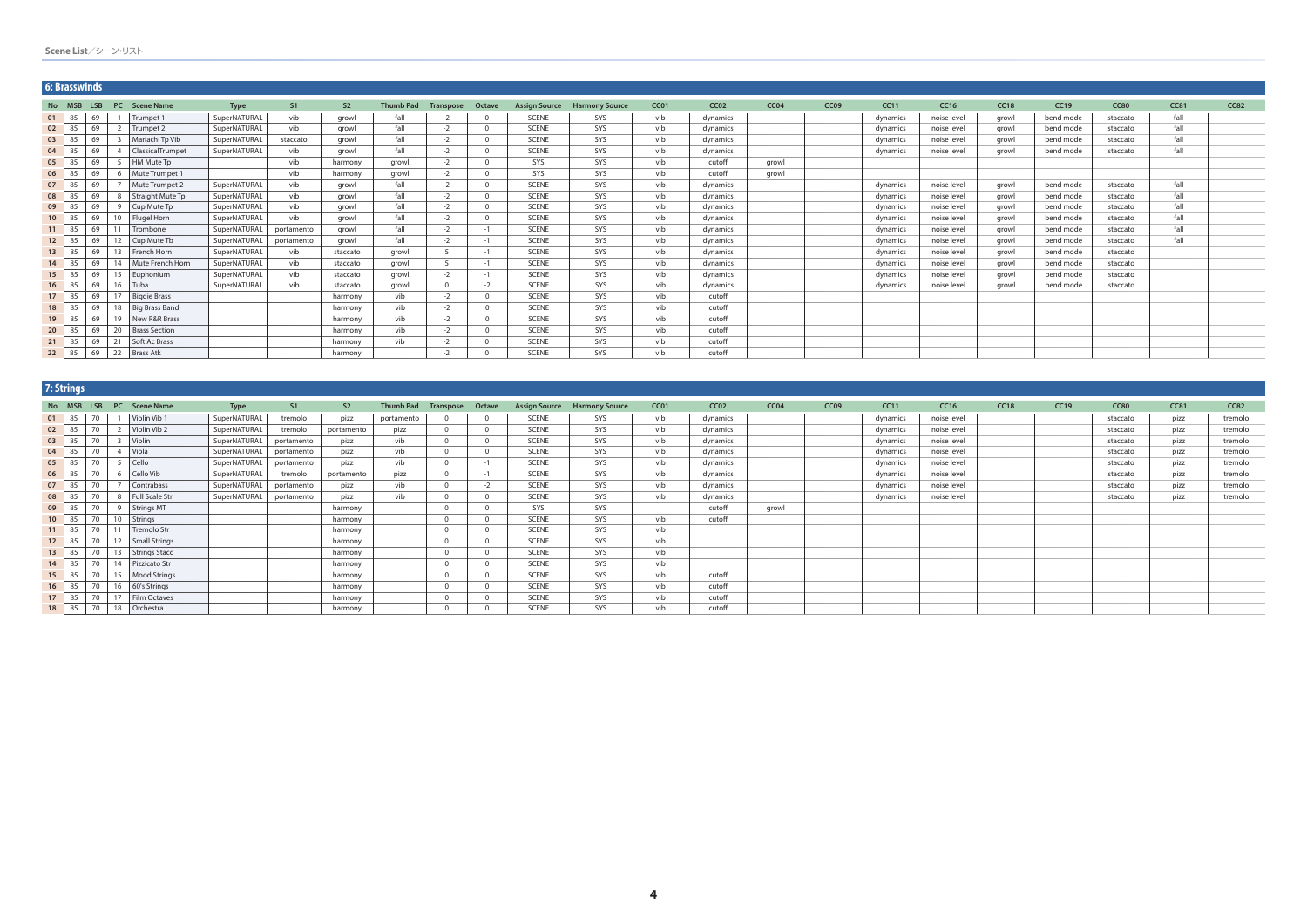## 6: Brasswinds

| No | MSB | LSB | PC | Scene Name | Type | S1 | S2 | Thumb Pad | Transpose | Octave | Assign Source | Harmony Source | CC01 | CC02 | CC04 | CC09 | CC11 | CC16 | CC18 | CC19 | CC80 | CC81 | CC82 |
|---|---|---|---|---|---|---|---|---|---|---|---|---|---|---|---|---|---|---|---|---|---|---|---|
| 01 | 85 | 69 | 1 | Trumpet 1 | SuperNATURAL | vib | growl | fall | -2 | 0 | SCENE | SYS | vib | dynamics | | | dynamics | noise level | growl | bend mode | staccato | fall | |
| 02 | 85 | 69 | 2 | Trumpet 2 | SuperNATURAL | vib | growl | fall | -2 | 0 | SCENE | SYS | vib | dynamics | | | dynamics | noise level | growl | bend mode | staccato | fall | |
| 03 | 85 | 69 | 3 | Mariachi Tp Vib | SuperNATURAL | staccato | growl | fall | -2 | 0 | SCENE | SYS | vib | dynamics | | | dynamics | noise level | growl | bend mode | staccato | fall | |
| 04 | 85 | 69 | 4 | ClassicalTrumpet | SuperNATURAL | vib | growl | fall | -2 | 0 | SCENE | SYS | vib | dynamics | | | dynamics | noise level | growl | bend mode | staccato | fall | |
| 05 | 85 | 69 | 5 | HM Mute Tp | | vib | harmony | growl | -2 | 0 | SYS | SYS | vib | cutoff | growl | | | | | | | | |
| 06 | 85 | 69 | 6 | Mute Trumpet 1 | | vib | harmony | growl | -2 | 0 | SYS | SYS | vib | cutoff | growl | | | | | | | | |
| 07 | 85 | 69 | 7 | Mute Trumpet 2 | SuperNATURAL | vib | growl | fall | -2 | 0 | SCENE | SYS | vib | dynamics | | | dynamics | noise level | growl | bend mode | staccato | fall | |
| 08 | 85 | 69 | 8 | Straight Mute Tp | SuperNATURAL | vib | growl | fall | -2 | 0 | SCENE | SYS | vib | dynamics | | | dynamics | noise level | growl | bend mode | staccato | fall | |
| 09 | 85 | 69 | 9 | Cup Mute Tp | SuperNATURAL | vib | growl | fall | -2 | 0 | SCENE | SYS | vib | dynamics | | | dynamics | noise level | growl | bend mode | staccato | fall | |
| 10 | 85 | 69 | 10 | Flugel Horn | SuperNATURAL | vib | growl | fall | -2 | 0 | SCENE | SYS | vib | dynamics | | | dynamics | noise level | growl | bend mode | staccato | fall | |
| 11 | 85 | 69 | 11 | Trombone | SuperNATURAL | portamento | growl | fall | -2 | -1 | SCENE | SYS | vib | dynamics | | | dynamics | noise level | growl | bend mode | staccato | fall | |
| 12 | 85 | 69 | 12 | Cup Mute Tb | SuperNATURAL | portamento | growl | fall | -2 | -1 | SCENE | SYS | vib | dynamics | | | dynamics | noise level | growl | bend mode | staccato | fall | |
| 13 | 85 | 69 | 13 | French Horn | SuperNATURAL | vib | staccato | growl | 5 | -1 | SCENE | SYS | vib | dynamics | | | dynamics | noise level | growl | bend mode | staccato | | |
| 14 | 85 | 69 | 14 | Mute French Horn | SuperNATURAL | vib | staccato | growl | 5 | -1 | SCENE | SYS | vib | dynamics | | | dynamics | noise level | growl | bend mode | staccato | | |
| 15 | 85 | 69 | 15 | Euphonium | SuperNATURAL | vib | staccato | growl | -2 | -1 | SCENE | SYS | vib | dynamics | | | dynamics | noise level | growl | bend mode | staccato | | |
| 16 | 85 | 69 | 16 | Tuba | SuperNATURAL | vib | staccato | growl | 0 | -2 | SCENE | SYS | vib | dynamics | | | dynamics | noise level | growl | bend mode | staccato | | |
| 17 | 85 | 69 | 17 | Biggie Brass | | | harmony | vib | -2 | 0 | SCENE | SYS | vib | cutoff | | | | | | | | | |
| 18 | 85 | 69 | 18 | Big Brass Band | | | harmony | vib | -2 | 0 | SCENE | SYS | vib | cutoff | | | | | | | | | |
| 19 | 85 | 69 | 19 | New R&R Brass | | | harmony | vib | -2 | 0 | SCENE | SYS | vib | cutoff | | | | | | | | | |
| 20 | 85 | 69 | 20 | Brass Section | | | harmony | vib | -2 | 0 | SCENE | SYS | vib | cutoff | | | | | | | | | |
| 21 | 85 | 69 | 21 | Soft Ac Brass | | | harmony | vib | -2 | 0 | SCENE | SYS | vib | cutoff | | | | | | | | | |
| 22 | 85 | 69 | 22 | Brass Atk | | | harmony | | -2 | 0 | SCENE | SYS | vib | cutoff | | | | | | | | | |

## 7: Strings

| No | MSB | LSB | PC | Scene Name | Type | S1 | S2 | Thumb Pad | Transpose | Octave | Assign Source | Harmony Source | CC01 | CC02 | CC04 | CC09 | CC11 | CC16 | CC18 | CC19 | CC80 | CC81 | CC82 |
|---|---|---|---|---|---|---|---|---|---|---|---|---|---|---|---|---|---|---|---|---|---|---|---|
| 01 | 85 | 70 | 1 | Violin Vib 1 | SuperNATURAL | tremolo | pizz | portamento | 0 | 0 | SCENE | SYS | vib | dynamics | | | dynamics | noise level | | | staccato | pizz | tremolo |
| 02 | 85 | 70 | 2 | Violin Vib 2 | SuperNATURAL | tremolo | portamento | pizz | 0 | 0 | SCENE | SYS | vib | dynamics | | | dynamics | noise level | | | staccato | pizz | tremolo |
| 03 | 85 | 70 | 3 | Violin | SuperNATURAL | portamento | pizz | vib | 0 | 0 | SCENE | SYS | vib | dynamics | | | dynamics | noise level | | | staccato | pizz | tremolo |
| 04 | 85 | 70 | 4 | Viola | SuperNATURAL | portamento | pizz | vib | 0 | 0 | SCENE | SYS | vib | dynamics | | | dynamics | noise level | | | staccato | pizz | tremolo |
| 05 | 85 | 70 | 5 | Cello | SuperNATURAL | portamento | pizz | vib | 0 | -1 | SCENE | SYS | vib | dynamics | | | dynamics | noise level | | | staccato | pizz | tremolo |
| 06 | 85 | 70 | 6 | Cello Vib | SuperNATURAL | tremolo | portamento | pizz | 0 | -1 | SCENE | SYS | vib | dynamics | | | dynamics | noise level | | | staccato | pizz | tremolo |
| 07 | 85 | 70 | 7 | Contrabass | SuperNATURAL | portamento | pizz | vib | 0 | -2 | SCENE | SYS | vib | dynamics | | | dynamics | noise level | | | staccato | pizz | tremolo |
| 08 | 85 | 70 | 8 | Full Scale Str | SuperNATURAL | portamento | pizz | vib | 0 | 0 | SCENE | SYS | vib | dynamics | | | dynamics | noise level | | | staccato | pizz | tremolo |
| 09 | 85 | 70 | 9 | Strings MT | | | harmony | | 0 | 0 | SYS | SYS | | cutoff | growl | | | | | | | | |
| 10 | 85 | 70 | 10 | Strings | | | harmony | | 0 | 0 | SCENE | SYS | vib | cutoff | | | | | | | | | |
| 11 | 85 | 70 | 11 | Tremolo Str | | | harmony | | 0 | 0 | SCENE | SYS | vib | | | | | | | | | | |
| 12 | 85 | 70 | 12 | Small Strings | | | harmony | | 0 | 0 | SCENE | SYS | vib | | | | | | | | | | |
| 13 | 85 | 70 | 13 | Strings Stacc | | | harmony | | 0 | 0 | SCENE | SYS | vib | | | | | | | | | | |
| 14 | 85 | 70 | 14 | Pizzicato Str | | | harmony | | 0 | 0 | SCENE | SYS | vib | | | | | | | | | | |
| 15 | 85 | 70 | 15 | Mood Strings | | | harmony | | 0 | 0 | SCENE | SYS | vib | cutoff | | | | | | | | | |
| 16 | 85 | 70 | 16 | 60's Strings | | | harmony | | 0 | 0 | SCENE | SYS | vib | cutoff | | | | | | | | | |
| 17 | 85 | 70 | 17 | Film Octaves | | | harmony | | 0 | 0 | SCENE | SYS | vib | cutoff | | | | | | | | | |
| 18 | 85 | 70 | 18 | Orchestra | | | harmony | | 0 | 0 | SCENE | SYS | vib | cutoff | | | | | | | | | |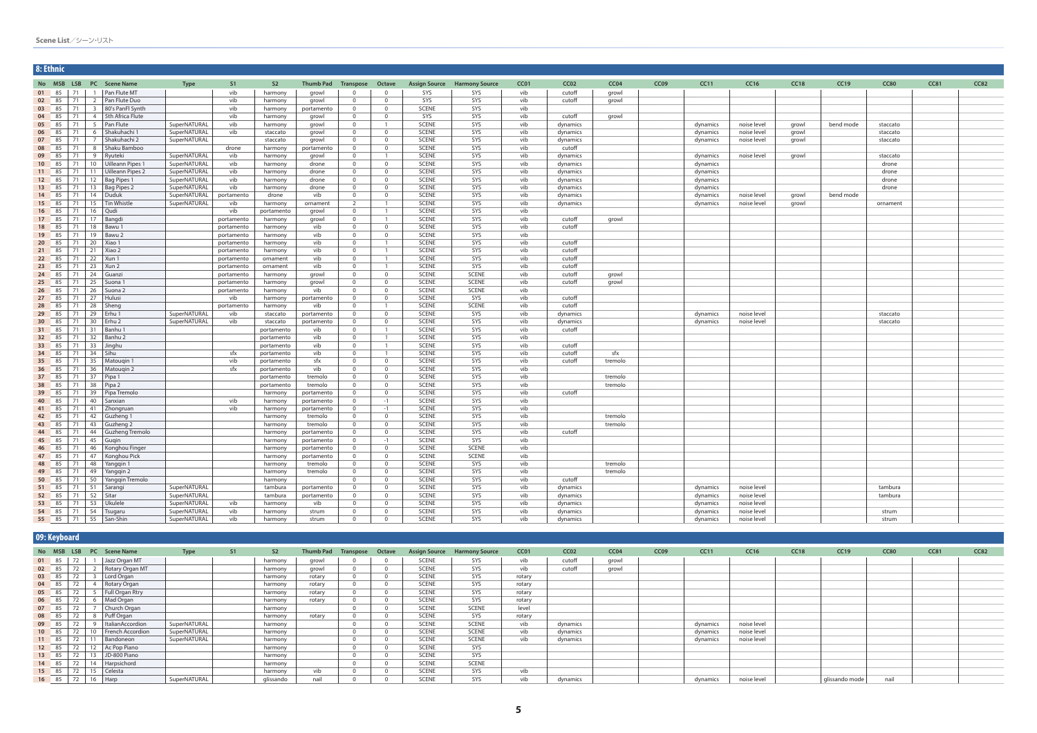Scene List／シーン･リスト

## 8: Ethnic

| No | MSB | LSB | PC | Scene Name | Type | S1 | S2 | Thumb Pad | Transpose | Octave | Assign Source | Harmony Source | CC01 | CC02 | CC04 | CC09 | CC11 | CC16 | CC18 | CC19 | CC80 | CC81 | CC82 |
|---|---|---|---|---|---|---|---|---|---|---|---|---|---|---|---|---|---|---|---|---|---|---|---|
| 01 | 85 | 71 | 1 | Pan Flute MT | | vib | harmony | growl | 0 | 0 | SYS | SYS | vib | cutoff | growl | | | | | | | | |
| 02 | 85 | 71 | 2 | Pan Flute Duo | | vib | harmony | growl | 0 | 0 | SYS | SYS | vib | cutoff | growl | | | | | | | | |
| 03 | 85 | 71 | 3 | 80's PanFl Synth | | vib | harmony | portamento | 0 | 0 | SCENE | SYS | vib | | | | | | | | | | |
| 04 | 85 | 71 | 4 | Sth Africa Flute | | vib | harmony | growl | 0 | 0 | SYS | SYS | vib | cutoff | growl | | | | | | | | |
| 05 | 85 | 71 | 5 | Pan Flute | SuperNATURAL | vib | harmony | growl | 0 | 1 | SCENE | SYS | vib | dynamics | | | dynamics | noise level | growl | bend mode | staccato | | |
| 06 | 85 | 71 | 6 | Shakuhachi 1 | SuperNATURAL | vib | staccato | growl | 0 | 0 | SCENE | SYS | vib | dynamics | | | dynamics | noise level | growl | | staccato | | |
| 07 | 85 | 71 | 7 | Shakuhachi 2 | SuperNATURAL | | staccato | growl | 0 | 0 | SCENE | SYS | vib | dynamics | | | dynamics | noise level | growl | | staccato | | |
| 08 | 85 | 71 | 8 | Shaku Bamboo | | drone | harmony | portamento | 0 | 0 | SCENE | SYS | vib | cutoff | | | | | | | | | |
| 09 | 85 | 71 | 9 | Ryuteki | SuperNATURAL | vib | harmony | growl | 0 | 1 | SCENE | SYS | vib | dynamics | | | dynamics | noise level | growl | | staccato | | |
| 10 | 85 | 71 | 10 | Uilleann Pipes 1 | SuperNATURAL | vib | harmony | drone | 0 | 0 | SCENE | SYS | vib | dynamics | | | dynamics | | | | drone | | |
| 11 | 85 | 71 | 11 | Uilleann Pipes 2 | SuperNATURAL | vib | harmony | drone | 0 | 0 | SCENE | SYS | vib | dynamics | | | dynamics | | | | drone | | |
| 12 | 85 | 71 | 12 | Bag Pipes 1 | SuperNATURAL | vib | harmony | drone | 0 | 0 | SCENE | SYS | vib | dynamics | | | dynamics | | | | drone | | |
| 13 | 85 | 71 | 13 | Bag Pipes 2 | SuperNATURAL | vib | harmony | drone | 0 | 0 | SCENE | SYS | vib | dynamics | | | dynamics | | | | drone | | |
| 14 | 85 | 71 | 14 | Duduk | SuperNATURAL | portamento | drone | vib | 0 | 0 | SCENE | SYS | vib | dynamics | | | dynamics | noise level | growl | bend mode | | | |
| 15 | 85 | 71 | 15 | Tin Whistle | SuperNATURAL | vib | harmony | ornament | 2 | 1 | SCENE | SYS | vib | dynamics | | | dynamics | noise level | growl | | ornament | | |
| 16 | 85 | 71 | 16 | Qudi | | vib | portamento | growl | 0 | 1 | SCENE | SYS | vib | | | | | | | | | | |
| 17 | 85 | 71 | 17 | Bangdi | | portamento | harmony | growl | 0 | 1 | SCENE | SYS | vib | cutoff | growl | | | | | | | | |
| 18 | 85 | 71 | 18 | Bawu 1 | | portamento | harmony | vib | 0 | 0 | SCENE | SYS | vib | cutoff | | | | | | | | | |
| 19 | 85 | 71 | 19 | Bawu 2 | | portamento | harmony | vib | 0 | 0 | SCENE | SYS | vib | | | | | | | | | | |
| 20 | 85 | 71 | 20 | Xiao 1 | | portamento | harmony | vib | 0 | 1 | SCENE | SYS | vib | cutoff | | | | | | | | | |
| 21 | 85 | 71 | 21 | Xiao 2 | | portamento | harmony | vib | 0 | 1 | SCENE | SYS | vib | cutoff | | | | | | | | | |
| 22 | 85 | 71 | 22 | Xun 1 | | portamento | ornament | vib | 0 | 1 | SCENE | SYS | vib | cutoff | | | | | | | | | |
| 23 | 85 | 71 | 23 | Xun 2 | | portamento | ornament | vib | 0 | 1 | SCENE | SYS | vib | cutoff | | | | | | | | | |
| 24 | 85 | 71 | 24 | Guanzi | | portamento | harmony | growl | 0 | 0 | SCENE | SCENE | vib | cutoff | growl | | | | | | | | |
| 25 | 85 | 71 | 25 | Suona 1 | | portamento | harmony | growl | 0 | 0 | SCENE | SCENE | vib | cutoff | growl | | | | | | | | |
| 26 | 85 | 71 | 26 | Suona 2 | | portamento | harmony | vib | 0 | 0 | SCENE | SCENE | vib | | | | | | | | | | |
| 27 | 85 | 71 | 27 | Hulusi | | vib | harmony | portamento | 0 | 0 | SCENE | SYS | vib | cutoff | | | | | | | | | |
| 28 | 85 | 71 | 28 | Sheng | | portamento | harmony | vib | 0 | 1 | SCENE | SCENE | vib | cutoff | | | | | | | | | |
| 29 | 85 | 71 | 29 | Erhu 1 | SuperNATURAL | vib | staccato | portamento | 0 | 0 | SCENE | SYS | vib | dynamics | | | dynamics | noise level | | | staccato | | |
| 30 | 85 | 71 | 30 | Erhu 2 | SuperNATURAL | vib | staccato | portamento | 0 | 0 | SCENE | SYS | vib | dynamics | | | dynamics | noise level | | | staccato | | |
| 31 | 85 | 71 | 31 | Banhu 1 | | | portamento | vib | 0 | 1 | SCENE | SYS | vib | cutoff | | | | | | | | | |
| 32 | 85 | 71 | 32 | Banhu 2 | | | portamento | vib | 0 | 1 | SCENE | SYS | vib | | | | | | | | | | |
| 33 | 85 | 71 | 33 | Jinghu | | | portamento | vib | 0 | 1 | SCENE | SYS | vib | cutoff | | | | | | | | | |
| 34 | 85 | 71 | 34 | Sihu | | sfx | portamento | vib | 0 | 1 | SCENE | SYS | vib | cutoff | sfx | | | | | | | | |
| 35 | 85 | 71 | 35 | Matouqin 1 | | vib | portamento | sfx | 0 | 0 | SCENE | SYS | vib | cutoff | tremolo | | | | | | | | |
| 36 | 85 | 71 | 36 | Matouqin 2 | | sfx | portamento | vib | 0 | 0 | SCENE | SYS | vib | | | | | | | | | | |
| 37 | 85 | 71 | 37 | Pipa 1 | | | portamento | tremolo | 0 | 0 | SCENE | SYS | vib | | tremolo | | | | | | | | |
| 38 | 85 | 71 | 38 | Pipa 2 | | | portamento | tremolo | 0 | 0 | SCENE | SYS | vib | | tremolo | | | | | | | | |
| 39 | 85 | 71 | 39 | Pipa Tremolo | | | harmony | portamento | 0 | 0 | SCENE | SYS | vib | cutoff | | | | | | | | | |
| 40 | 85 | 71 | 40 | Sanxian | | vib | harmony | portamento | 0 | -1 | SCENE | SYS | vib | | | | | | | | | | |
| 41 | 85 | 71 | 41 | Zhongruan | | vib | harmony | portamento | 0 | -1 | SCENE | SYS | vib | | | | | | | | | | |
| 42 | 85 | 71 | 42 | Guzheng 1 | | | harmony | tremolo | 0 | 0 | SCENE | SYS | vib | | tremolo | | | | | | | | |
| 43 | 85 | 71 | 43 | Guzheng 2 | | | harmony | tremolo | 0 | 0 | SCENE | SYS | vib | | tremolo | | | | | | | | |
| 44 | 85 | 71 | 44 | Guzheng Tremolo | | | harmony | portamento | 0 | 0 | SCENE | SYS | vib | cutoff | | | | | | | | | |
| 45 | 85 | 71 | 45 | Guqin | | | harmony | portamento | 0 | -1 | SCENE | SYS | vib | | | | | | | | | | |
| 46 | 85 | 71 | 46 | Konghou Finger | | | harmony | portamento | 0 | 0 | SCENE | SCENE | vib | | | | | | | | | | |
| 47 | 85 | 71 | 47 | Konghou Pick | | | harmony | portamento | 0 | 0 | SCENE | SCENE | vib | | | | | | | | | | |
| 48 | 85 | 71 | 48 | Yangqin 1 | | | harmony | tremolo | 0 | 0 | SCENE | SYS | vib | | tremolo | | | | | | | | |
| 49 | 85 | 71 | 49 | Yangqin 2 | | | harmony | tremolo | 0 | 0 | SCENE | SYS | vib | | tremolo | | | | | | | | |
| 50 | 85 | 71 | 50 | Yangqin Tremolo | | | harmony | | 0 | 0 | SCENE | SYS | vib | cutoff | | | | | | | | | |
| 51 | 85 | 71 | 51 | Sarangi | SuperNATURAL | | tambura | portamento | 0 | 0 | SCENE | SYS | vib | dynamics | | | dynamics | noise level | | | tambura | | |
| 52 | 85 | 71 | 52 | Sitar | SuperNATURAL | | tambura | portamento | 0 | 0 | SCENE | SYS | vib | dynamics | | | dynamics | noise level | | | tambura | | |
| 53 | 85 | 71 | 53 | Ukulele | SuperNATURAL | vib | harmony | vib | 0 | 0 | SCENE | SYS | vib | dynamics | | | dynamics | noise level | | | | | |
| 54 | 85 | 71 | 54 | Tsugaru | SuperNATURAL | vib | harmony | strum | 0 | 0 | SCENE | SYS | vib | dynamics | | | dynamics | noise level | | | strum | | |
| 55 | 85 | 71 | 55 | San-Shin | SuperNATURAL | vib | harmony | strum | 0 | 0 | SCENE | SYS | vib | dynamics | | | dynamics | noise level | | | strum | | |

## 09: Keyboard

| No | MSB | LSB | PC | Scene Name | Type | S1 | S2 | Thumb Pad | Transpose | Octave | Assign Source | Harmony Source | CC01 | CC02 | CC04 | CC09 | CC11 | CC16 | CC18 | CC19 | CC80 | CC81 | CC82 |
|---|---|---|---|---|---|---|---|---|---|---|---|---|---|---|---|---|---|---|---|---|---|---|---|
| 01 | 85 | 72 | 1 | Jazz Organ MT | | | harmony | growl | 0 | 0 | SCENE | SYS | vib | cutoff | growl | | | | | | | | |
| 02 | 85 | 72 | 2 | Rotary Organ MT | | | harmony | growl | 0 | 0 | SCENE | SYS | vib | cutoff | growl | | | | | | | | |
| 03 | 85 | 72 | 3 | Lord Organ | | | harmony | rotary | 0 | 0 | SCENE | SYS | rotary | | | | | | | | | | |
| 04 | 85 | 72 | 4 | Rotary Organ | | | harmony | rotary | 0 | 0 | SCENE | SYS | rotary | | | | | | | | | | |
| 05 | 85 | 72 | 5 | Full Organ Rtry | | | harmony | rotary | 0 | 0 | SCENE | SYS | rotary | | | | | | | | | | |
| 06 | 85 | 72 | 6 | Mad Organ | | | harmony | rotary | 0 | 0 | SCENE | SYS | rotary | | | | | | | | | | |
| 07 | 85 | 72 | 7 | Church Organ | | | harmony | | 0 | 0 | SCENE | SCENE | level | | | | | | | | | | |
| 08 | 85 | 72 | 8 | Puff Organ | | | harmony | rotary | 0 | 0 | SCENE | SYS | rotary | | | | | | | | | | |
| 09 | 85 | 72 | 9 | ItalianAccordion | SuperNATURAL | | harmony | | 0 | 0 | SCENE | SCENE | vib | dynamics | | | dynamics | noise level | | | | | |
| 10 | 85 | 72 | 10 | French Accordion | SuperNATURAL | | harmony | | 0 | 0 | SCENE | SCENE | vib | dynamics | | | dynamics | noise level | | | | | |
| 11 | 85 | 72 | 11 | Bandoneon | SuperNATURAL | | harmony | | 0 | 0 | SCENE | SCENE | vib | dynamics | | | dynamics | noise level | | | | | |
| 12 | 85 | 72 | 12 | Ac Pop Piano | | | harmony | | 0 | 0 | SCENE | SYS | | | | | | | | | | | |
| 13 | 85 | 72 | 13 | JD-800 Piano | | | harmony | | 0 | 0 | SCENE | SYS | | | | | | | | | | | |
| 14 | 85 | 72 | 14 | Harpsichord | | | harmony | | 0 | 0 | SCENE | SCENE | | | | | | | | | | | |
| 15 | 85 | 72 | 15 | Celesta | | | harmony | vib | 0 | 0 | SCENE | SYS | vib | | | | | | | | | | |
| 16 | 85 | 72 | 16 | Harp | SuperNATURAL | | glissando | nail | 0 | 0 | SCENE | SYS | vib | dynamics | | | dynamics | noise level | | glissando mode | nail | | |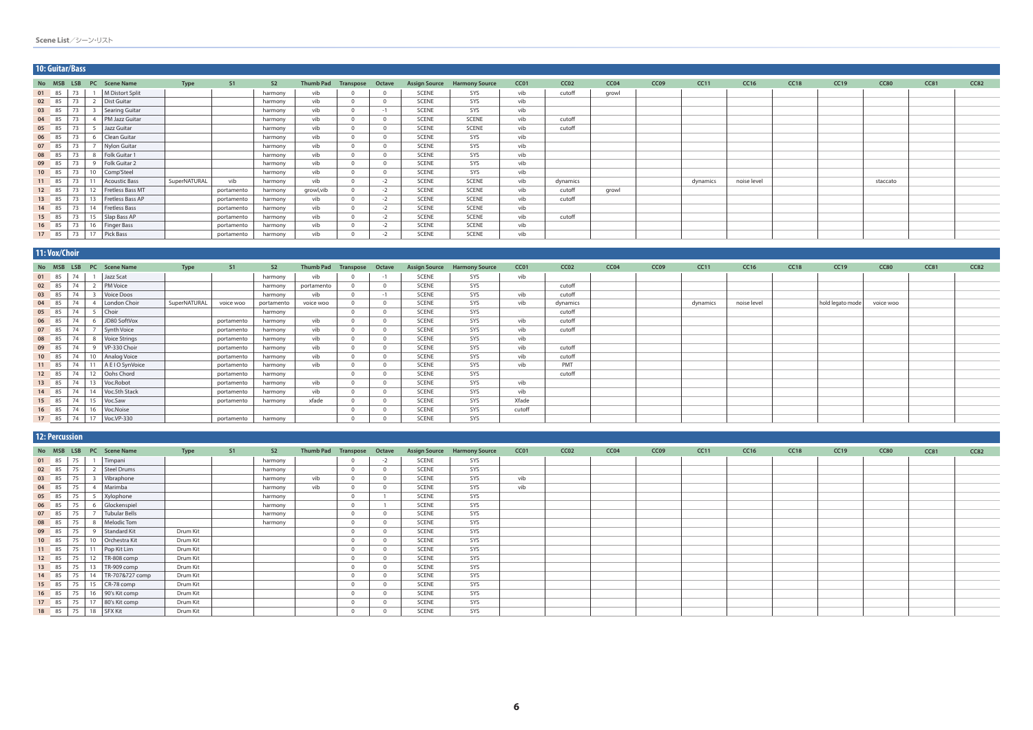Scene List／シーン·リスト

## 10: Guitar/Bass

| No | MSB | LSB | PC | Scene Name | Type | S1 | S2 | Thumb Pad | Transpose | Octave | Assign Source | Harmony Source | CC01 | CC02 | CC04 | CC09 | CC11 | CC16 | CC18 | CC19 | CC80 | CC81 | CC82 |
|---|---|---|---|---|---|---|---|---|---|---|---|---|---|---|---|---|---|---|---|---|---|---|---|
| 01 | 85 | 73 | 1 | M Distort Split | | | harmony | vib | 0 | 0 | SCENE | SYS | vib | cutoff | growl | | | | | | | | |
| 02 | 85 | 73 | 2 | Dist Guitar | | | harmony | vib | 0 | 0 | SCENE | SYS | vib | | | | | | | | | | |
| 03 | 85 | 73 | 3 | Searing Guitar | | | harmony | vib | 0 | -1 | SCENE | SYS | vib | | | | | | | | | | |
| 04 | 85 | 73 | 4 | PM Jazz Guitar | | | harmony | vib | 0 | 0 | SCENE | SCENE | vib | cutoff | | | | | | | | | |
| 05 | 85 | 73 | 5 | Jazz Guitar | | | harmony | vib | 0 | 0 | SCENE | SCENE | vib | cutoff | | | | | | | | | |
| 06 | 85 | 73 | 6 | Clean Guitar | | | harmony | vib | 0 | 0 | SCENE | SYS | vib | | | | | | | | | | |
| 07 | 85 | 73 | 7 | Nylon Guitar | | | harmony | vib | 0 | 0 | SCENE | SYS | vib | | | | | | | | | | |
| 08 | 85 | 73 | 8 | Folk Guitar 1 | | | harmony | vib | 0 | 0 | SCENE | SYS | vib | | | | | | | | | | |
| 09 | 85 | 73 | 9 | Folk Guitar 2 | | | harmony | vib | 0 | 0 | SCENE | SYS | vib | | | | | | | | | | |
| 10 | 85 | 73 | 10 | Comp'Steel | | | harmony | vib | 0 | 0 | SCENE | SYS | vib | | | | | | | | | | |
| 11 | 85 | 73 | 11 | Acoustic Bass | SuperNATURAL | vib | harmony | vib | 0 | -2 | SCENE | SCENE | vib | dynamics | | | dynamics | noise level | | | staccato | | |
| 12 | 85 | 73 | 12 | Fretless Bass MT | | portamento | harmony | growl,vib | 0 | -2 | SCENE | SCENE | vib | cutoff | growl | | | | | | | | |
| 13 | 85 | 73 | 13 | Fretless Bass AP | | portamento | harmony | vib | 0 | -2 | SCENE | SCENE | vib | cutoff | | | | | | | | | |
| 14 | 85 | 73 | 14 | Fretless Bass | | portamento | harmony | vib | 0 | -2 | SCENE | SCENE | vib | | | | | | | | | | |
| 15 | 85 | 73 | 15 | Slap Bass AP | | portamento | harmony | vib | 0 | -2 | SCENE | SCENE | vib | cutoff | | | | | | | | | |
| 16 | 85 | 73 | 16 | Finger Bass | | portamento | harmony | vib | 0 | -2 | SCENE | SCENE | vib | | | | | | | | | | |
| 17 | 85 | 73 | 17 | Pick Bass | | portamento | harmony | vib | 0 | -2 | SCENE | SCENE | vib | | | | | | | | | | |

## 11: Vox/Choir

| No | MSB | LSB | PC | Scene Name | Type | S1 | S2 | Thumb Pad | Transpose | Octave | Assign Source | Harmony Source | CC01 | CC02 | CC04 | CC09 | CC11 | CC16 | CC18 | CC19 | CC80 | CC81 | CC82 |
|---|---|---|---|---|---|---|---|---|---|---|---|---|---|---|---|---|---|---|---|---|---|---|---|
| 01 | 85 | 74 | 1 | Jazz Scat | | | harmony | vib | 0 | -1 | SCENE | SYS | vib | | | | | | | | | | |
| 02 | 85 | 74 | 2 | PM Voice | | | harmony | portamento | 0 | 0 | SCENE | SYS | | cutoff | | | | | | | | | |
| 03 | 85 | 74 | 3 | Voice Doos | | | harmony | vib | 0 | -1 | SCENE | SYS | vib | cutoff | | | | | | | | | |
| 04 | 85 | 74 | 4 | London Choir | SuperNATURAL | voice woo | portamento | voice woo | 0 | 0 | SCENE | SYS | vib | dynamics | | | dynamics | noise level | | hold legato mode | voice woo | | |
| 05 | 85 | 74 | 5 | Choir | | | harmony | | 0 | 0 | SCENE | SYS | | cutoff | | | | | | | | | |
| 06 | 85 | 74 | 6 | JD80 SoftVox | | portamento | harmony | vib | 0 | 0 | SCENE | SYS | vib | cutoff | | | | | | | | | |
| 07 | 85 | 74 | 7 | Synth Voice | | portamento | harmony | vib | 0 | 0 | SCENE | SYS | vib | cutoff | | | | | | | | | |
| 08 | 85 | 74 | 8 | Voice Strings | | portamento | harmony | vib | 0 | 0 | SCENE | SYS | vib | | | | | | | | | | |
| 09 | 85 | 74 | 9 | VP-330 Choir | | portamento | harmony | vib | 0 | 0 | SCENE | SYS | vib | cutoff | | | | | | | | | |
| 10 | 85 | 74 | 10 | Analog Voice | | portamento | harmony | vib | 0 | 0 | SCENE | SYS | vib | cutoff | | | | | | | | | |
| 11 | 85 | 74 | 11 | A E I O SynVoice | | portamento | harmony | vib | 0 | 0 | SCENE | SYS | vib | PMT | | | | | | | | | |
| 12 | 85 | 74 | 12 | Oohs Chord | | portamento | harmony | | 0 | 0 | SCENE | SYS | | cutoff | | | | | | | | | |
| 13 | 85 | 74 | 13 | Voc.Robot | | portamento | harmony | vib | 0 | 0 | SCENE | SYS | vib | | | | | | | | | | |
| 14 | 85 | 74 | 14 | Voc.5th Stack | | portamento | harmony | vib | 0 | 0 | SCENE | SYS | vib | | | | | | | | | | |
| 15 | 85 | 74 | 15 | Voc.Saw | | portamento | harmony | xfade | 0 | 0 | SCENE | SYS | Xfade | | | | | | | | | | |
| 16 | 85 | 74 | 16 | Voc.Noise | | | | | 0 | 0 | SCENE | SYS | cutoff | | | | | | | | | | |
| 17 | 85 | 74 | 17 | Voc.VP-330 | | portamento | harmony | | 0 | 0 | SCENE | SYS | | | | | | | | | | | |

## 12: Percussion

| No | MSB | LSB | PC | Scene Name | Type | S1 | S2 | Thumb Pad | Transpose | Octave | Assign Source | Harmony Source | CC01 | CC02 | CC04 | CC09 | CC11 | CC16 | CC18 | CC19 | CC80 | CC81 | CC82 |
|---|---|---|---|---|---|---|---|---|---|---|---|---|---|---|---|---|---|---|---|---|---|---|---|
| 01 | 85 | 75 | 1 | Timpani | | | harmony | | 0 | -2 | SCENE | SYS | | | | | | | | | | | |
| 02 | 85 | 75 | 2 | Steel Drums | | | harmony | | 0 | 0 | SCENE | SYS | | | | | | | | | | | |
| 03 | 85 | 75 | 3 | Vibraphone | | | harmony | vib | 0 | 0 | SCENE | SYS | vib | | | | | | | | | | |
| 04 | 85 | 75 | 4 | Marimba | | | harmony | vib | 0 | 0 | SCENE | SYS | vib | | | | | | | | | | |
| 05 | 85 | 75 | 5 | Xylophone | | | harmony | | 0 | 1 | SCENE | SYS | | | | | | | | | | | |
| 06 | 85 | 75 | 6 | Glockenspiel | | | harmony | | 0 | 1 | SCENE | SYS | | | | | | | | | | | |
| 07 | 85 | 75 | 7 | Tubular Bells | | | harmony | | 0 | 0 | SCENE | SYS | | | | | | | | | | | |
| 08 | 85 | 75 | 8 | Melodic Tom | | | harmony | | 0 | 0 | SCENE | SYS | | | | | | | | | | | |
| 09 | 85 | 75 | 9 | Standard Kit | Drum Kit | | | | 0 | 0 | SCENE | SYS | | | | | | | | | | | |
| 10 | 85 | 75 | 10 | Orchestra Kit | Drum Kit | | | | 0 | 0 | SCENE | SYS | | | | | | | | | | | |
| 11 | 85 | 75 | 11 | Pop Kit Lim | Drum Kit | | | | 0 | 0 | SCENE | SYS | | | | | | | | | | | |
| 12 | 85 | 75 | 12 | TR-808 comp | Drum Kit | | | | 0 | 0 | SCENE | SYS | | | | | | | | | | | |
| 13 | 85 | 75 | 13 | TR-909 comp | Drum Kit | | | | 0 | 0 | SCENE | SYS | | | | | | | | | | | |
| 14 | 85 | 75 | 14 | TR-707&727 comp | Drum Kit | | | | 0 | 0 | SCENE | SYS | | | | | | | | | | | |
| 15 | 85 | 75 | 15 | CR-78 comp | Drum Kit | | | | 0 | 0 | SCENE | SYS | | | | | | | | | | | |
| 16 | 85 | 75 | 16 | 90's Kit comp | Drum Kit | | | | 0 | 0 | SCENE | SYS | | | | | | | | | | | |
| 17 | 85 | 75 | 17 | 80's Kit comp | Drum Kit | | | | 0 | 0 | SCENE | SYS | | | | | | | | | | | |
| 18 | 85 | 75 | 18 | SFX Kit | Drum Kit | | | | 0 | 0 | SCENE | SYS | | | | | | | | | | | |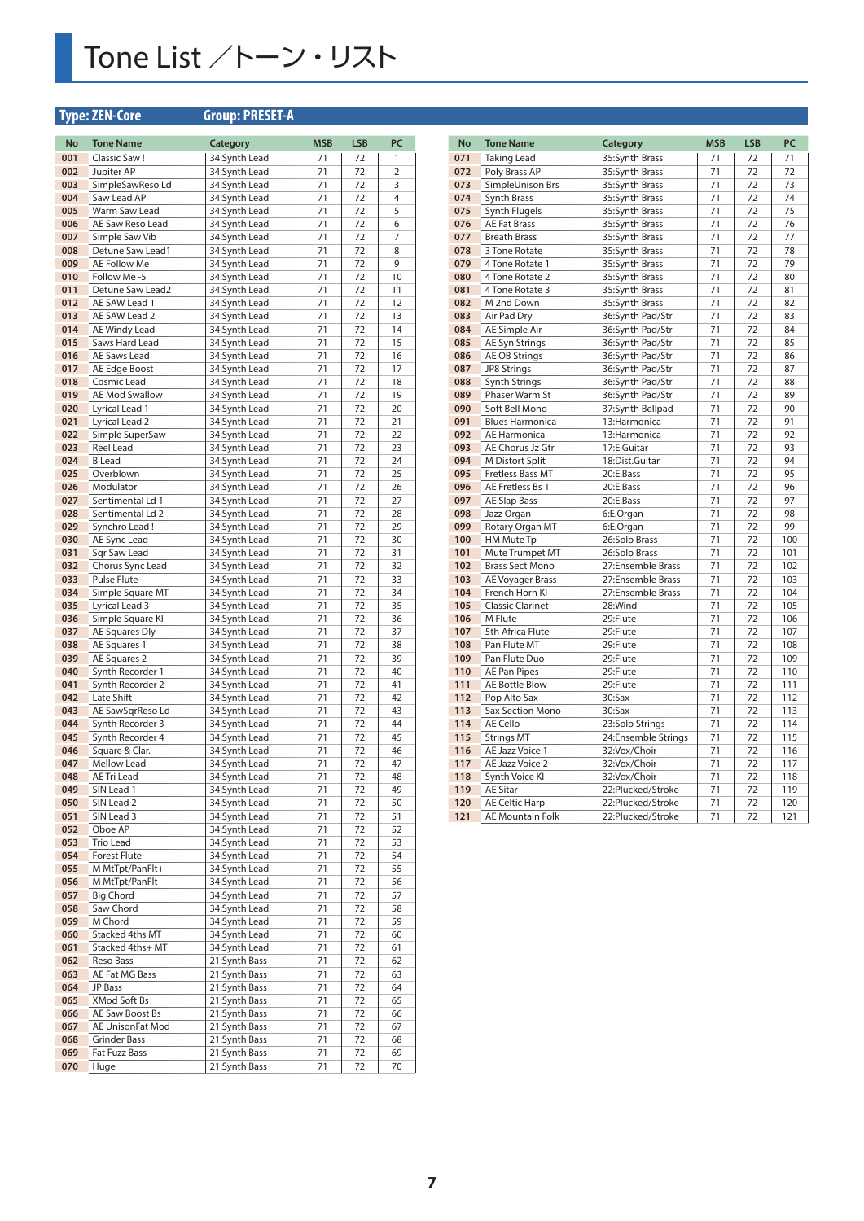# Tone List ／トーン・リスト

**Type: ZEN-Core** **Group: PRESET-A**

| No | Tone Name | Category | MSB | LSB | PC |
|---|---|---|---|---|---|
| 001 | Classic Saw ! | 34:Synth Lead | 71 | 72 | 1 |
| 002 | Jupiter AP | 34:Synth Lead | 71 | 72 | 2 |
| 003 | SimpleSawReso Ld | 34:Synth Lead | 71 | 72 | 3 |
| 004 | Saw Lead AP | 34:Synth Lead | 71 | 72 | 4 |
| 005 | Warm Saw Lead | 34:Synth Lead | 71 | 72 | 5 |
| 006 | AE Saw Reso Lead | 34:Synth Lead | 71 | 72 | 6 |
| 007 | Simple Saw Vib | 34:Synth Lead | 71 | 72 | 7 |
| 008 | Detune Saw Lead1 | 34:Synth Lead | 71 | 72 | 8 |
| 009 | AE Follow Me | 34:Synth Lead | 71 | 72 | 9 |
| 010 | Follow Me -5 | 34:Synth Lead | 71 | 72 | 10 |
| 011 | Detune Saw Lead2 | 34:Synth Lead | 71 | 72 | 11 |
| 012 | AE SAW Lead 1 | 34:Synth Lead | 71 | 72 | 12 |
| 013 | AE SAW Lead 2 | 34:Synth Lead | 71 | 72 | 13 |
| 014 | AE Windy Lead | 34:Synth Lead | 71 | 72 | 14 |
| 015 | Saws Hard Lead | 34:Synth Lead | 71 | 72 | 15 |
| 016 | AE Saws Lead | 34:Synth Lead | 71 | 72 | 16 |
| 017 | AE Edge Boost | 34:Synth Lead | 71 | 72 | 17 |
| 018 | Cosmic Lead | 34:Synth Lead | 71 | 72 | 18 |
| 019 | AE Mod Swallow | 34:Synth Lead | 71 | 72 | 19 |
| 020 | Lyrical Lead 1 | 34:Synth Lead | 71 | 72 | 20 |
| 021 | Lyrical Lead 2 | 34:Synth Lead | 71 | 72 | 21 |
| 022 | Simple SuperSaw | 34:Synth Lead | 71 | 72 | 22 |
| 023 | Reel Lead | 34:Synth Lead | 71 | 72 | 23 |
| 024 | B Lead | 34:Synth Lead | 71 | 72 | 24 |
| 025 | Overblown | 34:Synth Lead | 71 | 72 | 25 |
| 026 | Modulator | 34:Synth Lead | 71 | 72 | 26 |
| 027 | Sentimental Ld 1 | 34:Synth Lead | 71 | 72 | 27 |
| 028 | Sentimental Ld 2 | 34:Synth Lead | 71 | 72 | 28 |
| 029 | Synchro Lead ! | 34:Synth Lead | 71 | 72 | 29 |
| 030 | AE Sync Lead | 34:Synth Lead | 71 | 72 | 30 |
| 031 | Sqr Saw Lead | 34:Synth Lead | 71 | 72 | 31 |
| 032 | Chorus Sync Lead | 34:Synth Lead | 71 | 72 | 32 |
| 033 | Pulse Flute | 34:Synth Lead | 71 | 72 | 33 |
| 034 | Simple Square MT | 34:Synth Lead | 71 | 72 | 34 |
| 035 | Lyrical Lead 3 | 34:Synth Lead | 71 | 72 | 35 |
| 036 | Simple Square Kl | 34:Synth Lead | 71 | 72 | 36 |
| 037 | AE Squares Dly | 34:Synth Lead | 71 | 72 | 37 |
| 038 | AE Squares 1 | 34:Synth Lead | 71 | 72 | 38 |
| 039 | AE Squares 2 | 34:Synth Lead | 71 | 72 | 39 |
| 040 | Synth Recorder 1 | 34:Synth Lead | 71 | 72 | 40 |
| 041 | Synth Recorder 2 | 34:Synth Lead | 71 | 72 | 41 |
| 042 | Late Shift | 34:Synth Lead | 71 | 72 | 42 |
| 043 | AE SawSqrReso Ld | 34:Synth Lead | 71 | 72 | 43 |
| 044 | Synth Recorder 3 | 34:Synth Lead | 71 | 72 | 44 |
| 045 | Synth Recorder 4 | 34:Synth Lead | 71 | 72 | 45 |
| 046 | Square & Clar. | 34:Synth Lead | 71 | 72 | 46 |
| 047 | Mellow Lead | 34:Synth Lead | 71 | 72 | 47 |
| 048 | AE Tri Lead | 34:Synth Lead | 71 | 72 | 48 |
| 049 | SIN Lead 1 | 34:Synth Lead | 71 | 72 | 49 |
| 050 | SIN Lead 2 | 34:Synth Lead | 71 | 72 | 50 |
| 051 | SIN Lead 3 | 34:Synth Lead | 71 | 72 | 51 |
| 052 | Oboe AP | 34:Synth Lead | 71 | 72 | 52 |
| 053 | Trio Lead | 34:Synth Lead | 71 | 72 | 53 |
| 054 | Forest Flute | 34:Synth Lead | 71 | 72 | 54 |
| 055 | M MtTpt/PanFlt+ | 34:Synth Lead | 71 | 72 | 55 |
| 056 | M MtTpt/PanFlt | 34:Synth Lead | 71 | 72 | 56 |
| 057 | Big Chord | 34:Synth Lead | 71 | 72 | 57 |
| 058 | Saw Chord | 34:Synth Lead | 71 | 72 | 58 |
| 059 | M Chord | 34:Synth Lead | 71 | 72 | 59 |
| 060 | Stacked 4ths MT | 34:Synth Lead | 71 | 72 | 60 |
| 061 | Stacked 4ths+ MT | 34:Synth Lead | 71 | 72 | 61 |
| 062 | Reso Bass | 21:Synth Bass | 71 | 72 | 62 |
| 063 | AE Fat MG Bass | 21:Synth Bass | 71 | 72 | 63 |
| 064 | JP Bass | 21:Synth Bass | 71 | 72 | 64 |
| 065 | XMod Soft Bs | 21:Synth Bass | 71 | 72 | 65 |
| 066 | AE Saw Boost Bs | 21:Synth Bass | 71 | 72 | 66 |
| 067 | AE UnisonFat Mod | 21:Synth Bass | 71 | 72 | 67 |
| 068 | Grinder Bass | 21:Synth Bass | 71 | 72 | 68 |
| 069 | Fat Fuzz Bass | 21:Synth Bass | 71 | 72 | 69 |
| 070 | Huge | 21:Synth Bass | 71 | 72 | 70 |
| 071 | Taking Lead | 35:Synth Brass | 71 | 72 | 71 |
| 072 | Poly Brass AP | 35:Synth Brass | 71 | 72 | 72 |
| 073 | SimpleUnison Brs | 35:Synth Brass | 71 | 72 | 73 |
| 074 | Synth Brass | 35:Synth Brass | 71 | 72 | 74 |
| 075 | Synth Flugels | 35:Synth Brass | 71 | 72 | 75 |
| 076 | AE Fat Brass | 35:Synth Brass | 71 | 72 | 76 |
| 077 | Breath Brass | 35:Synth Brass | 71 | 72 | 77 |
| 078 | 3 Tone Rotate | 35:Synth Brass | 71 | 72 | 78 |
| 079 | 4 Tone Rotate 1 | 35:Synth Brass | 71 | 72 | 79 |
| 080 | 4 Tone Rotate 2 | 35:Synth Brass | 71 | 72 | 80 |
| 081 | 4 Tone Rotate 3 | 35:Synth Brass | 71 | 72 | 81 |
| 082 | M 2nd Down | 35:Synth Brass | 71 | 72 | 82 |
| 083 | Air Pad Dry | 36:Synth Pad/Str | 71 | 72 | 83 |
| 084 | AE Simple Air | 36:Synth Pad/Str | 71 | 72 | 84 |
| 085 | AE Syn Strings | 36:Synth Pad/Str | 71 | 72 | 85 |
| 086 | AE OB Strings | 36:Synth Pad/Str | 71 | 72 | 86 |
| 087 | JP8 Strings | 36:Synth Pad/Str | 71 | 72 | 87 |
| 088 | Synth Strings | 36:Synth Pad/Str | 71 | 72 | 88 |
| 089 | Phaser Warm St | 36:Synth Pad/Str | 71 | 72 | 89 |
| 090 | Soft Bell Mono | 37:Synth Bellpad | 71 | 72 | 90 |
| 091 | Blues Harmonica | 13:Harmonica | 71 | 72 | 91 |
| 092 | AE Harmonica | 13:Harmonica | 71 | 72 | 92 |
| 093 | AE Chorus Jz Gtr | 17:E.Guitar | 71 | 72 | 93 |
| 094 | M Distort Split | 18:Dist.Guitar | 71 | 72 | 94 |
| 095 | Fretless Bass MT | 20:E.Bass | 71 | 72 | 95 |
| 096 | AE Fretless Bs 1 | 20:E.Bass | 71 | 72 | 96 |
| 097 | AE Slap Bass | 20:E.Bass | 71 | 72 | 97 |
| 098 | Jazz Organ | 6:E.Organ | 71 | 72 | 98 |
| 099 | Rotary Organ MT | 6:E.Organ | 71 | 72 | 99 |
| 100 | HM Mute Tp | 26:Solo Brass | 71 | 72 | 100 |
| 101 | Mute Trumpet MT | 26:Solo Brass | 71 | 72 | 101 |
| 102 | Brass Sect Mono | 27:Ensemble Brass | 71 | 72 | 102 |
| 103 | AE Voyager Brass | 27:Ensemble Brass | 71 | 72 | 103 |
| 104 | French Horn Kl | 27:Ensemble Brass | 71 | 72 | 104 |
| 105 | Classic Clarinet | 28:Wind | 71 | 72 | 105 |
| 106 | M Flute | 29:Flute | 71 | 72 | 106 |
| 107 | 5th Africa Flute | 29:Flute | 71 | 72 | 107 |
| 108 | Pan Flute MT | 29:Flute | 71 | 72 | 108 |
| 109 | Pan Flute Duo | 29:Flute | 71 | 72 | 109 |
| 110 | AE Pan Pipes | 29:Flute | 71 | 72 | 110 |
| 111 | AE Bottle Blow | 29:Flute | 71 | 72 | 111 |
| 112 | Pop Alto Sax | 30:Sax | 71 | 72 | 112 |
| 113 | Sax Section Mono | 30:Sax | 71 | 72 | 113 |
| 114 | AE Cello | 23:Solo Strings | 71 | 72 | 114 |
| 115 | Strings MT | 24:Ensemble Strings | 71 | 72 | 115 |
| 116 | AE Jazz Voice 1 | 32:Vox/Choir | 71 | 72 | 116 |
| 117 | AE Jazz Voice 2 | 32:Vox/Choir | 71 | 72 | 117 |
| 118 | Synth Voice Kl | 32:Vox/Choir | 71 | 72 | 118 |
| 119 | AE Sitar | 22:Plucked/Stroke | 71 | 72 | 119 |
| 120 | AE Celtic Harp | 22:Plucked/Stroke | 71 | 72 | 120 |
| 121 | AE Mountain Folk | 22:Plucked/Stroke | 71 | 72 | 121 |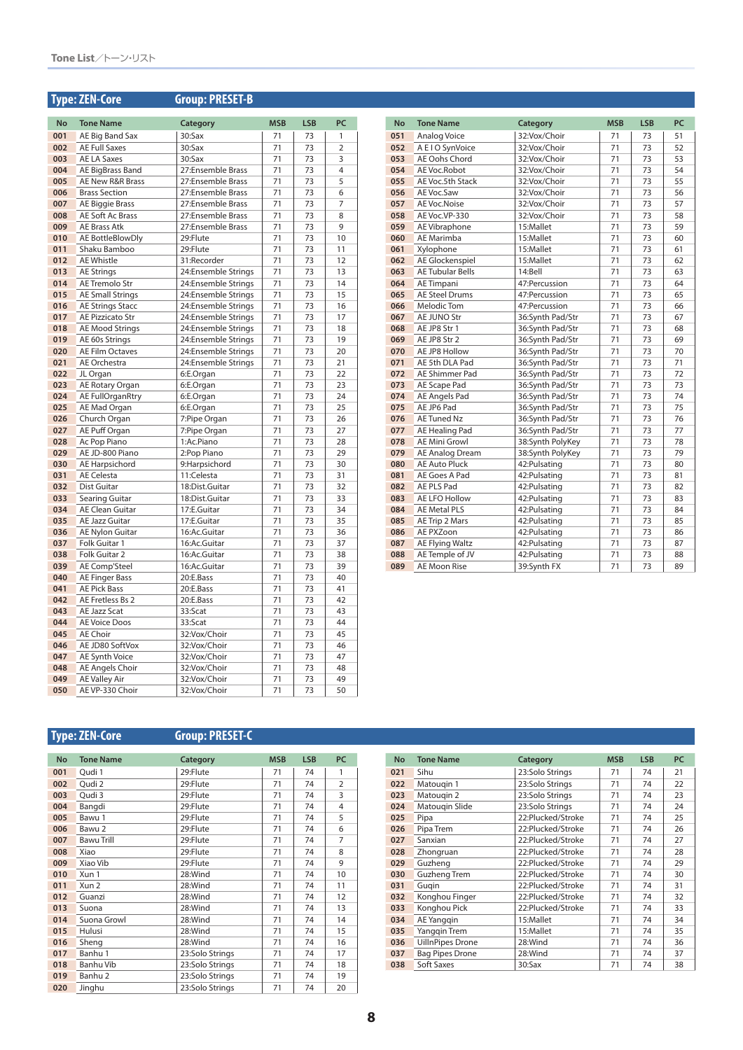## Type: ZEN-Core Group: PRESET-B

| No | Tone Name | Category | MSB | LSB | PC |
|---|---|---|---|---|---|
| 001 | AE Big Band Sax | 30:Sax | 71 | 73 | 1 |
| 002 | AE Full Saxes | 30:Sax | 71 | 73 | 2 |
| 003 | AE LA Saxes | 30:Sax | 71 | 73 | 3 |
| 004 | AE BigBrass Band | 27:Ensemble Brass | 71 | 73 | 4 |
| 005 | AE New R&R Brass | 27:Ensemble Brass | 71 | 73 | 5 |
| 006 | Brass Section | 27:Ensemble Brass | 71 | 73 | 6 |
| 007 | AE Biggie Brass | 27:Ensemble Brass | 71 | 73 | 7 |
| 008 | AE Soft Ac Brass | 27:Ensemble Brass | 71 | 73 | 8 |
| 009 | AE Brass Atk | 27:Ensemble Brass | 71 | 73 | 9 |
| 010 | AE BottleBlowDly | 29:Flute | 71 | 73 | 10 |
| 011 | Shaku Bamboo | 29:Flute | 71 | 73 | 11 |
| 012 | AE Whistle | 31:Recorder | 71 | 73 | 12 |
| 013 | AE Strings | 24:Ensemble Strings | 71 | 73 | 13 |
| 014 | AE Tremolo Str | 24:Ensemble Strings | 71 | 73 | 14 |
| 015 | AE Small Strings | 24:Ensemble Strings | 71 | 73 | 15 |
| 016 | AE Strings Stacc | 24:Ensemble Strings | 71 | 73 | 16 |
| 017 | AE Pizzicato Str | 24:Ensemble Strings | 71 | 73 | 17 |
| 018 | AE Mood Strings | 24:Ensemble Strings | 71 | 73 | 18 |
| 019 | AE 60s Strings | 24:Ensemble Strings | 71 | 73 | 19 |
| 020 | AE Film Octaves | 24:Ensemble Strings | 71 | 73 | 20 |
| 021 | AE Orchestra | 24:Ensemble Strings | 71 | 73 | 21 |
| 022 | JL Organ | 6:E.Organ | 71 | 73 | 22 |
| 023 | AE Rotary Organ | 6:E.Organ | 71 | 73 | 23 |
| 024 | AE FullOrganRtry | 6:E.Organ | 71 | 73 | 24 |
| 025 | AE Mad Organ | 6:E.Organ | 71 | 73 | 25 |
| 026 | Church Organ | 7:Pipe Organ | 71 | 73 | 26 |
| 027 | AE Puff Organ | 7:Pipe Organ | 71 | 73 | 27 |
| 028 | Ac Pop Piano | 1:Ac.Piano | 71 | 73 | 28 |
| 029 | AE JD-800 Piano | 2:Pop Piano | 71 | 73 | 29 |
| 030 | AE Harpsichord | 9:Harpsichord | 71 | 73 | 30 |
| 031 | AE Celesta | 11:Celesta | 71 | 73 | 31 |
| 032 | Dist Guitar | 18:Dist.Guitar | 71 | 73 | 32 |
| 033 | Searing Guitar | 18:Dist.Guitar | 71 | 73 | 33 |
| 034 | AE Clean Guitar | 17:E.Guitar | 71 | 73 | 34 |
| 035 | AE Jazz Guitar | 17:E.Guitar | 71 | 73 | 35 |
| 036 | AE Nylon Guitar | 16:Ac.Guitar | 71 | 73 | 36 |
| 037 | Folk Guitar 1 | 16:Ac.Guitar | 71 | 73 | 37 |
| 038 | Folk Guitar 2 | 16:Ac.Guitar | 71 | 73 | 38 |
| 039 | AE Comp'Steel | 16:Ac.Guitar | 71 | 73 | 39 |
| 040 | AE Finger Bass | 20:E.Bass | 71 | 73 | 40 |
| 041 | AE Pick Bass | 20:E.Bass | 71 | 73 | 41 |
| 042 | AE Fretless Bs 2 | 20:E.Bass | 71 | 73 | 42 |
| 043 | AE Jazz Scat | 33:Scat | 71 | 73 | 43 |
| 044 | AE Voice Doos | 33:Scat | 71 | 73 | 44 |
| 045 | AE Choir | 32:Vox/Choir | 71 | 73 | 45 |
| 046 | AE JD80 SoftVox | 32:Vox/Choir | 71 | 73 | 46 |
| 047 | AE Synth Voice | 32:Vox/Choir | 71 | 73 | 47 |
| 048 | AE Angels Choir | 32:Vox/Choir | 71 | 73 | 48 |
| 049 | AE Valley Air | 32:Vox/Choir | 71 | 73 | 49 |
| 050 | AE VP-330 Choir | 32:Vox/Choir | 71 | 73 | 50 |
| 051 | Analog Voice | 32:Vox/Choir | 71 | 73 | 51 |
| 052 | A E I O SynVoice | 32:Vox/Choir | 71 | 73 | 52 |
| 053 | AE Oohs Chord | 32:Vox/Choir | 71 | 73 | 53 |
| 054 | AE Voc.Robot | 32:Vox/Choir | 71 | 73 | 54 |
| 055 | AE Voc.5th Stack | 32:Vox/Choir | 71 | 73 | 55 |
| 056 | AE Voc.Saw | 32:Vox/Choir | 71 | 73 | 56 |
| 057 | AE Voc.Noise | 32:Vox/Choir | 71 | 73 | 57 |
| 058 | AE Voc.VP-330 | 32:Vox/Choir | 71 | 73 | 58 |
| 059 | AE Vibraphone | 15:Mallet | 71 | 73 | 59 |
| 060 | AE Marimba | 15:Mallet | 71 | 73 | 60 |
| 061 | Xylophone | 15:Mallet | 71 | 73 | 61 |
| 062 | AE Glockenspiel | 15:Mallet | 71 | 73 | 62 |
| 063 | AE Tubular Bells | 14:Bell | 71 | 73 | 63 |
| 064 | AE Timpani | 47:Percussion | 71 | 73 | 64 |
| 065 | AE Steel Drums | 47:Percussion | 71 | 73 | 65 |
| 066 | Melodic Tom | 47:Percussion | 71 | 73 | 66 |
| 067 | AE JUNO Str | 36:Synth Pad/Str | 71 | 73 | 67 |
| 068 | AE JP8 Str 1 | 36:Synth Pad/Str | 71 | 73 | 68 |
| 069 | AE JP8 Str 2 | 36:Synth Pad/Str | 71 | 73 | 69 |
| 070 | AE JP8 Hollow | 36:Synth Pad/Str | 71 | 73 | 70 |
| 071 | AE 5th DLA Pad | 36:Synth Pad/Str | 71 | 73 | 71 |
| 072 | AE Shimmer Pad | 36:Synth Pad/Str | 71 | 73 | 72 |
| 073 | AE Scape Pad | 36:Synth Pad/Str | 71 | 73 | 73 |
| 074 | AE Angels Pad | 36:Synth Pad/Str | 71 | 73 | 74 |
| 075 | AE JP6 Pad | 36:Synth Pad/Str | 71 | 73 | 75 |
| 076 | AE Tuned Nz | 36:Synth Pad/Str | 71 | 73 | 76 |
| 077 | AE Healing Pad | 36:Synth Pad/Str | 71 | 73 | 77 |
| 078 | AE Mini Growl | 38:Synth PolyKey | 71 | 73 | 78 |
| 079 | AE Analog Dream | 38:Synth PolyKey | 71 | 73 | 79 |
| 080 | AE Auto Pluck | 42:Pulsating | 71 | 73 | 80 |
| 081 | AE Goes A Pad | 42:Pulsating | 71 | 73 | 81 |
| 082 | AE PLS Pad | 42:Pulsating | 71 | 73 | 82 |
| 083 | AE LFO Hollow | 42:Pulsating | 71 | 73 | 83 |
| 084 | AE Metal PLS | 42:Pulsating | 71 | 73 | 84 |
| 085 | AE Trip 2 Mars | 42:Pulsating | 71 | 73 | 85 |
| 086 | AE PXZoon | 42:Pulsating | 71 | 73 | 86 |
| 087 | AE Flying Waltz | 42:Pulsating | 71 | 73 | 87 |
| 088 | AE Temple of JV | 42:Pulsating | 71 | 73 | 88 |
| 089 | AE Moon Rise | 39:Synth FX | 71 | 73 | 89 |

## Type: ZEN-Core Group: PRESET-C

| No | Tone Name | Category | MSB | LSB | PC |
|---|---|---|---|---|---|
| 001 | Qudi 1 | 29:Flute | 71 | 74 | 1 |
| 002 | Qudi 2 | 29:Flute | 71 | 74 | 2 |
| 003 | Qudi 3 | 29:Flute | 71 | 74 | 3 |
| 004 | Bangdi | 29:Flute | 71 | 74 | 4 |
| 005 | Bawu 1 | 29:Flute | 71 | 74 | 5 |
| 006 | Bawu 2 | 29:Flute | 71 | 74 | 6 |
| 007 | Bawu Trill | 29:Flute | 71 | 74 | 7 |
| 008 | Xiao | 29:Flute | 71 | 74 | 8 |
| 009 | Xiao Vib | 29:Flute | 71 | 74 | 9 |
| 010 | Xun 1 | 28:Wind | 71 | 74 | 10 |
| 011 | Xun 2 | 28:Wind | 71 | 74 | 11 |
| 012 | Guanzi | 28:Wind | 71 | 74 | 12 |
| 013 | Suona | 28:Wind | 71 | 74 | 13 |
| 014 | Suona Growl | 28:Wind | 71 | 74 | 14 |
| 015 | Hulusi | 28:Wind | 71 | 74 | 15 |
| 016 | Sheng | 28:Wind | 71 | 74 | 16 |
| 017 | Banhu 1 | 23:Solo Strings | 71 | 74 | 17 |
| 018 | Banhu Vib | 23:Solo Strings | 71 | 74 | 18 |
| 019 | Banhu 2 | 23:Solo Strings | 71 | 74 | 19 |
| 020 | Jinghu | 23:Solo Strings | 71 | 74 | 20 |
| 021 | Sihu | 23:Solo Strings | 71 | 74 | 21 |
| 022 | Matouqin 1 | 23:Solo Strings | 71 | 74 | 22 |
| 023 | Matouqin 2 | 23:Solo Strings | 71 | 74 | 23 |
| 024 | Matouqin Slide | 23:Solo Strings | 71 | 74 | 24 |
| 025 | Pipa | 22:Plucked/Stroke | 71 | 74 | 25 |
| 026 | Pipa Trem | 22:Plucked/Stroke | 71 | 74 | 26 |
| 027 | Sanxian | 22:Plucked/Stroke | 71 | 74 | 27 |
| 028 | Zhongruan | 22:Plucked/Stroke | 71 | 74 | 28 |
| 029 | Guzheng | 22:Plucked/Stroke | 71 | 74 | 29 |
| 030 | Guzheng Trem | 22:Plucked/Stroke | 71 | 74 | 30 |
| 031 | Guqin | 22:Plucked/Stroke | 71 | 74 | 31 |
| 032 | Konghou Finger | 22:Plucked/Stroke | 71 | 74 | 32 |
| 033 | Konghou Pick | 22:Plucked/Stroke | 71 | 74 | 33 |
| 034 | AE Yangqin | 15:Mallet | 71 | 74 | 34 |
| 035 | Yangqin Trem | 15:Mallet | 71 | 74 | 35 |
| 036 | UillnPipes Drone | 28:Wind | 71 | 74 | 36 |
| 037 | Bag Pipes Drone | 28:Wind | 71 | 74 | 37 |
| 038 | Soft Saxes | 30:Sax | 71 | 74 | 38 |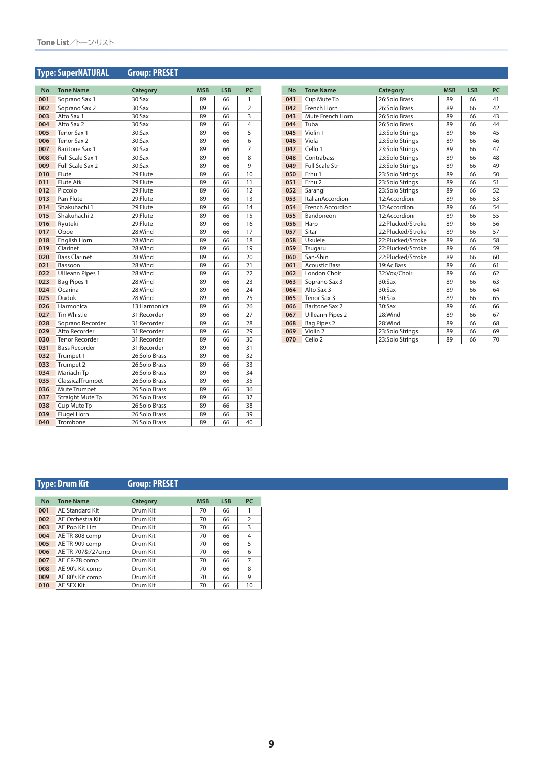## Type: SuperNATURAL Group: PRESET

| No | Tone Name | Category | MSB | LSB | PC |
|---|---|---|---|---|---|
| 001 | Soprano Sax 1 | 30:Sax | 89 | 66 | 1 |
| 002 | Soprano Sax 2 | 30:Sax | 89 | 66 | 2 |
| 003 | Alto Sax 1 | 30:Sax | 89 | 66 | 3 |
| 004 | Alto Sax 2 | 30:Sax | 89 | 66 | 4 |
| 005 | Tenor Sax 1 | 30:Sax | 89 | 66 | 5 |
| 006 | Tenor Sax 2 | 30:Sax | 89 | 66 | 6 |
| 007 | Baritone Sax 1 | 30:Sax | 89 | 66 | 7 |
| 008 | Full Scale Sax 1 | 30:Sax | 89 | 66 | 8 |
| 009 | Full Scale Sax 2 | 30:Sax | 89 | 66 | 9 |
| 010 | Flute | 29:Flute | 89 | 66 | 10 |
| 011 | Flute Atk | 29:Flute | 89 | 66 | 11 |
| 012 | Piccolo | 29:Flute | 89 | 66 | 12 |
| 013 | Pan Flute | 29:Flute | 89 | 66 | 13 |
| 014 | Shakuhachi 1 | 29:Flute | 89 | 66 | 14 |
| 015 | Shakuhachi 2 | 29:Flute | 89 | 66 | 15 |
| 016 | Ryuteki | 29:Flute | 89 | 66 | 16 |
| 017 | Oboe | 28:Wind | 89 | 66 | 17 |
| 018 | English Horn | 28:Wind | 89 | 66 | 18 |
| 019 | Clarinet | 28:Wind | 89 | 66 | 19 |
| 020 | Bass Clarinet | 28:Wind | 89 | 66 | 20 |
| 021 | Bassoon | 28:Wind | 89 | 66 | 21 |
| 022 | Uilleann Pipes 1 | 28:Wind | 89 | 66 | 22 |
| 023 | Bag Pipes 1 | 28:Wind | 89 | 66 | 23 |
| 024 | Ocarina | 28:Wind | 89 | 66 | 24 |
| 025 | Duduk | 28:Wind | 89 | 66 | 25 |
| 026 | Harmonica | 13:Harmonica | 89 | 66 | 26 |
| 027 | Tin Whistle | 31:Recorder | 89 | 66 | 27 |
| 028 | Soprano Recorder | 31:Recorder | 89 | 66 | 28 |
| 029 | Alto Recorder | 31:Recorder | 89 | 66 | 29 |
| 030 | Tenor Recorder | 31:Recorder | 89 | 66 | 30 |
| 031 | Bass Recorder | 31:Recorder | 89 | 66 | 31 |
| 032 | Trumpet 1 | 26:Solo Brass | 89 | 66 | 32 |
| 033 | Trumpet 2 | 26:Solo Brass | 89 | 66 | 33 |
| 034 | Mariachi Tp | 26:Solo Brass | 89 | 66 | 34 |
| 035 | ClassicalTrumpet | 26:Solo Brass | 89 | 66 | 35 |
| 036 | Mute Trumpet | 26:Solo Brass | 89 | 66 | 36 |
| 037 | Straight Mute Tp | 26:Solo Brass | 89 | 66 | 37 |
| 038 | Cup Mute Tp | 26:Solo Brass | 89 | 66 | 38 |
| 039 | Flugel Horn | 26:Solo Brass | 89 | 66 | 39 |
| 040 | Trombone | 26:Solo Brass | 89 | 66 | 40 |
| 041 | Cup Mute Tb | 26:Solo Brass | 89 | 66 | 41 |
| 042 | French Horn | 26:Solo Brass | 89 | 66 | 42 |
| 043 | Mute French Horn | 26:Solo Brass | 89 | 66 | 43 |
| 044 | Tuba | 26:Solo Brass | 89 | 66 | 44 |
| 045 | Violin 1 | 23:Solo Strings | 89 | 66 | 45 |
| 046 | Viola | 23:Solo Strings | 89 | 66 | 46 |
| 047 | Cello 1 | 23:Solo Strings | 89 | 66 | 47 |
| 048 | Contrabass | 23:Solo Strings | 89 | 66 | 48 |
| 049 | Full Scale Str | 23:Solo Strings | 89 | 66 | 49 |
| 050 | Erhu 1 | 23:Solo Strings | 89 | 66 | 50 |
| 051 | Erhu 2 | 23:Solo Strings | 89 | 66 | 51 |
| 052 | Sarangi | 23:Solo Strings | 89 | 66 | 52 |
| 053 | ItalianAccordion | 12:Accordion | 89 | 66 | 53 |
| 054 | French Accordion | 12:Accordion | 89 | 66 | 54 |
| 055 | Bandoneon | 12:Accordion | 89 | 66 | 55 |
| 056 | Harp | 22:Plucked/Stroke | 89 | 66 | 56 |
| 057 | Sitar | 22:Plucked/Stroke | 89 | 66 | 57 |
| 058 | Ukulele | 22:Plucked/Stroke | 89 | 66 | 58 |
| 059 | Tsugaru | 22:Plucked/Stroke | 89 | 66 | 59 |
| 060 | San-Shin | 22:Plucked/Stroke | 89 | 66 | 60 |
| 061 | Acoustic Bass | 19:Ac.Bass | 89 | 66 | 61 |
| 062 | London Choir | 32:Vox/Choir | 89 | 66 | 62 |
| 063 | Soprano Sax 3 | 30:Sax | 89 | 66 | 63 |
| 064 | Alto Sax 3 | 30:Sax | 89 | 66 | 64 |
| 065 | Tenor Sax 3 | 30:Sax | 89 | 66 | 65 |
| 066 | Baritone Sax 2 | 30:Sax | 89 | 66 | 66 |
| 067 | Uilleann Pipes 2 | 28:Wind | 89 | 66 | 67 |
| 068 | Bag Pipes 2 | 28:Wind | 89 | 66 | 68 |
| 069 | Violin 2 | 23:Solo Strings | 89 | 66 | 69 |
| 070 | Cello 2 | 23:Solo Strings | 89 | 66 | 70 |

## Type: Drum Kit Group: PRESET

| No | Tone Name | Category | MSB | LSB | PC |
|---|---|---|---|---|---|
| 001 | AE Standard Kit | Drum Kit | 70 | 66 | 1 |
| 002 | AE Orchestra Kit | Drum Kit | 70 | 66 | 2 |
| 003 | AE Pop Kit Lim | Drum Kit | 70 | 66 | 3 |
| 004 | AE TR-808 comp | Drum Kit | 70 | 66 | 4 |
| 005 | AE TR-909 comp | Drum Kit | 70 | 66 | 5 |
| 006 | AE TR-707&727cmp | Drum Kit | 70 | 66 | 6 |
| 007 | AE CR-78 comp | Drum Kit | 70 | 66 | 7 |
| 008 | AE 90's Kit comp | Drum Kit | 70 | 66 | 8 |
| 009 | AE 80's Kit comp | Drum Kit | 70 | 66 | 9 |
| 010 | AE SFX Kit | Drum Kit | 70 | 66 | 10 |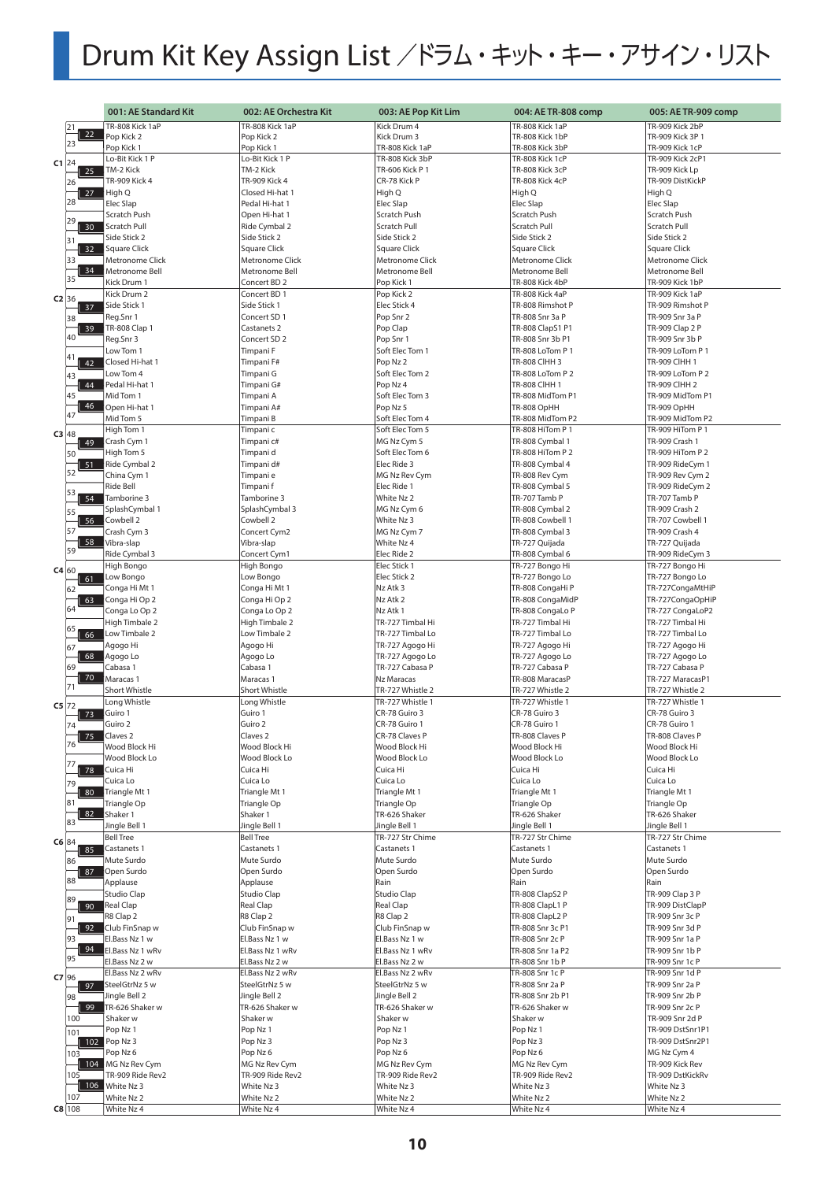# Drum Kit Key Assign List ／ドラム・キット・キー・アサイン・リスト

| | 001: AE Standard Kit | 002: AE Orchestra Kit | 003: AE Pop Kit Lim | 004: AE TR-808 comp | 005: AE TR-909 comp |
|---|---|---|---|---|---|
| 21 | TR-808 Kick 1aP | TR-808 Kick 1aP | Kick Drum 4 | TR-808 Kick 1aP | TR-909 Kick 2bP |
| 22 | Pop Kick 2 | Pop Kick 2 | Kick Drum 3 | TR-808 Kick 1bP | TR-909 Kick 3P 1 |
| 23 | Pop Kick 1 | Pop Kick 1 | TR-808 Kick 1aP | TR-808 Kick 3bP | TR-909 Kick 1cP |
| C1 24 | Lo-Bit Kick 1 P | Lo-Bit Kick 1 P | TR-808 Kick 3bP | TR-808 Kick 1cP | TR-909 Kick 2cP1 |
| 25 | TM-2 Kick | TM-2 Kick | TR-606 Kick P 1 | TR-808 Kick 3cP | TR-909 Kick Lp |
| 26 | TR-909 Kick 4 | TR-909 Kick 4 | CR-78 Kick P | TR-808 Kick 4cP | TR-909 DistKickP |
| 27 | High Q | Closed Hi-hat 1 | High Q | High Q | High Q |
| 28 | Elec Slap | Pedal Hi-hat 1 | Elec Slap | Elec Slap | Elec Slap |
| 29 | Scratch Push | Open Hi-hat 1 | Scratch Push | Scratch Push | Scratch Push |
| 30 | Scratch Pull | Ride Cymbal 2 | Scratch Pull | Scratch Pull | Scratch Pull |
| 31 | Side Stick 2 | Side Stick 2 | Side Stick 2 | Side Stick 2 | Side Stick 2 |
| 32 | Square Click | Square Click | Square Click | Square Click | Square Click |
| 33 | Metronome Click | Metronome Click | Metronome Click | Metronome Click | Metronome Click |
| 34 | Metronome Bell | Metronome Bell | Metronome Bell | Metronome Bell | Metronome Bell |
| 35 | Kick Drum 1 | Concert BD 2 | Pop Kick 1 | TR-808 Kick 4bP | TR-909 Kick 1bP |
| C2 36 | Kick Drum 2 | Concert BD 1 | Pop Kick 2 | TR-808 Kick 4aP | TR-909 Kick 1aP |
| 37 | Side Stick 1 | Side Stick 1 | Elec Stick 4 | TR-808 Rimshot P | TR-909 Rimshot P |
| 38 | Reg.Snr 1 | Concert SD 1 | Pop Snr 2 | TR-808 Snr 3a P | TR-909 Snr 3a P |
| 39 | TR-808 Clap 1 | Castanets 2 | Pop Clap | TR-808 ClapS1 P1 | TR-909 Clap 2 P |
| 40 | Reg.Snr 3 | Concert SD 2 | Pop Snr 1 | TR-808 Snr 3b P1 | TR-909 Snr 3b P |
| 41 | Low Tom 1 | Timpani F | Soft Elec Tom 1 | TR-808 LoTom P 1 | TR-909 LoTom P 1 |
| 42 | Closed Hi-hat 1 | Timpani F# | Pop Nz 2 | TR-808 ClHH 3 | TR-909 ClHH 1 |
| 43 | Low Tom 4 | Timpani G | Soft Elec Tom 2 | TR-808 LoTom P 2 | TR-909 LoTom P 2 |
| 44 | Pedal Hi-hat 1 | Timpani G# | Pop Nz 4 | TR-808 ClHH 1 | TR-909 ClHH 2 |
| 45 | Mid Tom 1 | Timpani A | Soft Elec Tom 3 | TR-808 MidTom P1 | TR-909 MidTom P1 |
| 46 | Open Hi-hat 1 | Timpani A# | Pop Nz 5 | TR-808 OpHH | TR-909 OpHH |
| 47 | Mid Tom 5 | Timpani B | Soft Elec Tom 4 | TR-808 MidTom P2 | TR-909 MidTom P2 |
| C3 48 | High Tom 1 | Timpani c | Soft Elec Tom 5 | TR-808 HiTom P 1 | TR-909 HiTom P 1 |
| 49 | Crash Cym 1 | Timpani c# | MG Nz Cym 5 | TR-808 Cymbal 1 | TR-909 Crash 1 |
| 50 | High Tom 5 | Timpani d | Soft Elec Tom 6 | TR-808 HiTom P 2 | TR-909 HiTom P 2 |
| 51 | Ride Cymbal 2 | Timpani d# | Elec Ride 3 | TR-808 Cymbal 4 | TR-909 RideCym 1 |
| 52 | China Cym 1 | Timpani e | MG Nz Rev Cym | TR-808 Rev Cym | TR-909 Rev Cym 2 |
| 53 | Ride Bell | Timpani f | Elec Ride 1 | TR-808 Cymbal 5 | TR-909 RideCym 2 |
| 54 | Tamborine 3 | Tamborine 3 | White Nz 2 | TR-707 Tamb P | TR-707 Tamb P |
| 55 | SplashCymbal 1 | SplashCymbal 3 | MG Nz Cym 6 | TR-808 Cymbal 2 | TR-909 Crash 2 |
| 56 | Cowbell 2 | Cowbell 2 | White Nz 3 | TR-808 Cowbell 1 | TR-707 Cowbell 1 |
| 57 | Crash Cym 3 | Concert Cym2 | MG Nz Cym 7 | TR-808 Cymbal 3 | TR-909 Crash 4 |
| 58 | Vibra-slap | Vibra-slap | White Nz 4 | TR-727 Quijada | TR-727 Quijada |
| 59 | Ride Cymbal 3 | Concert Cym1 | Elec Ride 2 | TR-808 Cymbal 6 | TR-909 RideCym 3 |
| C4 60 | High Bongo | High Bongo | Elec Stick 1 | TR-727 Bongo Hi | TR-727 Bongo Hi |
| 61 | Low Bongo | Low Bongo | Elec Stick 2 | TR-727 Bongo Lo | TR-727 Bongo Lo |
| 62 | Conga Hi Mt 1 | Conga Hi Mt 1 | Nz Atk 3 | TR-808 CongaHi P | TR-727CongaMtHiP |
| 63 | Conga Hi Op 2 | Conga Hi Op 2 | Nz Atk 2 | TR-808 CongaMidP | TR-727CongaOpHiP |
| 64 | Conga Lo Op 2 | Conga Lo Op 2 | Nz Atk 1 | TR-808 CongaLo P | TR-727 CongaLoP2 |
| 65 | High Timbale 2 | High Timbale 2 | TR-727 Timbal Hi | TR-727 Timbal Hi | TR-727 Timbal Hi |
| 66 | Low Timbale 2 | Low Timbale 2 | TR-727 Timbal Lo | TR-727 Timbal Lo | TR-727 Timbal Lo |
| 67 | Agogo Hi | Agogo Hi | TR-727 Agogo Hi | TR-727 Agogo Hi | TR-727 Agogo Hi |
| 68 | Agogo Lo | Agogo Lo | TR-727 Agogo Lo | TR-727 Agogo Lo | TR-727 Agogo Lo |
| 69 | Cabasa 1 | Cabasa 1 | TR-727 Cabasa P | TR-727 Cabasa P | TR-727 Cabasa P |
| 70 | Maracas 1 | Maracas 1 | Nz Maracas | TR-808 MaracasP | TR-727 MaracasP1 |
| 71 | Short Whistle | Short Whistle | TR-727 Whistle 2 | TR-727 Whistle 2 | TR-727 Whistle 2 |
| C5 72 | Long Whistle | Long Whistle | TR-727 Whistle 1 | TR-727 Whistle 1 | TR-727 Whistle 1 |
| 73 | Guiro 1 | Guiro 1 | CR-78 Guiro 3 | CR-78 Guiro 3 | CR-78 Guiro 3 |
| 74 | Guiro 2 | Guiro 2 | CR-78 Guiro 1 | CR-78 Guiro 1 | CR-78 Guiro 1 |
| 75 | Claves 2 | Claves 2 | CR-78 Claves P | TR-808 Claves P | TR-808 Claves P |
| 76 | Wood Block Hi | Wood Block Hi | Wood Block Hi | Wood Block Hi | Wood Block Hi |
| 77 | Wood Block Lo | Wood Block Lo | Wood Block Lo | Wood Block Lo | Wood Block Lo |
| 78 | Cuica Hi | Cuica Hi | Cuica Hi | Cuica Hi | Cuica Hi |
| 79 | Cuica Lo | Cuica Lo | Cuica Lo | Cuica Lo | Cuica Lo |
| 80 | Triangle Mt 1 | Triangle Mt 1 | Triangle Mt 1 | Triangle Mt 1 | Triangle Mt 1 |
| 81 | Triangle Op | Triangle Op | Triangle Op | Triangle Op | Triangle Op |
| 82 | Shaker 1 | Shaker 1 | TR-626 Shaker | TR-626 Shaker | TR-626 Shaker |
| 83 | Jingle Bell 1 | Jingle Bell 1 | Jingle Bell 1 | Jingle Bell 1 | Jingle Bell 1 |
| C6 84 | Bell Tree | Bell Tree | TR-727 Str Chime | TR-727 Str Chime | TR-727 Str Chime |
| 85 | Castanets 1 | Castanets 1 | Castanets 1 | Castanets 1 | Castanets 1 |
| 86 | Mute Surdo | Mute Surdo | Mute Surdo | Mute Surdo | Mute Surdo |
| 87 | Open Surdo | Open Surdo | Open Surdo | Open Surdo | Open Surdo |
| 88 | Applause | Applause | Rain | Rain | Rain |
| 89 | Studio Clap | Studio Clap | Studio Clap | TR-808 ClapS2 P | TR-909 Clap 3 P |
| 90 | Real Clap | Real Clap | Real Clap | TR-808 ClapL1 P | TR-909 DistClapP |
| 91 | R8 Clap 2 | R8 Clap 2 | R8 Clap 2 | TR-808 ClapL2 P | TR-909 Snr 3c P |
| 92 | Club FinSnap w | Club FinSnap w | Club FinSnap w | TR-808 Snr 3c P1 | TR-909 Snr 3d P |
| 93 | El.Bass Nz 1 w | El.Bass Nz 1 w | El.Bass Nz 1 w | TR-808 Snr 2c P | TR-909 Snr 1a P |
| 94 | El.Bass Nz 1 wRv | El.Bass Nz 1 wRv | El.Bass Nz 1 wRv | TR-808 Snr 1a P2 | TR-909 Snr 1b P |
| 95 | El.Bass Nz 2 w | El.Bass Nz 2 w | El.Bass Nz 2 w | TR-808 Snr 1b P | TR-909 Snr 1c P |
| C7 96 | El.Bass Nz 2 wRv | El.Bass Nz 2 wRv | El.Bass Nz 2 wRv | TR-808 Snr 1c P | TR-909 Snr 1d P |
| 97 | SteelGtrNz 5 w | SteelGtrNz 5 w | SteelGtrNz 5 w | TR-808 Snr 2a P | TR-909 Snr 2a P |
| 98 | Jingle Bell 2 | Jingle Bell 2 | Jingle Bell 2 | TR-808 Snr 2b P1 | TR-909 Snr 2b P |
| 99 | TR-626 Shaker w | TR-626 Shaker w | TR-626 Shaker w | TR-626 Shaker w | TR-909 Snr 2c P |
| 100 | Shaker w | Shaker w | Shaker w | Shaker w | TR-909 Snr 2d P |
| 101 | Pop Nz 1 | Pop Nz 1 | Pop Nz 1 | Pop Nz 1 | TR-909 DstSnr1P1 |
| 102 | Pop Nz 3 | Pop Nz 3 | Pop Nz 3 | Pop Nz 3 | TR-909 DstSnr2P1 |
| 103 | Pop Nz 6 | Pop Nz 6 | Pop Nz 6 | Pop Nz 6 | MG Nz Cym 4 |
| 104 | MG Nz Rev Cym | MG Nz Rev Cym | MG Nz Rev Cym | MG Nz Rev Cym | TR-909 Kick Rev |
| 105 | TR-909 Ride Rev2 | TR-909 Ride Rev2 | TR-909 Ride Rev2 | TR-909 Ride Rev2 | TR-909 DstKickRv |
| 106 | White Nz 3 | White Nz 3 | White Nz 3 | White Nz 3 | White Nz 3 |
| 107 | White Nz 2 | White Nz 2 | White Nz 2 | White Nz 2 | White Nz 2 |
| C8 108 | White Nz 4 | White Nz 4 | White Nz 4 | White Nz 4 | White Nz 4 |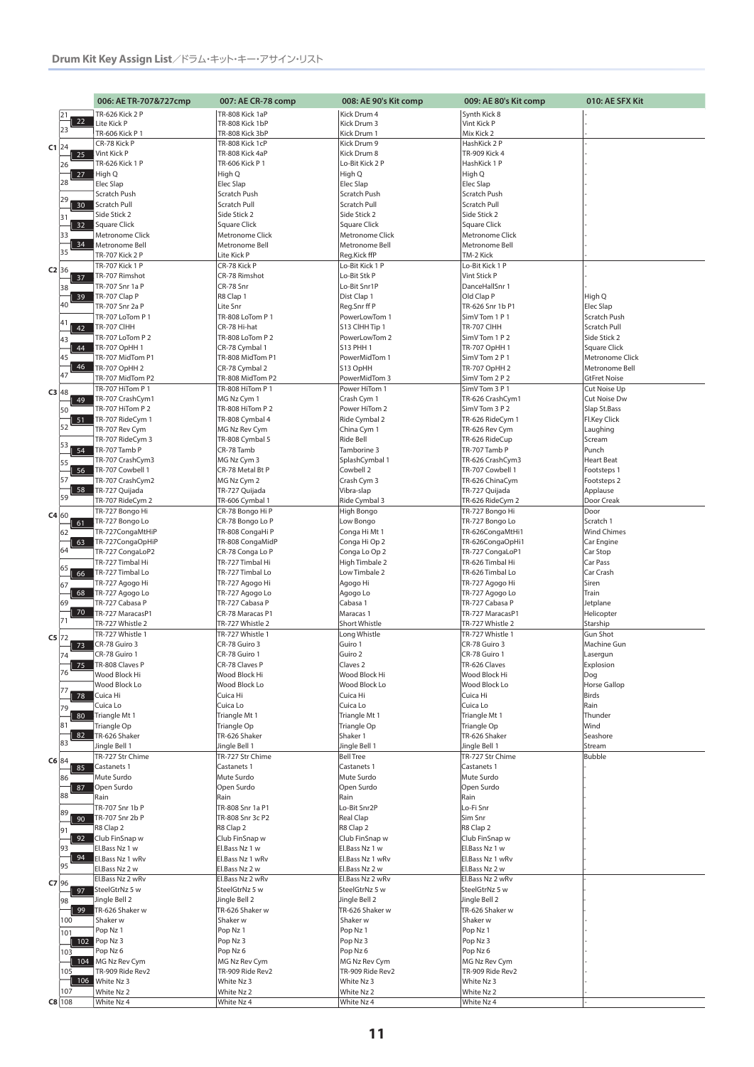## Drum Kit Key Assign List／ドラム・キット・キー・アサイン・リスト

| | 006: AE TR-707&727cmp | 007: AE CR-78 comp | 008: AE 90's Kit comp | 009: AE 80's Kit comp | 010: AE SFX Kit |
|---|---|---|---|---|---|
| 21 | TR-626 Kick 2 P | TR-808 Kick 1aP | Kick Drum 4 | Synth Kick 8 | - |
| 22 | Lite Kick P | TR-808 Kick 1bP | Kick Drum 3 | Vint Kick P | - |
| 23 | TR-606 Kick P 1 | TR-808 Kick 3bP | Kick Drum 1 | Mix Kick 2 | - |
| C1 24 | CR-78 Kick P | TR-808 Kick 1cP | Kick Drum 9 | HashKick 2 P | - |
| 25 | Vint Kick P | TR-808 Kick 4aP | Kick Drum 8 | TR-909 Kick 4 | - |
| 26 | TR-626 Kick 1 P | TR-606 Kick P 1 | Lo-Bit Kick 2 P | HashKick 1 P | - |
| 27 | High Q | High Q | High Q | High Q | - |
| 28 | Elec Slap | Elec Slap | Elec Slap | Elec Slap | - |
| 29 | Scratch Push | Scratch Push | Scratch Push | Scratch Push | - |
| 30 | Scratch Pull | Scratch Pull | Scratch Pull | Scratch Pull | - |
| 31 | Side Stick 2 | Side Stick 2 | Side Stick 2 | Side Stick 2 | - |
| 32 | Square Click | Square Click | Square Click | Square Click | - |
| 33 | Metronome Click | Metronome Click | Metronome Click | Metronome Click | - |
| 34 | Metronome Bell | Metronome Bell | Metronome Bell | Metronome Bell | - |
| 35 | TR-707 Kick 2 P | Lite Kick P | Reg.Kick ffP | TM-2 Kick | - |
| C2 36 | TR-707 Kick 1 P | CR-78 Kick P | Lo-Bit Kick 1 P | Lo-Bit Kick 1 P | - |
| 37 | TR-707 Rimshot | CR-78 Rimshot | Lo-Bit Stk P | Vint Stick P | - |
| 38 | TR-707 Snr 1a P | CR-78 Snr | Lo-Bit Snr1P | DanceHallSnr 1 | - |
| 39 | TR-707 Clap P | R8 Clap 1 | Dist Clap 1 | Old Clap P | High Q |
| 40 | TR-707 Snr 2a P | Lite Snr | Reg.Snr ff P | TR-626 Snr 1b P1 | Elec Slap |
| 41 | TR-707 LoTom P 1 | TR-808 LoTom P 1 | PowerLowTom 1 | SimV Tom 1 P 1 | Scratch Push |
| 42 | TR-707 ClHH | CR-78 Hi-hat | S13 ClHH Tip 1 | TR-707 ClHH | Scratch Pull |
| 43 | TR-707 LoTom P 2 | TR-808 LoTom P 2 | PowerLowTom 2 | SimV Tom 1 P 2 | Side Stick 2 |
| 44 | TR-707 OpHH 1 | CR-78 Cymbal 1 | S13 PHH 1 | TR-707 OpHH 1 | Square Click |
| 45 | TR-707 MidTom P1 | TR-808 MidTom P1 | PowerMidTom 1 | SimV Tom 2 P 1 | Metronome Click |
| 46 | TR-707 OpHH 2 | CR-78 Cymbal 2 | S13 OpHH | TR-707 OpHH 2 | Metronome Bell |
| 47 | TR-707 MidTom P2 | TR-808 MidTom P2 | PowerMidTom 3 | SimV Tom 2 P 2 | GtFret Noise |
| C3 48 | TR-707 HiTom P 1 | TR-808 HiTom P 1 | Power HiTom 1 | SimV Tom 3 P 1 | Cut Noise Up |
| 49 | TR-707 CrashCym1 | MG Nz Cym 1 | Crash Cym 1 | TR-626 CrashCym1 | Cut Noise Dw |
| 50 | TR-707 HiTom P 2 | TR-808 HiTom P 2 | Power HiTom 2 | SimV Tom 3 P 2 | Slap St.Bass |
| 51 | TR-707 RideCym 1 | TR-808 Cymbal 4 | Ride Cymbal 2 | TR-626 RideCym 1 | Fl.Key Click |
| 52 | TR-707 Rev Cym | MG Nz Rev Cym | China Cym 1 | TR-626 Rev Cym | Laughing |
| 53 | TR-707 RideCym 3 | TR-808 Cymbal 5 | Ride Bell | TR-626 RideCup | Scream |
| 54 | TR-707 Tamb P | CR-78 Tamb | Tamborine 3 | TR-707 Tamb P | Punch |
| 55 | TR-707 CrashCym3 | MG Nz Cym 3 | SplashCymbal 1 | TR-626 CrashCym3 | Heart Beat |
| 56 | TR-707 Cowbell 1 | CR-78 Metal Bt P | Cowbell 2 | TR-707 Cowbell 1 | Footsteps 1 |
| 57 | TR-707 CrashCym2 | MG Nz Cym 2 | Crash Cym 3 | TR-626 ChinaCym | Footsteps 2 |
| 58 | TR-727 Quijada | TR-727 Quijada | Vibra-slap | TR-727 Quijada | Applause |
| 59 | TR-707 RideCym 2 | TR-606 Cymbal 1 | Ride Cymbal 3 | TR-626 RideCym 2 | Door Creak |
| C4 60 | TR-727 Bongo Hi | CR-78 Bongo Hi P | High Bongo | TR-727 Bongo Hi | Door |
| 61 | TR-727 Bongo Lo | CR-78 Bongo Lo P | Low Bongo | TR-727 Bongo Lo | Scratch 1 |
| 62 | TR-727CongaMtHiP | TR-808 CongaHi P | Conga Hi Mt 1 | TR-626CongaMtHi1 | Wind Chimes |
| 63 | TR-727CongaOpHiP | TR-808 CongaMidP | Conga Hi Op 2 | TR-626CongaOpHi1 | Car Engine |
| 64 | TR-727 CongaLoP2 | CR-78 Conga Lo P | Conga Lo Op 2 | TR-727 CongaLoP1 | Car Stop |
| 65 | TR-727 Timbal Hi | TR-727 Timbal Hi | High Timbale 2 | TR-626 Timbal Hi | Car Pass |
| 66 | TR-727 Timbal Lo | TR-727 Timbal Lo | Low Timbale 2 | TR-626 Timbal Lo | Car Crash |
| 67 | TR-727 Agogo Hi | TR-727 Agogo Hi | Agogo Hi | TR-727 Agogo Hi | Siren |
| 68 | TR-727 Agogo Lo | TR-727 Agogo Lo | Agogo Lo | TR-727 Agogo Lo | Train |
| 69 | TR-727 Cabasa P | TR-727 Cabasa P | Cabasa 1 | TR-727 Cabasa P | Jetplane |
| 70 | TR-727 MaracasP1 | CR-78 Maracas P1 | Maracas 1 | TR-727 MaracasP1 | Helicopter |
| 71 | TR-727 Whistle 2 | TR-727 Whistle 2 | Short Whistle | TR-727 Whistle 2 | Starship |
| C5 72 | TR-727 Whistle 1 | TR-727 Whistle 1 | Long Whistle | TR-727 Whistle 1 | Gun Shot |
| 73 | CR-78 Guiro 3 | CR-78 Guiro 3 | Guiro 1 | CR-78 Guiro 3 | Machine Gun |
| 74 | CR-78 Guiro 1 | CR-78 Guiro 1 | Guiro 2 | CR-78 Guiro 1 | Lasergun |
| 75 | TR-808 Claves P | CR-78 Claves P | Claves 2 | TR-626 Claves | Explosion |
| 76 | Wood Block Hi | Wood Block Hi | Wood Block Hi | Wood Block Hi | Dog |
| 77 | Wood Block Lo | Wood Block Lo | Wood Block Lo | Wood Block Lo | Horse Gallop |
| 78 | Cuica Hi | Cuica Hi | Cuica Hi | Cuica Hi | Birds |
| 79 | Cuica Lo | Cuica Lo | Cuica Lo | Cuica Lo | Rain |
| 80 | Triangle Mt 1 | Triangle Mt 1 | Triangle Mt 1 | Triangle Mt 1 | Thunder |
| 81 | Triangle Op | Triangle Op | Triangle Op | Triangle Op | Wind |
| 82 | TR-626 Shaker | TR-626 Shaker | Shaker 1 | TR-626 Shaker | Seashore |
| 83 | Jingle Bell 1 | Jingle Bell 1 | Jingle Bell 1 | Jingle Bell 1 | Stream |
| C6 84 | TR-727 Str Chime | TR-727 Str Chime | Bell Tree | TR-727 Str Chime | Bubble |
| 85 | Castanets 1 | Castanets 1 | Castanets 1 | Castanets 1 | - |
| 86 | Mute Surdo | Mute Surdo | Mute Surdo | Mute Surdo | - |
| 87 | Open Surdo | Open Surdo | Open Surdo | Open Surdo | - |
| 88 | Rain | Rain | Rain | Rain | - |
| 89 | TR-707 Snr 1b P | TR-808 Snr 1a P1 | Lo-Bit Snr2P | Lo-Fi Snr | - |
| 90 | TR-707 Snr 2b P | TR-808 Snr 3c P2 | Real Clap | Sim Snr | - |
| 91 | R8 Clap 2 | R8 Clap 2 | R8 Clap 2 | R8 Clap 2 | - |
| 92 | Club FinSnap w | Club FinSnap w | Club FinSnap w | Club FinSnap w | - |
| 93 | El.Bass Nz 1 w | El.Bass Nz 1 w | El.Bass Nz 1 w | El.Bass Nz 1 w | - |
| 94 | El.Bass Nz 1 wRv | El.Bass Nz 1 wRv | El.Bass Nz 1 wRv | El.Bass Nz 1 wRv | - |
| 95 | El.Bass Nz 2 w | El.Bass Nz 2 w | El.Bass Nz 2 w | El.Bass Nz 2 w | - |
| C7 96 | El.Bass Nz 2 wRv | El.Bass Nz 2 wRv | El.Bass Nz 2 wRv | El.Bass Nz 2 wRv | - |
| 97 | SteelGtrNz 5 w | SteelGtrNz 5 w | SteelGtrNz 5 w | SteelGtrNz 5 w | - |
| 98 | Jingle Bell 2 | Jingle Bell 2 | Jingle Bell 2 | Jingle Bell 2 | - |
| 99 | TR-626 Shaker w | TR-626 Shaker w | TR-626 Shaker w | TR-626 Shaker w | - |
| 100 | Shaker w | Shaker w | Shaker w | Shaker w | - |
| 101 | Pop Nz 1 | Pop Nz 1 | Pop Nz 1 | Pop Nz 1 | - |
| 102 | Pop Nz 3 | Pop Nz 3 | Pop Nz 3 | Pop Nz 3 | - |
| 103 | Pop Nz 6 | Pop Nz 6 | Pop Nz 6 | Pop Nz 6 | - |
| 104 | MG Nz Rev Cym | MG Nz Rev Cym | MG Nz Rev Cym | MG Nz Rev Cym | - |
| 105 | TR-909 Ride Rev2 | TR-909 Ride Rev2 | TR-909 Ride Rev2 | TR-909 Ride Rev2 | - |
| 106 | White Nz 3 | White Nz 3 | White Nz 3 | White Nz 3 | - |
| 107 | White Nz 2 | White Nz 2 | White Nz 2 | White Nz 2 | - |
| C8 108 | White Nz 4 | White Nz 4 | White Nz 4 | White Nz 4 | - |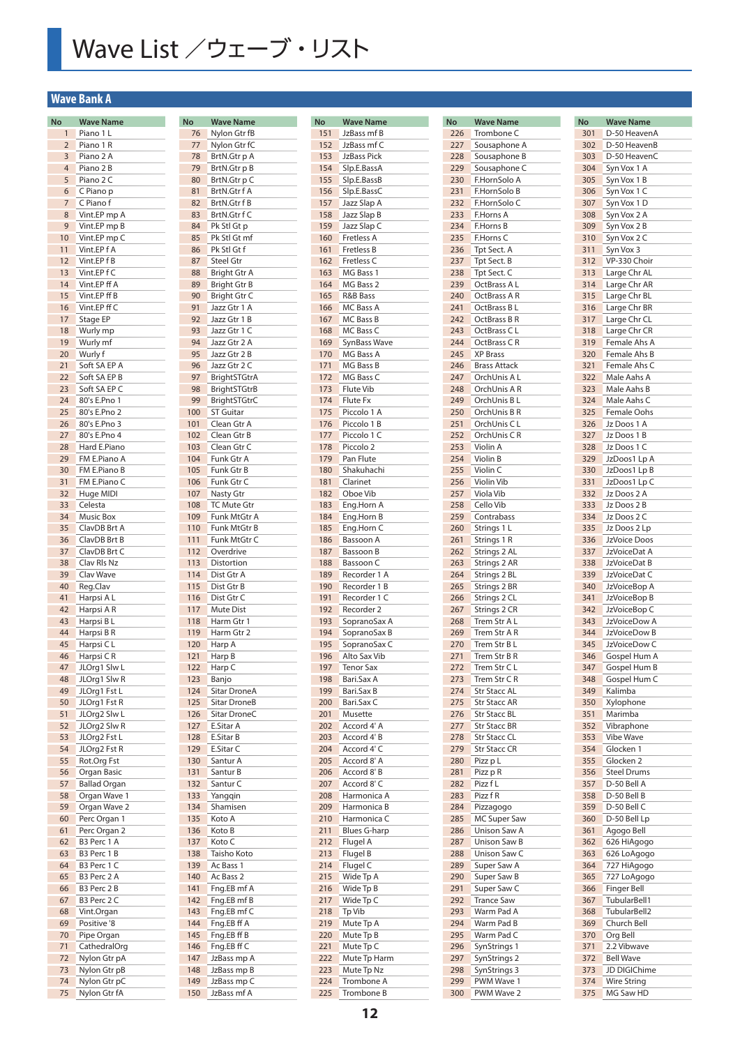# Wave List ／ウェーブ・リスト

## Wave Bank A

| No | Wave Name | No | Wave Name | No | Wave Name | No | Wave Name | No | Wave Name |
|---|---|---|---|---|---|---|---|---|---|
| 1 | Piano 1 L | 76 | Nylon Gtr fB | 151 | JzBass mf B | 226 | Trombone C | 301 | D-50 HeavenA |
| 2 | Piano 1 R | 77 | Nylon Gtr fC | 152 | JzBass mf C | 227 | Sousaphone A | 302 | D-50 HeavenB |
| 3 | Piano 2 A | 78 | BrtN.Gtr p A | 153 | JzBass Pick | 228 | Sousaphone B | 303 | D-50 HeavenC |
| 4 | Piano 2 B | 79 | BrtN.Gtr p B | 154 | Slp.E.BassA | 229 | Sousaphone C | 304 | Syn Vox 1 A |
| 5 | Piano 2 C | 80 | BrtN.Gtr p C | 155 | Slp.E.BassB | 230 | F.HornSolo A | 305 | Syn Vox 1 B |
| 6 | C Piano p | 81 | BrtN.Gtr f A | 156 | Slp.E.BassC | 231 | F.HornSolo B | 306 | Syn Vox 1 C |
| 7 | C Piano f | 82 | BrtN.Gtr f B | 157 | Jazz Slap A | 232 | F.HornSolo C | 307 | Syn Vox 1 D |
| 8 | Vint.EP mp A | 83 | BrtN.Gtr f C | 158 | Jazz Slap B | 233 | F.Horns A | 308 | Syn Vox 2 A |
| 9 | Vint.EP mp B | 84 | Pk Stl Gt p | 159 | Jazz Slap C | 234 | F.Horns B | 309 | Syn Vox 2 B |
| 10 | Vint.EP mp C | 85 | Pk Stl Gt mf | 160 | Fretless A | 235 | F.Horns C | 310 | Syn Vox 2 C |
| 11 | Vint.EP f A | 86 | Pk Stl Gt f | 161 | Fretless B | 236 | Tpt Sect. A | 311 | Syn Vox 3 |
| 12 | Vint.EP f B | 87 | Steel Gtr | 162 | Fretless C | 237 | Tpt Sect. B | 312 | VP-330 Choir |
| 13 | Vint.EP f C | 88 | Bright Gtr A | 163 | MG Bass 1 | 238 | Tpt Sect. C | 313 | Large Chr AL |
| 14 | Vint.EP ff A | 89 | Bright Gtr B | 164 | MG Bass 2 | 239 | OctBrass A L | 314 | Large Chr AR |
| 15 | Vint.EP ff B | 90 | Bright Gtr C | 165 | R&B Bass | 240 | OctBrass A R | 315 | Large Chr BL |
| 16 | Vint.EP ff C | 91 | Jazz Gtr 1 A | 166 | MC Bass A | 241 | OctBrass B L | 316 | Large Chr BR |
| 17 | Stage EP | 92 | Jazz Gtr 1 B | 167 | MC Bass B | 242 | OctBrass B R | 317 | Large Chr CL |
| 18 | Wurly mp | 93 | Jazz Gtr 1 C | 168 | MC Bass C | 243 | OctBrass C L | 318 | Large Chr CR |
| 19 | Wurly mf | 94 | Jazz Gtr 2 A | 169 | SynBass Wave | 244 | OctBrass C R | 319 | Female Ahs A |
| 20 | Wurly f | 95 | Jazz Gtr 2 B | 170 | MG Bass A | 245 | XP Brass | 320 | Female Ahs B |
| 21 | Soft SA EP A | 96 | Jazz Gtr 2 C | 171 | MG Bass B | 246 | Brass Attack | 321 | Female Ahs C |
| 22 | Soft SA EP B | 97 | BrightSTGtrA | 172 | MG Bass C | 247 | OrchUnis A L | 322 | Male Aahs A |
| 23 | Soft SA EP C | 98 | BrightSTGtrB | 173 | Flute Vib | 248 | OrchUnis A R | 323 | Male Aahs B |
| 24 | 80's E.Pno 1 | 99 | BrightSTGtrC | 174 | Flute Fx | 249 | OrchUnis B L | 324 | Male Aahs C |
| 25 | 80's E.Pno 2 | 100 | ST Guitar | 175 | Piccolo 1 A | 250 | OrchUnis B R | 325 | Female Oohs |
| 26 | 80's E.Pno 3 | 101 | Clean Gtr A | 176 | Piccolo 1 B | 251 | OrchUnis C L | 326 | Jz Doos 1 A |
| 27 | 80's E.Pno 4 | 102 | Clean Gtr B | 177 | Piccolo 1 C | 252 | OrchUnis C R | 327 | Jz Doos 1 B |
| 28 | Hard E.Piano | 103 | Clean Gtr C | 178 | Piccolo 2 | 253 | Violin A | 328 | Jz Doos 1 C |
| 29 | FM E.Piano A | 104 | Funk Gtr A | 179 | Pan Flute | 254 | Violin B | 329 | JzDoos1 Lp A |
| 30 | FM E.Piano B | 105 | Funk Gtr B | 180 | Shakuhachi | 255 | Violin C | 330 | JzDoos1 Lp B |
| 31 | FM E.Piano C | 106 | Funk Gtr C | 181 | Clarinet | 256 | Violin Vib | 331 | JzDoos1 Lp C |
| 32 | Huge MIDI | 107 | Nasty Gtr | 182 | Oboe Vib | 257 | Viola Vib | 332 | Jz Doos 2 A |
| 33 | Celesta | 108 | TC Mute Gtr | 183 | Eng.Horn A | 258 | Cello Vib | 333 | Jz Doos 2 B |
| 34 | Music Box | 109 | Funk MtGtr A | 184 | Eng.Horn B | 259 | Contrabass | 334 | Jz Doos 2 C |
| 35 | ClavDB Brt A | 110 | Funk MtGtr B | 185 | Eng.Horn C | 260 | Strings 1 L | 335 | Jz Doos 2 Lp |
| 36 | ClavDB Brt B | 111 | Funk MtGtr C | 186 | Bassoon A | 261 | Strings 1 R | 336 | JzVoice Doos |
| 37 | ClavDB Brt C | 112 | Overdrive | 187 | Bassoon B | 262 | Strings 2 AL | 337 | JzVoiceDat A |
| 38 | Clav Rls Nz | 113 | Distortion | 188 | Bassoon C | 263 | Strings 2 AR | 338 | JzVoiceDat B |
| 39 | Clav Wave | 114 | Dist Gtr A | 189 | Recorder 1 A | 264 | Strings 2 BL | 339 | JzVoiceDat C |
| 40 | Reg.Clav | 115 | Dist Gtr B | 190 | Recorder 1 B | 265 | Strings 2 BR | 340 | JzVoiceBop A |
| 41 | Harpsi A L | 116 | Dist Gtr C | 191 | Recorder 1 C | 266 | Strings 2 CL | 341 | JzVoiceBop B |
| 42 | Harpsi A R | 117 | Mute Dist | 192 | Recorder 2 | 267 | Strings 2 CR | 342 | JzVoiceBop C |
| 43 | Harpsi B L | 118 | Harm Gtr 1 | 193 | SopranoSax A | 268 | Trem Str A L | 343 | JzVoiceDow A |
| 44 | Harpsi B R | 119 | Harm Gtr 2 | 194 | SopranoSax B | 269 | Trem Str A R | 344 | JzVoiceDow B |
| 45 | Harpsi C L | 120 | Harp A | 195 | SopranoSax C | 270 | Trem Str B L | 345 | JzVoiceDow C |
| 46 | Harpsi C R | 121 | Harp B | 196 | Alto Sax Vib | 271 | Trem Str B R | 346 | Gospel Hum A |
| 47 | JLOrg1 Slw L | 122 | Harp C | 197 | Tenor Sax | 272 | Trem Str C L | 347 | Gospel Hum B |
| 48 | JLOrg1 Slw R | 123 | Banjo | 198 | Bari.Sax A | 273 | Trem Str C R | 348 | Gospel Hum C |
| 49 | JLOrg1 Fst L | 124 | Sitar DroneA | 199 | Bari.Sax B | 274 | Str Stacc AL | 349 | Kalimba |
| 50 | JLOrg1 Fst R | 125 | Sitar DroneB | 200 | Bari.Sax C | 275 | Str Stacc AR | 350 | Xylophone |
| 51 | JLOrg2 Slw L | 126 | Sitar DroneC | 201 | Musette | 276 | Str Stacc BL | 351 | Marimba |
| 52 | JLOrg2 Slw R | 127 | E.Sitar A | 202 | Accord 4' A | 277 | Str Stacc BR | 352 | Vibraphone |
| 53 | JLOrg2 Fst L | 128 | E.Sitar B | 203 | Accord 4' B | 278 | Str Stacc CL | 353 | Vibe Wave |
| 54 | JLOrg2 Fst R | 129 | E.Sitar C | 204 | Accord 4' C | 279 | Str Stacc CR | 354 | Glocken 1 |
| 55 | Rot.Org Fst | 130 | Santur A | 205 | Accord 8' A | 280 | Pizz p L | 355 | Glocken 2 |
| 56 | Organ Basic | 131 | Santur B | 206 | Accord 8' B | 281 | Pizz p R | 356 | Steel Drums |
| 57 | Ballad Organ | 132 | Santur C | 207 | Accord 8' C | 282 | Pizz f L | 357 | D-50 Bell A |
| 58 | Organ Wave 1 | 133 | Yangqin | 208 | Harmonica A | 283 | Pizz f R | 358 | D-50 Bell B |
| 59 | Organ Wave 2 | 134 | Shamisen | 209 | Harmonica B | 284 | Pizzagogo | 359 | D-50 Bell C |
| 60 | Perc Organ 1 | 135 | Koto A | 210 | Harmonica C | 285 | MC Super Saw | 360 | D-50 Bell Lp |
| 61 | Perc Organ 2 | 136 | Koto B | 211 | Blues G-harp | 286 | Unison Saw A | 361 | Agogo Bell |
| 62 | B3 Perc 1 A | 137 | Koto C | 212 | Flugel A | 287 | Unison Saw B | 362 | 626 HiAgogo |
| 63 | B3 Perc 1 B | 138 | Taisho Koto | 213 | Flugel B | 288 | Unison Saw C | 363 | 626 LoAgogo |
| 64 | B3 Perc 1 C | 139 | Ac Bass 1 | 214 | Flugel C | 289 | Super Saw A | 364 | 727 HiAgogo |
| 65 | B3 Perc 2 A | 140 | Ac Bass 2 | 215 | Wide Tp A | 290 | Super Saw B | 365 | 727 LoAgogo |
| 66 | B3 Perc 2 B | 141 | Fng.EB mf A | 216 | Wide Tp B | 291 | Super Saw C | 366 | Finger Bell |
| 67 | B3 Perc 2 C | 142 | Fng.EB mf B | 217 | Wide Tp C | 292 | Trance Saw | 367 | TubularBell1 |
| 68 | Vint.Organ | 143 | Fng.EB mf C | 218 | Tp Vib | 293 | Warm Pad A | 368 | TubularBell2 |
| 69 | Positive '8 | 144 | Fng.EB ff A | 219 | Mute Tp A | 294 | Warm Pad B | 369 | Church Bell |
| 70 | Pipe Organ | 145 | Fng.EB ff B | 220 | Mute Tp B | 295 | Warm Pad C | 370 | Org Bell |
| 71 | CathedralOrg | 146 | Fng.EB ff C | 221 | Mute Tp C | 296 | SynStrings 1 | 371 | 2.2 Vibwave |
| 72 | Nylon Gtr pA | 147 | JzBass mp A | 222 | Mute Tp Harm | 297 | SynStrings 2 | 372 | Bell Wave |
| 73 | Nylon Gtr pB | 148 | JzBass mp B | 223 | Mute Tp Nz | 298 | SynStrings 3 | 373 | JD DIGIChime |
| 74 | Nylon Gtr pC | 149 | JzBass mp C | 224 | Trombone A | 299 | PWM Wave 1 | 374 | Wire String |
| 75 | Nylon Gtr fA | 150 | JzBass mf A | 225 | Trombone B | 300 | PWM Wave 2 | 375 | MG Saw HD |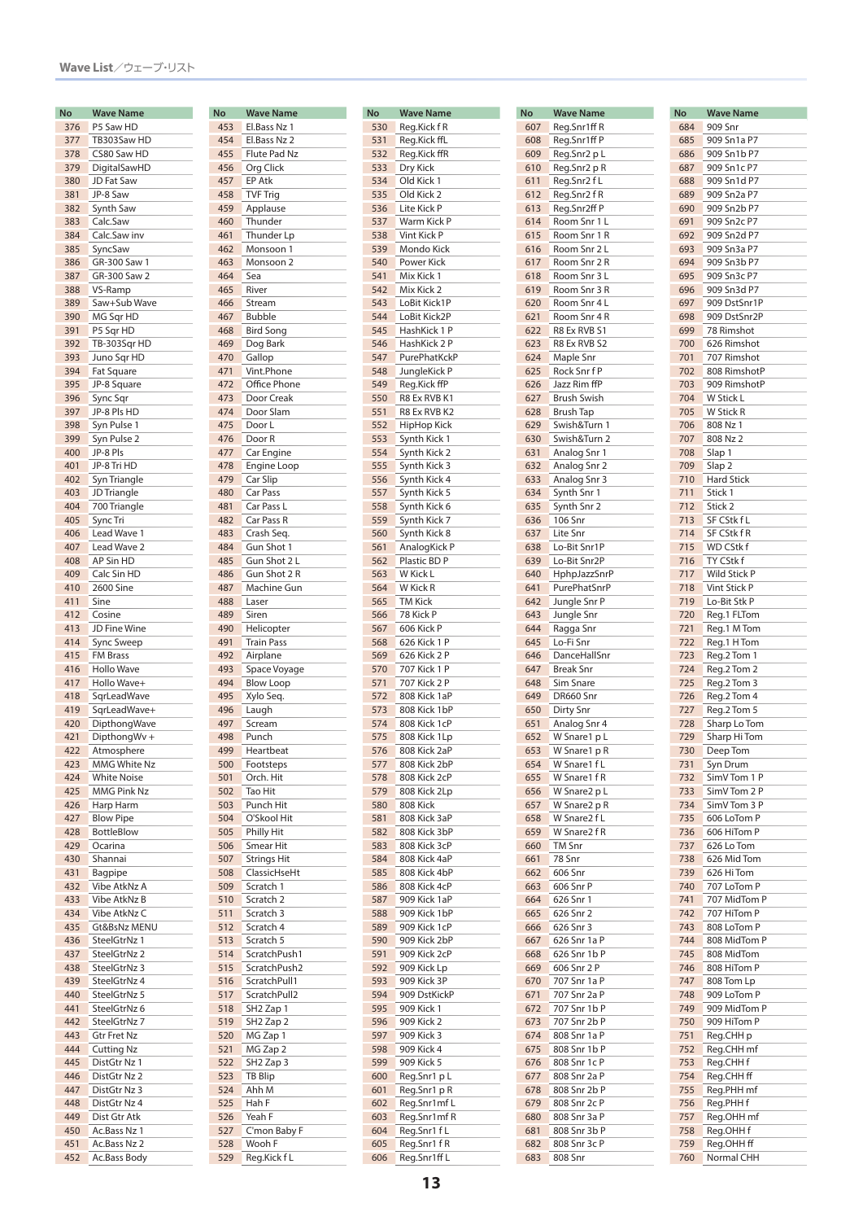## Wave List／ウェーブ·リスト

| No | Wave Name |
|---|---|
| 376 | P5 Saw HD |
| 377 | TB303Saw HD |
| 378 | CS80 Saw HD |
| 379 | DigitalSawHD |
| 380 | JD Fat Saw |
| 381 | JP-8 Saw |
| 382 | Synth Saw |
| 383 | Calc.Saw |
| 384 | Calc.Saw inv |
| 385 | SyncSaw |
| 386 | GR-300 Saw 1 |
| 387 | GR-300 Saw 2 |
| 388 | VS-Ramp |
| 389 | Saw+Sub Wave |
| 390 | MG Sqr HD |
| 391 | P5 Sqr HD |
| 392 | TB-303Sqr HD |
| 393 | Juno Sqr HD |
| 394 | Fat Square |
| 395 | JP-8 Square |
| 396 | Sync Sqr |
| 397 | JP-8 Pls HD |
| 398 | Syn Pulse 1 |
| 399 | Syn Pulse 2 |
| 400 | JP-8 Pls |
| 401 | JP-8 Tri HD |
| 402 | Syn Triangle |
| 403 | JD Triangle |
| 404 | 700 Triangle |
| 405 | Sync Tri |
| 406 | Lead Wave 1 |
| 407 | Lead Wave 2 |
| 408 | AP Sin HD |
| 409 | Calc Sin HD |
| 410 | 2600 Sine |
| 411 | Sine |
| 412 | Cosine |
| 413 | JD Fine Wine |
| 414 | Sync Sweep |
| 415 | FM Brass |
| 416 | Hollo Wave |
| 417 | Hollo Wave+ |
| 418 | SqrLeadWave |
| 419 | SqrLeadWave+ |
| 420 | DipthongWave |
| 421 | DipthongWv + |
| 422 | Atmosphere |
| 423 | MMG White Nz |
| 424 | White Noise |
| 425 | MMG Pink Nz |
| 426 | Harp Harm |
| 427 | Blow Pipe |
| 428 | BottleBlow |
| 429 | Ocarina |
| 430 | Shannai |
| 431 | Bagpipe |
| 432 | Vibe AtkNz A |
| 433 | Vibe AtkNz B |
| 434 | Vibe AtkNz C |
| 435 | Gt&BsNz MENU |
| 436 | SteelGtrNz 1 |
| 437 | SteelGtrNz 2 |
| 438 | SteelGtrNz 3 |
| 439 | SteelGtrNz 4 |
| 440 | SteelGtrNz 5 |
| 441 | SteelGtrNz 6 |
| 442 | SteelGtrNz 7 |
| 443 | Gtr Fret Nz |
| 444 | Cutting Nz |
| 445 | DistGtr Nz 1 |
| 446 | DistGtr Nz 2 |
| 447 | DistGtr Nz 3 |
| 448 | DistGtr Nz 4 |
| 449 | Dist Gtr Atk |
| 450 | Ac.Bass Nz 1 |
| 451 | Ac.Bass Nz 2 |
| 452 | Ac.Bass Body |
| 453 | El.Bass Nz 1 |
| 454 | El.Bass Nz 2 |
| 455 | Flute Pad Nz |
| 456 | Org Click |
| 457 | EP Atk |
| 458 | TVF Trig |
| 459 | Applause |
| 460 | Thunder |
| 461 | Thunder Lp |
| 462 | Monsoon 1 |
| 463 | Monsoon 2 |
| 464 | Sea |
| 465 | River |
| 466 | Stream |
| 467 | Bubble |
| 468 | Bird Song |
| 469 | Dog Bark |
| 470 | Gallop |
| 471 | Vint.Phone |
| 472 | Office Phone |
| 473 | Door Creak |
| 474 | Door Slam |
| 475 | Door L |
| 476 | Door R |
| 477 | Car Engine |
| 478 | Engine Loop |
| 479 | Car Slip |
| 480 | Car Pass |
| 481 | Car Pass L |
| 482 | Car Pass R |
| 483 | Crash Seq. |
| 484 | Gun Shot 1 |
| 485 | Gun Shot 2 L |
| 486 | Gun Shot 2 R |
| 487 | Machine Gun |
| 488 | Laser |
| 489 | Siren |
| 490 | Helicopter |
| 491 | Train Pass |
| 492 | Airplane |
| 493 | Space Voyage |
| 494 | Blow Loop |
| 495 | Xylo Seq. |
| 496 | Laugh |
| 497 | Scream |
| 498 | Punch |
| 499 | Heartbeat |
| 500 | Footsteps |
| 501 | Orch. Hit |
| 502 | Tao Hit |
| 503 | Punch Hit |
| 504 | O'Skool Hit |
| 505 | Philly Hit |
| 506 | Smear Hit |
| 507 | Strings Hit |
| 508 | ClassicHseHt |
| 509 | Scratch 1 |
| 510 | Scratch 2 |
| 511 | Scratch 3 |
| 512 | Scratch 4 |
| 513 | Scratch 5 |
| 514 | ScratchPush1 |
| 515 | ScratchPush2 |
| 516 | ScratchPull1 |
| 517 | ScratchPull2 |
| 518 | SH2 Zap 1 |
| 519 | SH2 Zap 2 |
| 520 | MG Zap 1 |
| 521 | MG Zap 2 |
| 522 | SH2 Zap 3 |
| 523 | TB Blip |
| 524 | Ahh M |
| 525 | Hah F |
| 526 | Yeah F |
| 527 | C'mon Baby F |
| 528 | Wooh F |
| 529 | Reg.Kick f L |
| 530 | Reg.Kick f R |
| 531 | Reg.Kick ffL |
| 532 | Reg.Kick ffR |
| 533 | Dry Kick |
| 534 | Old Kick 1 |
| 535 | Old Kick 2 |
| 536 | Lite Kick P |
| 537 | Warm Kick P |
| 538 | Vint Kick P |
| 539 | Mondo Kick |
| 540 | Power Kick |
| 541 | Mix Kick 1 |
| 542 | Mix Kick 2 |
| 543 | LoBit Kick1P |
| 544 | LoBit Kick2P |
| 545 | HashKick 1 P |
| 546 | HashKick 2 P |
| 547 | PurePhatKckP |
| 548 | JungleKick P |
| 549 | Reg.Kick ffP |
| 550 | R8 Ex RVB K1 |
| 551 | R8 Ex RVB K2 |
| 552 | HipHop Kick |
| 553 | Synth Kick 1 |
| 554 | Synth Kick 2 |
| 555 | Synth Kick 3 |
| 556 | Synth Kick 4 |
| 557 | Synth Kick 5 |
| 558 | Synth Kick 6 |
| 559 | Synth Kick 7 |
| 560 | Synth Kick 8 |
| 561 | AnalogKick P |
| 562 | Plastic BD P |
| 563 | W Kick L |
| 564 | W Kick R |
| 565 | TM Kick |
| 566 | 78 Kick P |
| 567 | 606 Kick P |
| 568 | 626 Kick 1 P |
| 569 | 626 Kick 2 P |
| 570 | 707 Kick 1 P |
| 571 | 707 Kick 2 P |
| 572 | 808 Kick 1aP |
| 573 | 808 Kick 1bP |
| 574 | 808 Kick 1cP |
| 575 | 808 Kick 1Lp |
| 576 | 808 Kick 2aP |
| 577 | 808 Kick 2bP |
| 578 | 808 Kick 2cP |
| 579 | 808 Kick 2Lp |
| 580 | 808 Kick |
| 581 | 808 Kick 3aP |
| 582 | 808 Kick 3bP |
| 583 | 808 Kick 3cP |
| 584 | 808 Kick 4aP |
| 585 | 808 Kick 4bP |
| 586 | 808 Kick 4cP |
| 587 | 909 Kick 1aP |
| 588 | 909 Kick 1bP |
| 589 | 909 Kick 1cP |
| 590 | 909 Kick 2bP |
| 591 | 909 Kick 2cP |
| 592 | 909 Kick Lp |
| 593 | 909 Kick 3P |
| 594 | 909 DstKickP |
| 595 | 909 Kick 1 |
| 596 | 909 Kick 2 |
| 597 | 909 Kick 3 |
| 598 | 909 Kick 4 |
| 599 | 909 Kick 5 |
| 600 | Reg.Snr1 p L |
| 601 | Reg.Snr1 p R |
| 602 | Reg.Snr1mf L |
| 603 | Reg.Snr1mf R |
| 604 | Reg.Snr1 f L |
| 605 | Reg.Snr1 f R |
| 606 | Reg.Snr1ff L |
| 607 | Reg.Snr1ff R |
| 608 | Reg.Snr1ff P |
| 609 | Reg.Snr2 p L |
| 610 | Reg.Snr2 p R |
| 611 | Reg.Snr2 f L |
| 612 | Reg.Snr2 f R |
| 613 | Reg.Snr2ff P |
| 614 | Room Snr 1 L |
| 615 | Room Snr 1 R |
| 616 | Room Snr 2 L |
| 617 | Room Snr 2 R |
| 618 | Room Snr 3 L |
| 619 | Room Snr 3 R |
| 620 | Room Snr 4 L |
| 621 | Room Snr 4 R |
| 622 | R8 Ex RVB S1 |
| 623 | R8 Ex RVB S2 |
| 624 | Maple Snr |
| 625 | Rock Snr f P |
| 626 | Jazz Rim ffP |
| 627 | Brush Swish |
| 628 | Brush Tap |
| 629 | Swish&Turn 1 |
| 630 | Swish&Turn 2 |
| 631 | Analog Snr 1 |
| 632 | Analog Snr 2 |
| 633 | Analog Snr 3 |
| 634 | Synth Snr 1 |
| 635 | Synth Snr 2 |
| 636 | 106 Snr |
| 637 | Lite Snr |
| 638 | Lo-Bit Snr1P |
| 639 | Lo-Bit Snr2P |
| 640 | HphpJazzSnrP |
| 641 | PurePhatSnrP |
| 642 | Jungle Snr P |
| 643 | Jungle Snr |
| 644 | Ragga Snr |
| 645 | Lo-Fi Snr |
| 646 | DanceHallSnr |
| 647 | Break Snr |
| 648 | Sim Snare |
| 649 | DR660 Snr |
| 650 | Dirty Snr |
| 651 | Analog Snr 4 |
| 652 | W Snare1 p L |
| 653 | W Snare1 p R |
| 654 | W Snare1 f L |
| 655 | W Snare1 f R |
| 656 | W Snare2 p L |
| 657 | W Snare2 p R |
| 658 | W Snare2 f L |
| 659 | W Snare2 f R |
| 660 | TM Snr |
| 661 | 78 Snr |
| 662 | 606 Snr |
| 663 | 606 Snr P |
| 664 | 626 Snr 1 |
| 665 | 626 Snr 2 |
| 666 | 626 Snr 3 |
| 667 | 626 Snr 1a P |
| 668 | 626 Snr 1b P |
| 669 | 606 Snr 2 P |
| 670 | 707 Snr 1a P |
| 671 | 707 Snr 2a P |
| 672 | 707 Snr 1b P |
| 673 | 707 Snr 2b P |
| 674 | 808 Snr 1a P |
| 675 | 808 Snr 1b P |
| 676 | 808 Snr 1c P |
| 677 | 808 Snr 2a P |
| 678 | 808 Snr 2b P |
| 679 | 808 Snr 2c P |
| 680 | 808 Snr 3a P |
| 681 | 808 Snr 3b P |
| 682 | 808 Snr 3c P |
| 683 | 808 Snr |
| 684 | 909 Snr |
| 685 | 909 Sn1a P7 |
| 686 | 909 Sn1b P7 |
| 687 | 909 Sn1c P7 |
| 688 | 909 Sn1d P7 |
| 689 | 909 Sn2a P7 |
| 690 | 909 Sn2b P7 |
| 691 | 909 Sn2c P7 |
| 692 | 909 Sn2d P7 |
| 693 | 909 Sn3a P7 |
| 694 | 909 Sn3b P7 |
| 695 | 909 Sn3c P7 |
| 696 | 909 Sn3d P7 |
| 697 | 909 DstSnr1P |
| 698 | 909 DstSnr2P |
| 699 | 78 Rimshot |
| 700 | 626 Rimshot |
| 701 | 707 Rimshot |
| 702 | 808 RimshotP |
| 703 | 909 RimshotP |
| 704 | W Stick L |
| 705 | W Stick R |
| 706 | 808 Nz 1 |
| 707 | 808 Nz 2 |
| 708 | Slap 1 |
| 709 | Slap 2 |
| 710 | Hard Stick |
| 711 | Stick 1 |
| 712 | Stick 2 |
| 713 | SF CStk f L |
| 714 | SF CStk f R |
| 715 | WD CStk f |
| 716 | TY CStk f |
| 717 | Wild Stick P |
| 718 | Vint Stick P |
| 719 | Lo-Bit Stk P |
| 720 | Reg.1 FLTom |
| 721 | Reg.1 M Tom |
| 722 | Reg.1 H Tom |
| 723 | Reg.2 Tom 1 |
| 724 | Reg.2 Tom 2 |
| 725 | Reg.2 Tom 3 |
| 726 | Reg.2 Tom 4 |
| 727 | Reg.2 Tom 5 |
| 728 | Sharp Lo Tom |
| 729 | Sharp Hi Tom |
| 730 | Deep Tom |
| 731 | Syn Drum |
| 732 | SimV Tom 1 P |
| 733 | SimV Tom 2 P |
| 734 | SimV Tom 3 P |
| 735 | 606 LoTom P |
| 736 | 606 HiTom P |
| 737 | 626 Lo Tom |
| 738 | 626 Mid Tom |
| 739 | 626 Hi Tom |
| 740 | 707 LoTom P |
| 741 | 707 MidTom P |
| 742 | 707 HiTom P |
| 743 | 808 LoTom P |
| 744 | 808 MidTom P |
| 745 | 808 MidTom |
| 746 | 808 HiTom P |
| 747 | 808 Tom Lp |
| 748 | 909 LoTom P |
| 749 | 909 MidTom P |
| 750 | 909 HiTom P |
| 751 | Reg.CHH p |
| 752 | Reg.CHH mf |
| 753 | Reg.CHH f |
| 754 | Reg.CHH ff |
| 755 | Reg.PHH mf |
| 756 | Reg.PHH f |
| 757 | Reg.OHH mf |
| 758 | Reg.OHH f |
| 759 | Reg.OHH ff |
| 760 | Normal CHH |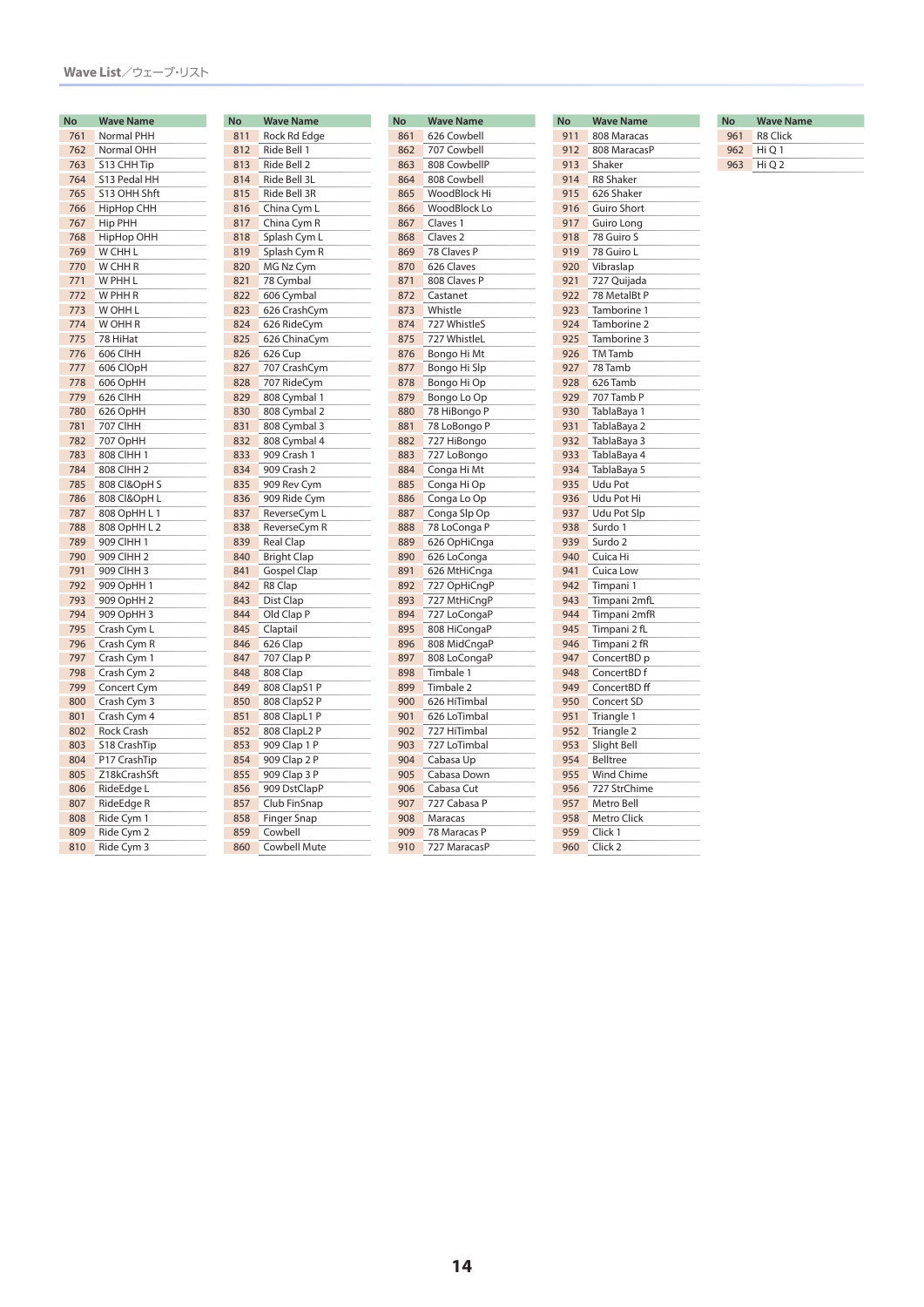## Wave List／ウェーブ･リスト

| No | Wave Name |
|---|---|
| 761 | Normal PHH |
| 762 | Normal OHH |
| 763 | S13 CHH Tip |
| 764 | S13 Pedal HH |
| 765 | S13 OHH Shft |
| 766 | HipHop CHH |
| 767 | Hip PHH |
| 768 | HipHop OHH |
| 769 | W CHH L |
| 770 | W CHH R |
| 771 | W PHH L |
| 772 | W PHH R |
| 773 | W OHH L |
| 774 | W OHH R |
| 775 | 78 HiHat |
| 776 | 606 ClHH |
| 777 | 606 ClOpH |
| 778 | 606 OpHH |
| 779 | 626 ClHH |
| 780 | 626 OpHH |
| 781 | 707 ClHH |
| 782 | 707 OpHH |
| 783 | 808 ClHH 1 |
| 784 | 808 ClHH 2 |
| 785 | 808 Cl&OpH S |
| 786 | 808 Cl&OpH L |
| 787 | 808 OpHH L 1 |
| 788 | 808 OpHH L 2 |
| 789 | 909 ClHH 1 |
| 790 | 909 ClHH 2 |
| 791 | 909 ClHH 3 |
| 792 | 909 OpHH 1 |
| 793 | 909 OpHH 2 |
| 794 | 909 OpHH 3 |
| 795 | Crash Cym L |
| 796 | Crash Cym R |
| 797 | Crash Cym 1 |
| 798 | Crash Cym 2 |
| 799 | Concert Cym |
| 800 | Crash Cym 3 |
| 801 | Crash Cym 4 |
| 802 | Rock Crash |
| 803 | S18 CrashTip |
| 804 | P17 CrashTip |
| 805 | Z18kCrashSft |
| 806 | RideEdge L |
| 807 | RideEdge R |
| 808 | Ride Cym 1 |
| 809 | Ride Cym 2 |
| 810 | Ride Cym 3 |
| 811 | Rock Rd Edge |
| 812 | Ride Bell 1 |
| 813 | Ride Bell 2 |
| 814 | Ride Bell 3L |
| 815 | Ride Bell 3R |
| 816 | China Cym L |
| 817 | China Cym R |
| 818 | Splash Cym L |
| 819 | Splash Cym R |
| 820 | MG Nz Cym |
| 821 | 78 Cymbal |
| 822 | 606 Cymbal |
| 823 | 626 CrashCym |
| 824 | 626 RideCym |
| 825 | 626 ChinaCym |
| 826 | 626 Cup |
| 827 | 707 CrashCym |
| 828 | 707 RideCym |
| 829 | 808 Cymbal 1 |
| 830 | 808 Cymbal 2 |
| 831 | 808 Cymbal 3 |
| 832 | 808 Cymbal 4 |
| 833 | 909 Crash 1 |
| 834 | 909 Crash 2 |
| 835 | 909 Rev Cym |
| 836 | 909 Ride Cym |
| 837 | ReverseCym L |
| 838 | ReverseCym R |
| 839 | Real Clap |
| 840 | Bright Clap |
| 841 | Gospel Clap |
| 842 | R8 Clap |
| 843 | Dist Clap |
| 844 | Old Clap P |
| 845 | Claptail |
| 846 | 626 Clap |
| 847 | 707 Clap P |
| 848 | 808 Clap |
| 849 | 808 ClapS1 P |
| 850 | 808 ClapS2 P |
| 851 | 808 ClapL1 P |
| 852 | 808 ClapL2 P |
| 853 | 909 Clap 1 P |
| 854 | 909 Clap 2 P |
| 855 | 909 Clap 3 P |
| 856 | 909 DstClapP |
| 857 | Club FinSnap |
| 858 | Finger Snap |
| 859 | Cowbell |
| 860 | Cowbell Mute |
| 861 | 626 Cowbell |
| 862 | 707 Cowbell |
| 863 | 808 CowbellP |
| 864 | 808 Cowbell |
| 865 | WoodBlock Hi |
| 866 | WoodBlock Lo |
| 867 | Claves 1 |
| 868 | Claves 2 |
| 869 | 78 Claves P |
| 870 | 626 Claves |
| 871 | 808 Claves P |
| 872 | Castanet |
| 873 | Whistle |
| 874 | 727 WhistleS |
| 875 | 727 WhistleL |
| 876 | Bongo Hi Mt |
| 877 | Bongo Hi Slp |
| 878 | Bongo Hi Op |
| 879 | Bongo Lo Op |
| 880 | 78 HiBongo P |
| 881 | 78 LoBongo P |
| 882 | 727 HiBongo |
| 883 | 727 LoBongo |
| 884 | Conga Hi Mt |
| 885 | Conga Hi Op |
| 886 | Conga Lo Op |
| 887 | Conga Slp Op |
| 888 | 78 LoConga P |
| 889 | 626 OpHiCnga |
| 890 | 626 LoConga |
| 891 | 626 MtHiCnga |
| 892 | 727 OpHiCngP |
| 893 | 727 MtHiCngP |
| 894 | 727 LoCongaP |
| 895 | 808 HiCongaP |
| 896 | 808 MidCngaP |
| 897 | 808 LoCngaP |
| 898 | Timbale 1 |
| 899 | Timbale 2 |
| 900 | 626 HiTimbal |
| 901 | 626 LoTimbal |
| 902 | 727 HiTimbal |
| 903 | 727 LoTimbal |
| 904 | Cabasa Up |
| 905 | Cabasa Down |
| 906 | Cabasa Cut |
| 907 | 727 Cabasa P |
| 908 | Maracas |
| 909 | 78 Maracas P |
| 910 | 727 MaracasP |
| 911 | 808 Maracas |
| 912 | 808 MaracasP |
| 913 | Shaker |
| 914 | R8 Shaker |
| 915 | 626 Shaker |
| 916 | Guiro Short |
| 917 | Guiro Long |
| 918 | 78 Guiro S |
| 919 | 78 Guiro L |
| 920 | Vibraslap |
| 921 | 727 Quijada |
| 922 | 78 MetalBt P |
| 923 | Tamborine 1 |
| 924 | Tamborine 2 |
| 925 | Tamborine 3 |
| 926 | TM Tamb |
| 927 | 78 Tamb |
| 928 | 626 Tamb |
| 929 | 707 Tamb P |
| 930 | TablaBaya 1 |
| 931 | TablaBaya 2 |
| 932 | TablaBaya 3 |
| 933 | TablaBaya 4 |
| 934 | TablaBaya 5 |
| 935 | Udu Pot |
| 936 | Udu Pot Hi |
| 937 | Udu Pot Slp |
| 938 | Surdo 1 |
| 939 | Surdo 2 |
| 940 | Cuica Hi |
| 941 | Cuica Low |
| 942 | Timpani 1 |
| 943 | Timpani 2mfL |
| 944 | Timpani 2mfR |
| 945 | Timpani 2 fL |
| 946 | Timpani 2 fR |
| 947 | ConcertBD p |
| 948 | ConcertBD f |
| 949 | ConcertBD ff |
| 950 | Concert SD |
| 951 | Triangle 1 |
| 952 | Triangle 2 |
| 953 | Slight Bell |
| 954 | Belltree |
| 955 | Wind Chime |
| 956 | 727 StrChime |
| 957 | Metro Bell |
| 958 | Metro Click |
| 959 | Click 1 |
| 960 | Click 2 |
| 961 | R8 Click |
| 962 | Hi Q 1 |
| 963 | Hi Q 2 |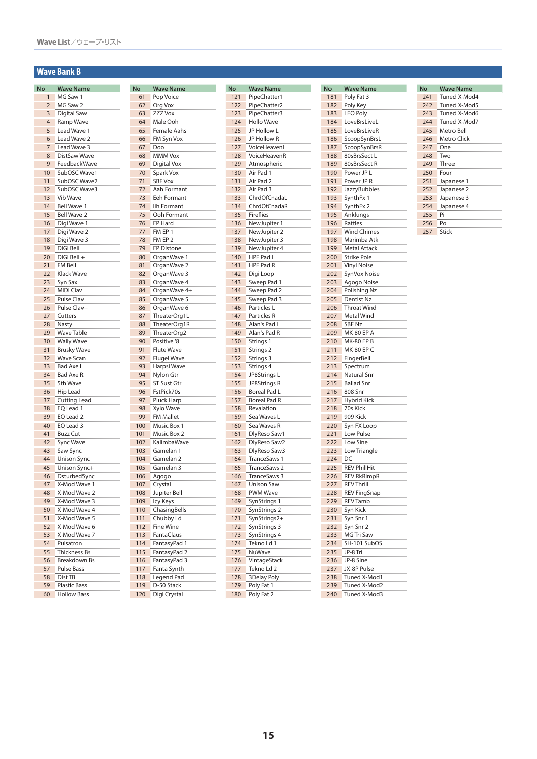## Wave Bank B

| No | Wave Name |
|---|---|
| 1 | MG Saw 1 |
| 2 | MG Saw 2 |
| 3 | Digital Saw |
| 4 | Ramp Wave |
| 5 | Lead Wave 1 |
| 6 | Lead Wave 2 |
| 7 | Lead Wave 3 |
| 8 | DistSaw Wave |
| 9 | FeedbackWave |
| 10 | SubOSC Wave1 |
| 11 | SubOSC Wave2 |
| 12 | SubOSC Wave3 |
| 13 | Vib Wave |
| 14 | Bell Wave 1 |
| 15 | Bell Wave 2 |
| 16 | Digi Wave 1 |
| 17 | Digi Wave 2 |
| 18 | Digi Wave 3 |
| 19 | DIGI Bell |
| 20 | DIGI Bell + |
| 21 | FM Bell |
| 22 | Klack Wave |
| 23 | Syn Sax |
| 24 | MIDI Clav |
| 25 | Pulse Clav |
| 26 | Pulse Clav+ |
| 27 | Cutters |
| 28 | Nasty |
| 29 | Wave Table |
| 30 | Wally Wave |
| 31 | Brusky Wave |
| 32 | Wave Scan |
| 33 | Bad Axe L |
| 34 | Bad Axe R |
| 35 | 5th Wave |
| 36 | Hip Lead |
| 37 | Cutting Lead |
| 38 | EQ Lead 1 |
| 39 | EQ Lead 2 |
| 40 | EQ Lead 3 |
| 41 | Buzz Cut |
| 42 | Sync Wave |
| 43 | Saw Sync |
| 44 | Unison Sync |
| 45 | Unison Sync+ |
| 46 | DsturbedSync |
| 47 | X-Mod Wave 1 |
| 48 | X-Mod Wave 2 |
| 49 | X-Mod Wave 3 |
| 50 | X-Mod Wave 4 |
| 51 | X-Mod Wave 5 |
| 52 | X-Mod Wave 6 |
| 53 | X-Mod Wave 7 |
| 54 | Pulsatron |
| 55 | Thickness Bs |
| 56 | Breakdown Bs |
| 57 | Pulse Bass |
| 58 | Dist TB |
| 59 | Plastic Bass |
| 60 | Hollow Bass |
| 61 | Pop Voice |
| 62 | Org Vox |
| 63 | ZZZ Vox |
| 64 | Male Ooh |
| 65 | Female Aahs |
| 66 | FM Syn Vox |
| 67 | Doo |
| 68 | MMM Vox |
| 69 | Digital Vox |
| 70 | Spark Vox |
| 71 | SBF Vox |
| 72 | Aah Formant |
| 73 | Eeh Formant |
| 74 | Iih Formant |
| 75 | Ooh Formant |
| 76 | EP Hard |
| 77 | FM EP 1 |
| 78 | FM EP 2 |
| 79 | EP Distone |
| 80 | OrganWave 1 |
| 81 | OrganWave 2 |
| 82 | OrganWave 3 |
| 83 | OrganWave 4 |
| 84 | OrganWave 4+ |
| 85 | OrganWave 5 |
| 86 | OrganWave 6 |
| 87 | TheaterOrg1L |
| 88 | TheaterOrg1R |
| 89 | TheaterOrg2 |
| 90 | Positive '8 |
| 91 | Flute Wave |
| 92 | Flugel Wave |
| 93 | Harpsi Wave |
| 94 | Nylon Gtr |
| 95 | ST Sust Gtr |
| 96 | FstPick70s |
| 97 | Pluck Harp |
| 98 | Xylo Wave |
| 99 | FM Mallet |
| 100 | Music Box 1 |
| 101 | Music Box 2 |
| 102 | KalimbaWave |
| 103 | Gamelan 1 |
| 104 | Gamelan 2 |
| 105 | Gamelan 3 |
| 106 | Agogo |
| 107 | Crystal |
| 108 | Jupiter Bell |
| 109 | Icy Keys |
| 110 | ChasingBells |
| 111 | Chubby Ld |
| 112 | Fine Wine |
| 113 | FantaClaus |
| 114 | FantasyPad 1 |
| 115 | FantasyPad 2 |
| 116 | FantasyPad 3 |
| 117 | Fanta Synth |
| 118 | Legend Pad |
| 119 | D-50 Stack |
| 120 | Digi Crystal |
| 121 | PipeChatter1 |
| 122 | PipeChatter2 |
| 123 | PipeChatter3 |
| 124 | Hollo Wave |
| 125 | JP Hollow L |
| 126 | JP Hollow R |
| 127 | VoiceHeavenL |
| 128 | VoiceHeavenR |
| 129 | Atmospheric |
| 130 | Air Pad 1 |
| 131 | Air Pad 2 |
| 132 | Air Pad 3 |
| 133 | ChrdOfCnadaL |
| 134 | ChrdOfCnadaR |
| 135 | Fireflies |
| 136 | NewJupiter 1 |
| 137 | NewJupiter 2 |
| 138 | NewJupiter 3 |
| 139 | NewJupiter 4 |
| 140 | HPF Pad L |
| 141 | HPF Pad R |
| 142 | Digi Loop |
| 143 | Sweep Pad 1 |
| 144 | Sweep Pad 2 |
| 145 | Sweep Pad 3 |
| 146 | Particles L |
| 147 | Particles R |
| 148 | Alan's Pad L |
| 149 | Alan's Pad R |
| 150 | Strings 1 |
| 151 | Strings 2 |
| 152 | Strings 3 |
| 153 | Strings 4 |
| 154 | JP8Strings L |
| 155 | JP8Strings R |
| 156 | Boreal Pad L |
| 157 | Boreal Pad R |
| 158 | Revalation |
| 159 | Sea Waves L |
| 160 | Sea Waves R |
| 161 | DlyReso Saw1 |
| 162 | DlyReso Saw2 |
| 163 | DlyReso Saw3 |
| 164 | TranceSaws 1 |
| 165 | TranceSaws 2 |
| 166 | TranceSaws 3 |
| 167 | Unison Saw |
| 168 | PWM Wave |
| 169 | SynStrings 1 |
| 170 | SynStrings 2 |
| 171 | SynStrings2+ |
| 172 | SynStrings 3 |
| 173 | SynStrings 4 |
| 174 | Tekno Ld 1 |
| 175 | NuWave |
| 176 | VintageStack |
| 177 | Tekno Ld 2 |
| 178 | 3Delay Poly |
| 179 | Poly Fat 1 |
| 180 | Poly Fat 2 |
| 181 | Poly Fat 3 |
| 182 | Poly Key |
| 183 | LFO Poly |
| 184 | LoveBrsLiveL |
| 185 | LoveBrsLiveR |
| 186 | ScoopSynBrsL |
| 187 | ScoopSynBrsR |
| 188 | 80sBrsSect L |
| 189 | 80sBrsSect R |
| 190 | Power JP L |
| 191 | Power JP R |
| 192 | JazzyBubbles |
| 193 | SynthFx 1 |
| 194 | SynthFx 2 |
| 195 | Anklungs |
| 196 | Rattles |
| 197 | Wind Chimes |
| 198 | Marimba Atk |
| 199 | Metal Attack |
| 200 | Strike Pole |
| 201 | Vinyl Noise |
| 202 | SynVox Noise |
| 203 | Agogo Noise |
| 204 | Polishing Nz |
| 205 | Dentist Nz |
| 206 | Throat Wind |
| 207 | Metal Wind |
| 208 | SBF Nz |
| 209 | MK-80 EP A |
| 210 | MK-80 EP B |
| 211 | MK-80 EP C |
| 212 | FingerBell |
| 213 | Spectrum |
| 214 | Natural Snr |
| 215 | Ballad Snr |
| 216 | 808 Snr |
| 217 | Hybrid Kick |
| 218 | 70s Kick |
| 219 | 909 Kick |
| 220 | Syn FX Loop |
| 221 | Low Pulse |
| 222 | Low Sine |
| 223 | Low Triangle |
| 224 | DC |
| 225 | REV PhillHit |
| 226 | REV RkRimpR |
| 227 | REV Thrill |
| 228 | REV FingSnap |
| 229 | REV Tamb |
| 230 | Syn Kick |
| 231 | Syn Snr 1 |
| 232 | Syn Snr 2 |
| 233 | MG Tri Saw |
| 234 | SH-101 SubOS |
| 235 | JP-8 Tri |
| 236 | JP-8 Sine |
| 237 | JX-8P Pulse |
| 238 | Tuned X-Mod1 |
| 239 | Tuned X-Mod2 |
| 240 | Tuned X-Mod3 |
| 241 | Tuned X-Mod4 |
| 242 | Tuned X-Mod5 |
| 243 | Tuned X-Mod6 |
| 244 | Tuned X-Mod7 |
| 245 | Metro Bell |
| 246 | Metro Click |
| 247 | One |
| 248 | Two |
| 249 | Three |
| 250 | Four |
| 251 | Japanese 1 |
| 252 | Japanese 2 |
| 253 | Japanese 3 |
| 254 | Japanese 4 |
| 255 | Pi |
| 256 | Po |
| 257 | Stick |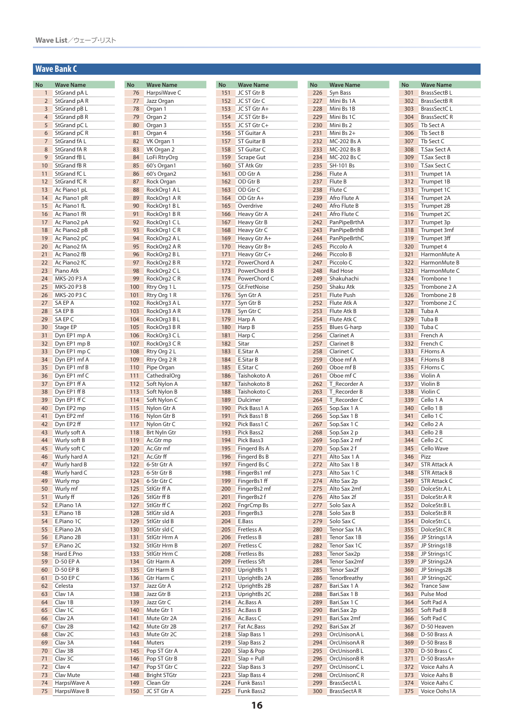## Wave Bank C

| No | Wave Name | No | Wave Name | No | Wave Name | No | Wave Name | No | Wave Name |
|---|---|---|---|---|---|---|---|---|---|
| 1 | StGrand pA L | 76 | HarpsiWave C | 151 | JC ST Gtr B | 226 | Syn Bass | 301 | BrassSectB L |
| 2 | StGrand pA R | 77 | Jazz Organ | 152 | JC ST Gtr C | 227 | Mini Bs 1A | 302 | BrassSectB R |
| 3 | StGrand pB L | 78 | Organ 1 | 153 | JC ST Gtr A+ | 228 | Mini Bs 1B | 303 | BrassSectC L |
| 4 | StGrand pB R | 79 | Organ 2 | 154 | JC ST Gtr B+ | 229 | Mini Bs 1C | 304 | BrassSectC R |
| 5 | StGrand pC L | 80 | Organ 3 | 155 | JC ST Gtr C+ | 230 | Mini Bs 2 | 305 | Tb Sect A |
| 6 | StGrand pC R | 81 | Organ 4 | 156 | ST Guitar A | 231 | Mini Bs 2+ | 306 | Tb Sect B |
| 7 | StGrand fA L | 82 | VK Organ 1 | 157 | ST Guitar B | 232 | MC-202 Bs A | 307 | Tb Sect C |
| 8 | StGrand fA R | 83 | VK Organ 2 | 158 | ST Guitar C | 233 | MC-202 Bs B | 308 | T.Sax Sect A |
| 9 | StGrand fB L | 84 | LoFi RtryOrg | 159 | Scrape Gut | 234 | MC-202 Bs C | 309 | T.Sax Sect B |
| 10 | StGrand fB R | 85 | 60's Organ1 | 160 | JC ST Atk Gtr | 235 | SH-101 Bs | 310 | T.Sax Sect C |
| 11 | StGrand fC L | 86 | 60's Organ2 | 161 | OD Gtr A | 236 | Flute A | 311 | Trumpet 1A |
| 12 | StGrand fC R | 87 | Rock Organ | 162 | OD Gtr B | 237 | Flute B | 312 | Trumpet 1B |
| 13 | Ac Piano1 pL | 88 | RockOrg1 A L | 163 | OD Gtr C | 238 | Flute C | 313 | Trumpet 1C |
| 14 | Ac Piano1 pR | 89 | RockOrg1 A R | 164 | OD Gtr A+ | 239 | Afro Flute A | 314 | Trumpet 2A |
| 15 | Ac Piano1 fL | 90 | RockOrg1 B L | 165 | Overdrive | 240 | Afro Flute B | 315 | Trumpet 2B |
| 16 | Ac Piano1 fR | 91 | RockOrg1 B R | 166 | Heavy Gtr A | 241 | Afro Flute C | 316 | Trumpet 2C |
| 17 | Ac Piano2 pA | 92 | RockOrg1 C L | 167 | Heavy Gtr B | 242 | PanPipeBrthA | 317 | Trumpet 3p |
| 18 | Ac Piano2 pB | 93 | RockOrg1 C R | 168 | Heavy Gtr C | 243 | PanPipeBrthB | 318 | Trumpet 3mf |
| 19 | Ac Piano2 pC | 94 | RockOrg2 A L | 169 | Heavy Gtr A+ | 244 | PanPipeBrthC | 319 | Trumpet 3ff |
| 20 | Ac Piano2 fA | 95 | RockOrg2 A R | 170 | Heavy Gtr B+ | 245 | Piccolo A | 320 | Trumpet 4 |
| 21 | Ac Piano2 fB | 96 | RockOrg2 B L | 171 | Heavy Gtr C+ | 246 | Piccolo B | 321 | HarmonMute A |
| 22 | Ac Piano2 fC | 97 | RockOrg2 B R | 172 | PowerChord A | 247 | Piccolo C | 322 | HarmonMute B |
| 23 | Piano Atk | 98 | RockOrg2 C L | 173 | PowerChord B | 248 | Rad Hose | 323 | HarmonMute C |
| 24 | MKS-20 P3 A | 99 | RockOrg2 C R | 174 | PowerChord C | 249 | Shakuhachi | 324 | Trombone 1 |
| 25 | MKS-20 P3 B | 100 | Rtry Org 1 L | 175 | Gt.FretNoise | 250 | Shaku Atk | 325 | Trombone 2 A |
| 26 | MKS-20 P3 C | 101 | Rtry Org 1 R | 176 | Syn Gtr A | 251 | Flute Push | 326 | Trombone 2 B |
| 27 | SA EP A | 102 | RockOrg3 A L | 177 | Syn Gtr B | 252 | Flute Atk A | 327 | Trombone 2 C |
| 28 | SA EP B | 103 | RockOrg3 A R | 178 | Syn Gtr C | 253 | Flute Atk B | 328 | Tuba A |
| 29 | SA EP C | 104 | RockOrg3 B L | 179 | Harp A | 254 | Flute Atk C | 329 | Tuba B |
| 30 | Stage EP | 105 | RockOrg3 B R | 180 | Harp B | 255 | Blues G-harp | 330 | Tuba C |
| 31 | Dyn EP1 mp A | 106 | RockOrg3 C L | 181 | Harp C | 256 | Clarinet A | 331 | French A |
| 32 | Dyn EP1 mp B | 107 | RockOrg3 C R | 182 | Sitar | 257 | Clarinet B | 332 | French C |
| 33 | Dyn EP1 mp C | 108 | Rtry Org 2 L | 183 | E.Sitar A | 258 | Clarinet C | 333 | F.Horns A |
| 34 | Dyn EP1 mf A | 109 | Rtry Org 2 R | 184 | E.Sitar B | 259 | Oboe mf A | 334 | F.Horns B |
| 35 | Dyn EP1 mf B | 110 | Pipe Organ | 185 | E.Sitar C | 260 | Oboe mf B | 335 | F.Horns C |
| 36 | Dyn EP1 mf C | 111 | CathedralOrg | 186 | Taishokoto A | 261 | Oboe mf C | 336 | Violin A |
| 37 | Dyn EP1 ff A | 112 | Soft Nylon A | 187 | Taishokoto B | 262 | T_Recorder A | 337 | Violin B |
| 38 | Dyn EP1 ff B | 113 | Soft Nylon B | 188 | Taishokoto C | 263 | T_Recorder B | 338 | Violin C |
| 39 | Dyn EP1 ff C | 114 | Soft Nylon C | 189 | Dulcimer | 264 | T_Recorder C | 339 | Cello 1 A |
| 40 | Dyn EP2 mp | 115 | Nylon Gtr A | 190 | Pick Bass1 A | 265 | Sop.Sax 1 A | 340 | Cello 1 B |
| 41 | Dyn EP2 mf | 116 | Nylon Gtr B | 191 | Pick Bass1 B | 266 | Sop.Sax 1 B | 341 | Cello 1 C |
| 42 | Dyn EP2 ff | 117 | Nylon Gtr C | 192 | Pick Bass1 C | 267 | Sop.Sax 1 C | 342 | Cello 2 A |
| 43 | Wurly soft A | 118 | Brt Nyln Gtr | 193 | Pick Bass2 | 268 | Sop.Sax 2 p | 343 | Cello 2 B |
| 44 | Wurly soft B | 119 | Ac.Gtr mp | 194 | Pick Bass3 | 269 | Sop.Sax 2 mf | 344 | Cello 2 C |
| 45 | Wurly soft C | 120 | Ac.Gtr mf | 195 | Fingerd Bs A | 270 | Sop.Sax 2 f | 345 | Cello Wave |
| 46 | Wurly hard A | 121 | Ac.Gtr ff | 196 | Fingerd Bs B | 271 | Alto Sax 1 A | 346 | Pizz |
| 47 | Wurly hard B | 122 | 6-Str Gtr A | 197 | Fingerd Bs C | 272 | Alto Sax 1 B | 347 | STR Attack A |
| 48 | Wurly hard C | 123 | 6-Str Gtr B | 198 | FingerBs1 mf | 273 | Alto Sax 1 C | 348 | STR Attack B |
| 49 | Wurly mp | 124 | 6-Str Gtr C | 199 | FingerBs1 ff | 274 | Alto Sax 2p | 349 | STR Attack C |
| 50 | Wurly mf | 125 | StlGtr ff A | 200 | FingerBs2 mf | 275 | Alto Sax 2mf | 350 | DolceStr.A L |
| 51 | Wurly ff | 126 | StlGtr ff B | 201 | FingerBs2 f | 276 | Alto Sax 2f | 351 | DolceStr.A R |
| 52 | E.Piano 1A | 127 | StlGtr ff C | 202 | FngrCmp Bs | 277 | Solo Sax A | 352 | DolceStr.B L |
| 53 | E.Piano 1B | 128 | StlGtr sld A | 203 | FingerBs3 | 278 | Solo Sax B | 353 | DolceStr.B R |
| 54 | E.Piano 1C | 129 | StlGtr sld B | 204 | E.Bass | 279 | Solo Sax C | 354 | DolceStr.C L |
| 55 | E.Piano 2A | 130 | StlGtr sld C | 205 | Fretless A | 280 | Tenor Sax 1A | 355 | DolceStr.C R |
| 56 | E.Piano 2B | 131 | StlGtr Hrm A | 206 | Fretless B | 281 | Tenor Sax 1B | 356 | JP Strings1A |
| 57 | E.Piano 2C | 132 | StlGtr Hrm B | 207 | Fretless C | 282 | Tenor Sax 1C | 357 | JP Strings1B |
| 58 | Hard E.Pno | 133 | StlGtr Hrm C | 208 | Fretless Bs | 283 | Tenor Sax2p | 358 | JP Strings1C |
| 59 | D-50 EP A | 134 | Gtr Harm A | 209 | Fretless Sft | 284 | Tenor Sax2mf | 359 | JP Strings2A |
| 60 | D-50 EP B | 135 | Gtr Harm B | 210 | UprightBs 1 | 285 | Tenor Sax2f | 360 | JP Strings2B |
| 61 | D-50 EP C | 136 | Gtr Harm C | 211 | UprightBs 2A | 286 | TenorBreathy | 361 | JP Strings2C |
| 62 | Celesta | 137 | Jazz Gtr A | 212 | UprightBs 2B | 287 | Bari.Sax 1 A | 362 | Trance Saw |
| 63 | Clav 1A | 138 | Jazz Gtr B | 213 | UprightBs 2C | 288 | Bari.Sax 1 B | 363 | Pulse Mod |
| 64 | Clav 1B | 139 | Jazz Gtr C | 214 | Ac.Bass A | 289 | Bari.Sax 1 C | 364 | Soft Pad A |
| 65 | Clav 1C | 140 | Mute Gtr 1 | 215 | Ac.Bass B | 290 | Bari.Sax 2p | 365 | Soft Pad B |
| 66 | Clav 2A | 141 | Mute Gtr 2A | 216 | Ac.Bass C | 291 | Bari.Sax 2mf | 366 | Soft Pad C |
| 67 | Clav 2B | 142 | Mute Gtr 2B | 217 | Fat Ac.Bass | 292 | Bari.Sax 2f | 367 | D-50 Heaven |
| 68 | Clav 2C | 143 | Mute Gtr 2C | 218 | Slap Bass 1 | 293 | OrcUnisonA L | 368 | D-50 Brass A |
| 69 | Clav 3A | 144 | Muters | 219 | Slap Bass 2 | 294 | OrcUnisonA R | 369 | D-50 Brass B |
| 70 | Clav 3B | 145 | Pop ST Gtr A | 220 | Slap & Pop | 295 | OrcUnisonB L | 370 | D-50 Brass C |
| 71 | Clav 3C | 146 | Pop ST Gtr B | 221 | Slap + Pull | 296 | OrcUnisonB R | 371 | D-50 BrassA+ |
| 72 | Clav 4 | 147 | Pop ST Gtr C | 222 | Slap Bass 3 | 297 | OrcUnisonC L | 372 | Voice Aahs A |
| 73 | Clav Mute | 148 | Bright STGtr | 223 | Slap Bass 4 | 298 | OrcUnisonC R | 373 | Voice Aahs B |
| 74 | HarpsiWave A | 149 | Clean Gtr | 224 | Funk Bass1 | 299 | BrassSectA L | 374 | Voice Aahs C |
| 75 | HarpsiWave B | 150 | JC ST Gtr A | 225 | Funk Bass2 | 300 | BrassSectA R | 375 | Voice Oohs1A |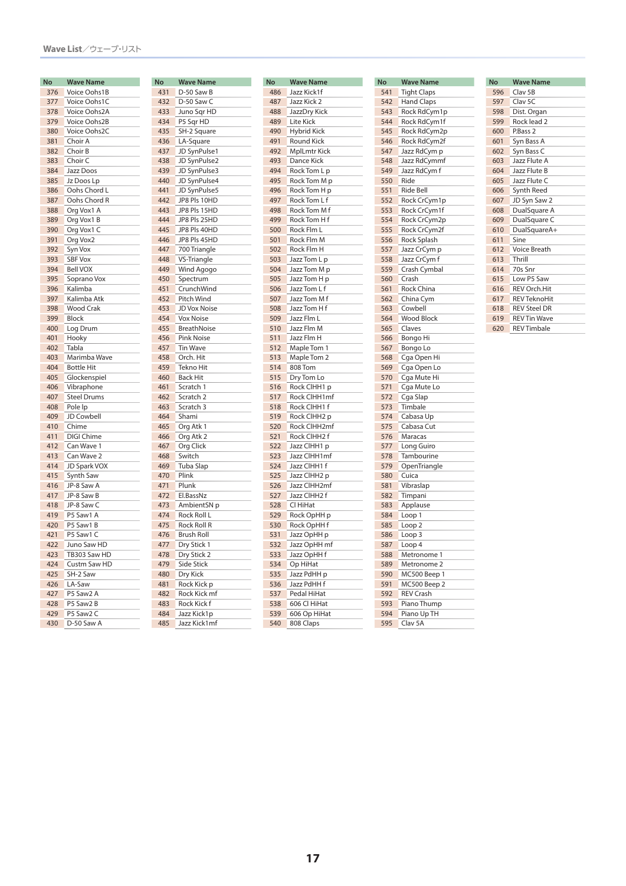## Wave List／ウェーブ·リスト

| No | Wave Name |
|---|---|
| 376 | Voice Oohs1B |
| 377 | Voice Oohs1C |
| 378 | Voice Oohs2A |
| 379 | Voice Oohs2B |
| 380 | Voice Oohs2C |
| 381 | Choir A |
| 382 | Choir B |
| 383 | Choir C |
| 384 | Jazz Doos |
| 385 | Jz Doos Lp |
| 386 | Oohs Chord L |
| 387 | Oohs Chord R |
| 388 | Org Vox1 A |
| 389 | Org Vox1 B |
| 390 | Org Vox1 C |
| 391 | Org Vox2 |
| 392 | Syn Vox |
| 393 | SBF Vox |
| 394 | Bell VOX |
| 395 | Soprano Vox |
| 396 | Kalimba |
| 397 | Kalimba Atk |
| 398 | Wood Crak |
| 399 | Block |
| 400 | Log Drum |
| 401 | Hooky |
| 402 | Tabla |
| 403 | Marimba Wave |
| 404 | Bottle Hit |
| 405 | Glockenspiel |
| 406 | Vibraphone |
| 407 | Steel Drums |
| 408 | Pole lp |
| 409 | JD Cowbell |
| 410 | Chime |
| 411 | DIGI Chime |
| 412 | Can Wave 1 |
| 413 | Can Wave 2 |
| 414 | JD Spark VOX |
| 415 | Synth Saw |
| 416 | JP-8 Saw A |
| 417 | JP-8 Saw B |
| 418 | JP-8 Saw C |
| 419 | P5 Saw1 A |
| 420 | P5 Saw1 B |
| 421 | P5 Saw1 C |
| 422 | Juno Saw HD |
| 423 | TB303 Saw HD |
| 424 | Custm Saw HD |
| 425 | SH-2 Saw |
| 426 | LA-Saw |
| 427 | P5 Saw2 A |
| 428 | P5 Saw2 B |
| 429 | P5 Saw2 C |
| 430 | D-50 Saw A |
| 431 | D-50 Saw B |
| 432 | D-50 Saw C |
| 433 | Juno Sqr HD |
| 434 | P5 Sqr HD |
| 435 | SH-2 Square |
| 436 | LA-Square |
| 437 | JD SynPulse1 |
| 438 | JD SynPulse2 |
| 439 | JD SynPulse3 |
| 440 | JD SynPulse4 |
| 441 | JD SynPulse5 |
| 442 | JP8 Pls 10HD |
| 443 | JP8 Pls 15HD |
| 444 | JP8 Pls 25HD |
| 445 | JP8 Pls 40HD |
| 446 | JP8 Pls 45HD |
| 447 | 700 Triangle |
| 448 | VS-Triangle |
| 449 | Wind Agogo |
| 450 | Spectrum |
| 451 | CrunchWind |
| 452 | Pitch Wind |
| 453 | JD Vox Noise |
| 454 | Vox Noise |
| 455 | BreathNoise |
| 456 | Pink Noise |
| 457 | Tin Wave |
| 458 | Orch. Hit |
| 459 | Tekno Hit |
| 460 | Back Hit |
| 461 | Scratch 1 |
| 462 | Scratch 2 |
| 463 | Scratch 3 |
| 464 | Shami |
| 465 | Org Atk 1 |
| 466 | Org Atk 2 |
| 467 | Org Click |
| 468 | Switch |
| 469 | Tuba Slap |
| 470 | Plink |
| 471 | Plunk |
| 472 | El.BassNz |
| 473 | AmbientSN p |
| 474 | Rock Roll L |
| 475 | Rock Roll R |
| 476 | Brush Roll |
| 477 | Dry Stick 1 |
| 478 | Dry Stick 2 |
| 479 | Side Stick |
| 480 | Dry Kick |
| 481 | Rock Kick p |
| 482 | Rock Kick mf |
| 483 | Rock Kick f |
| 484 | Jazz Kick1p |
| 485 | Jazz Kick1mf |
| 486 | Jazz Kick1f |
| 487 | Jazz Kick 2 |
| 488 | JazzDry Kick |
| 489 | Lite Kick |
| 490 | Hybrid Kick |
| 491 | Round Kick |
| 492 | MplLmtr Kick |
| 493 | Dance Kick |
| 494 | Rock Tom L p |
| 495 | Rock Tom M p |
| 496 | Rock Tom H p |
| 497 | Rock Tom L f |
| 498 | Rock Tom M f |
| 499 | Rock Tom H f |
| 500 | Rock Flm L |
| 501 | Rock Flm M |
| 502 | Rock Flm H |
| 503 | Jazz Tom L p |
| 504 | Jazz Tom M p |
| 505 | Jazz Tom H p |
| 506 | Jazz Tom L f |
| 507 | Jazz Tom M f |
| 508 | Jazz Tom H f |
| 509 | Jazz Flm L |
| 510 | Jazz Flm M |
| 511 | Jazz Flm H |
| 512 | Maple Tom 1 |
| 513 | Maple Tom 2 |
| 514 | 808 Tom |
| 515 | Dry Tom Lo |
| 516 | Rock ClHH1 p |
| 517 | Rock ClHH1mf |
| 518 | Rock ClHH1 f |
| 519 | Rock ClHH2 p |
| 520 | Rock ClHH2mf |
| 521 | Rock ClHH2 f |
| 522 | Jazz ClHH1 p |
| 523 | Jazz ClHH1mf |
| 524 | Jazz ClHH1 f |
| 525 | Jazz ClHH2 p |
| 526 | Jazz ClHH2mf |
| 527 | Jazz ClHH2 f |
| 528 | Cl HiHat |
| 529 | Rock OpHH p |
| 530 | Rock OpHH f |
| 531 | Jazz OpHH p |
| 532 | Jazz OpHH mf |
| 533 | Jazz OpHH f |
| 534 | Op HiHat |
| 535 | Jazz PdHH p |
| 536 | Jazz PdHH f |
| 537 | Pedal HiHat |
| 538 | 606 Cl HiHat |
| 539 | 606 Op HiHat |
| 540 | 808 Claps |
| 541 | Tight Claps |
| 542 | Hand Claps |
| 543 | Rock RdCym1p |
| 544 | Rock RdCym1f |
| 545 | Rock RdCym2p |
| 546 | Rock RdCym2f |
| 547 | Jazz RdCym p |
| 548 | Jazz RdCymmf |
| 549 | Jazz RdCym f |
| 550 | Ride |
| 551 | Ride Bell |
| 552 | Rock CrCym1p |
| 553 | Rock CrCym1f |
| 554 | Rock CrCym2p |
| 555 | Rock CrCym2f |
| 556 | Rock Splash |
| 557 | Jazz CrCym p |
| 558 | Jazz CrCym f |
| 559 | Crash Cymbal |
| 560 | Crash |
| 561 | Rock China |
| 562 | China Cym |
| 563 | Cowbell |
| 564 | Wood Block |
| 565 | Claves |
| 566 | Bongo Hi |
| 567 | Bongo Lo |
| 568 | Cga Open Hi |
| 569 | Cga Open Lo |
| 570 | Cga Mute Hi |
| 571 | Cga Mute Lo |
| 572 | Cga Slap |
| 573 | Timbale |
| 574 | Cabasa Up |
| 575 | Cabasa Cut |
| 576 | Maracas |
| 577 | Long Guiro |
| 578 | Tambourine |
| 579 | OpenTriangle |
| 580 | Cuica |
| 581 | Vibraslap |
| 582 | Timpani |
| 583 | Applause |
| 584 | Loop 1 |
| 585 | Loop 2 |
| 586 | Loop 3 |
| 587 | Loop 4 |
| 588 | Metronome 1 |
| 589 | Metronome 2 |
| 590 | MC500 Beep 1 |
| 591 | MC500 Beep 2 |
| 592 | REV Crash |
| 593 | Piano Thump |
| 594 | Piano Up TH |
| 595 | Clav 5A |
| 596 | Clav 5B |
| 597 | Clav 5C |
| 598 | Dist. Organ |
| 599 | Rock lead 2 |
| 600 | P.Bass 2 |
| 601 | Syn Bass A |
| 602 | Syn Bass C |
| 603 | Jazz Flute A |
| 604 | Jazz Flute B |
| 605 | Jazz Flute C |
| 606 | Synth Reed |
| 607 | JD Syn Saw 2 |
| 608 | DualSquare A |
| 609 | DualSquare C |
| 610 | DualSquareA+ |
| 611 | Sine |
| 612 | Voice Breath |
| 613 | Thrill |
| 614 | 70s Snr |
| 615 | Low P5 Saw |
| 616 | REV Orch.Hit |
| 617 | REV TeknoHit |
| 618 | REV Steel DR |
| 619 | REV Tin Wave |
| 620 | REV Timbale |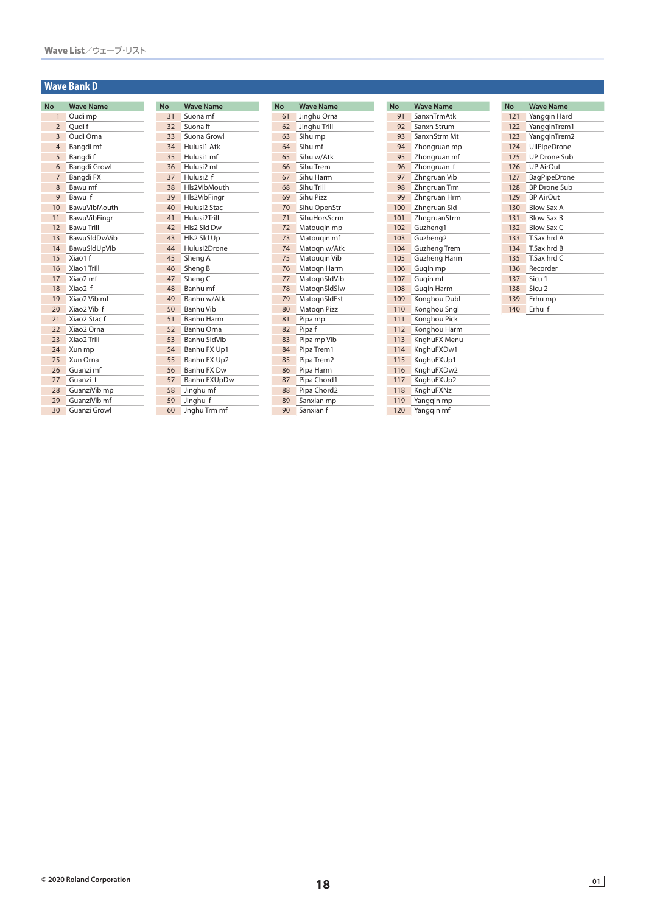## Wave Bank D

| No | Wave Name | No | Wave Name | No | Wave Name | No | Wave Name | No | Wave Name |
|---|---|---|---|---|---|---|---|---|---|
| 1 | Qudi mp | 31 | Suona mf | 61 | Jinghu Orna | 91 | SanxnTrmAtk | 121 | Yangqin Hard |
| 2 | Qudi f | 32 | Suona ff | 62 | Jinghu Trill | 92 | Sanxn Strum | 122 | YangqinTrem1 |
| 3 | Qudi Orna | 33 | Suona Growl | 63 | Sihu mp | 93 | SanxnStrm Mt | 123 | YangqinTrem2 |
| 4 | Bangdi mf | 34 | Hulusi1 Atk | 64 | Sihu mf | 94 | Zhongruan mp | 124 | UilPipeDrone |
| 5 | Bangdi f | 35 | Hulusi1 mf | 65 | Sihu w/Atk | 95 | Zhongruan mf | 125 | UP Drone Sub |
| 6 | Bangdi Growl | 36 | Hulusi2 mf | 66 | Sihu Trem | 96 | Zhongruan f | 126 | UP AirOut |
| 7 | Bangdi FX | 37 | Hulusi2 f | 67 | Sihu Harm | 97 | Zhngruan Vib | 127 | BagPipeDrone |
| 8 | Bawu mf | 38 | Hls2VibMouth | 68 | Sihu Trill | 98 | Zhngruan Trm | 128 | BP Drone Sub |
| 9 | Bawu f | 39 | Hls2VibFingr | 69 | Sihu Pizz | 99 | Zhngruan Hrm | 129 | BP AirOut |
| 10 | BawuVibMouth | 40 | Hulusi2 Stac | 70 | Sihu OpenStr | 100 | Zhngruan Sld | 130 | Blow Sax A |
| 11 | BawuVibFingr | 41 | Hulusi2Trill | 71 | SihuHorsScrm | 101 | ZhngruanStrm | 131 | Blow Sax B |
| 12 | Bawu Trill | 42 | Hls2 Sld Dw | 72 | Matouqin mp | 102 | Guzheng1 | 132 | Blow Sax C |
| 13 | BawuSldDwVib | 43 | Hls2 Sld Up | 73 | Matouqin mf | 103 | Guzheng2 | 133 | T.Sax hrd A |
| 14 | BawuSldUpVib | 44 | Hulusi2Drone | 74 | Matoqn w/Atk | 104 | Guzheng Trem | 134 | T.Sax hrd B |
| 15 | Xiao1 f | 45 | Sheng A | 75 | Matouqin Vib | 105 | Guzheng Harm | 135 | T.Sax hrd C |
| 16 | Xiao1 Trill | 46 | Sheng B | 76 | Matoqn Harm | 106 | Guqin mp | 136 | Recorder |
| 17 | Xiao2 mf | 47 | Sheng C | 77 | MatoqnSldVib | 107 | Guqin mf | 137 | Sicu 1 |
| 18 | Xiao2 f | 48 | Banhu mf | 78 | MatoqnSldSlw | 108 | Guqin Harm | 138 | Sicu 2 |
| 19 | Xiao2 Vib mf | 49 | Banhu w/Atk | 79 | MatoqnSldFst | 109 | Konghou Dubl | 139 | Erhu mp |
| 20 | Xiao2 Vib f | 50 | Banhu Vib | 80 | Matoqn Pizz | 110 | Konghou Sngl | 140 | Erhu f |
| 21 | Xiao2 Stac f | 51 | Banhu Harm | 81 | Pipa mp | 111 | Konghou Pick | | |
| 22 | Xiao2 Orna | 52 | Banhu Orna | 82 | Pipa f | 112 | Konghou Harm | | |
| 23 | Xiao2 Trill | 53 | Banhu SldVib | 83 | Pipa mp Vib | 113 | KnghuFX Menu | | |
| 24 | Xun mp | 54 | Banhu FX Up1 | 84 | Pipa Trem1 | 114 | KnghuFXDw1 | | |
| 25 | Xun Orna | 55 | Banhu FX Up2 | 85 | Pipa Trem2 | 115 | KnghuFXUp1 | | |
| 26 | Guanzi mf | 56 | Banhu FX Dw | 86 | Pipa Harm | 116 | KnghuFXDw2 | | |
| 27 | Guanzi f | 57 | Banhu FXUpDw | 87 | Pipa Chord1 | 117 | KnghuFXUp2 | | |
| 28 | GuanziVib mp | 58 | Jinghu mf | 88 | Pipa Chord2 | 118 | KnghuFXNz | | |
| 29 | GuanziVib mf | 59 | Jinghu f | 89 | Sanxian mp | 119 | Yangqin mp | | |
| 30 | Guanzi Growl | 60 | Jnghu Trm mf | 90 | Sanxian f | 120 | Yangqin mf | | |

© 2020 Roland Corporation